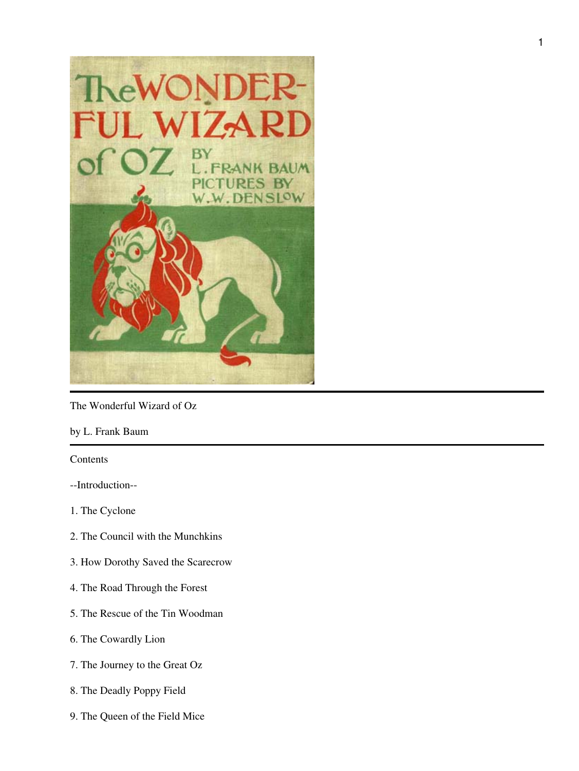The Wonderful Wizard of Oz

by L. Frank Baum

Contents

--Introduction--

1. The Cyclone

2. The Council with the Munchkins

3. How Dorothy Saved the Scarecrow

4. The Road Through the Forest

5. The Rescue of the Tin Woodman

6. The Cowardly Lion

7. The Journey to the Great Oz

8. The Deadly Poppy Field

9. The Queen of the Field Mice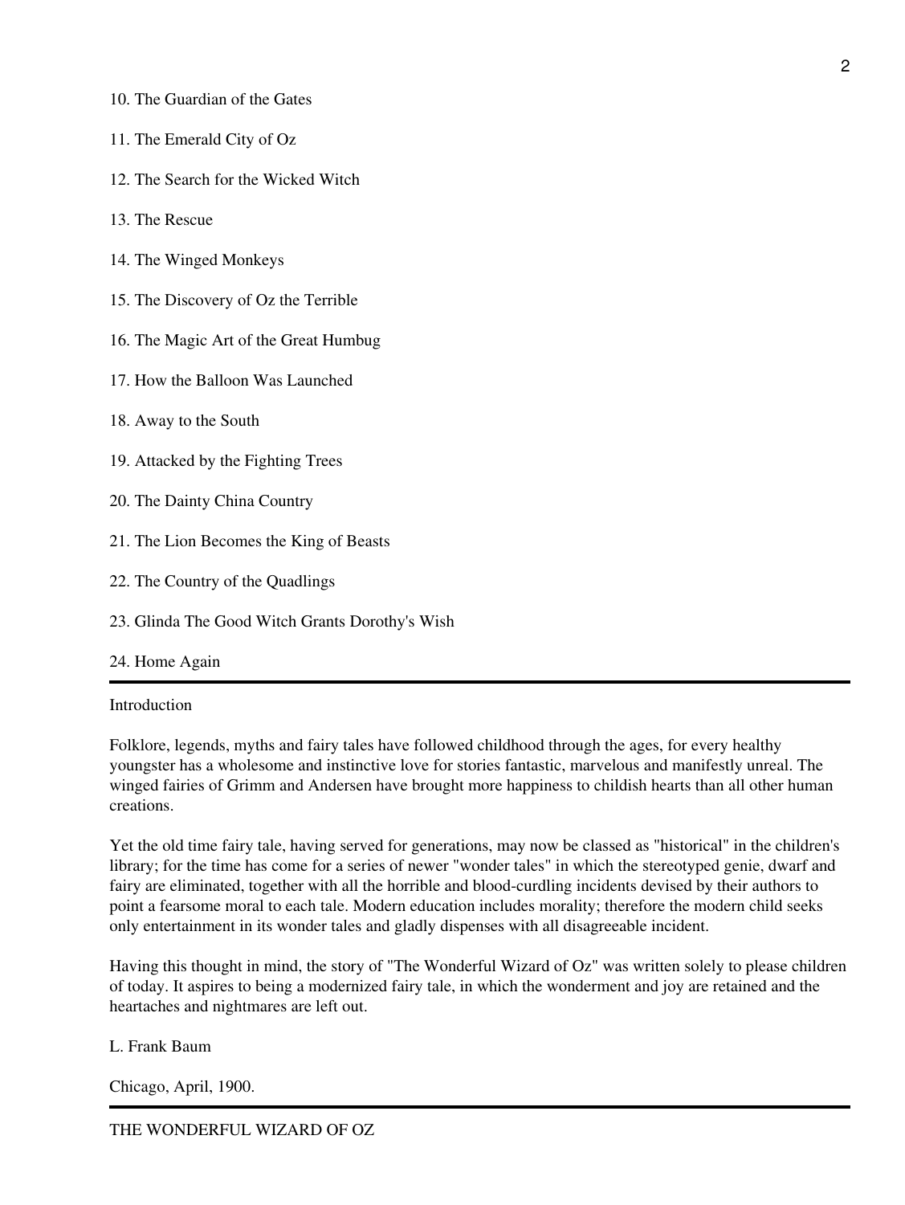10. The Guardian of the Gates

11. The Emerald City of Oz

12. The Search for the Wicked Witch

13. The Rescue

14. The Winged Monkeys

15. The Discovery of Oz the Terrible

16. The Magic Art of the Great Humbug

17. How the Balloon Was Launched

18. Away to the South

19. Attacked by the Fighting Trees

20. The Dainty China Country

21. The Lion Becomes the King of Beasts

22. The Country of the Quadlings

23. Glinda The Good Witch Grants Dorothy's Wish

24. Home Again

---

## Introduction

Folklore, legends, myths and fairy tales have followed childhood through the ages, for every healthy youngster has a wholesome and instinctive love for stories fantastic, marvelous and manifestly unreal. The winged fairies of Grimm and Andersen have brought more happiness to childish hearts than all other human creations.

Yet the old time fairy tale, having served for generations, may now be classed as "historical" in the children's library; for the time has come for a series of newer "wonder tales" in which the stereotyped genie, dwarf and fairy are eliminated, together with all the horrible and blood-curdling incidents devised by their authors to point a fearsome moral to each tale. Modern education includes morality; therefore the modern child seeks only entertainment in its wonder tales and gladly dispenses with all disagreeable incident.

Having this thought in mind, the story of "The Wonderful Wizard of Oz" was written solely to please children of today. It aspires to being a modernized fairy tale, in which the wonderment and joy are retained and the heartaches and nightmares are left out.

L. Frank Baum

Chicago, April, 1900.

---

# THE WONDERFUL WIZARD OF OZ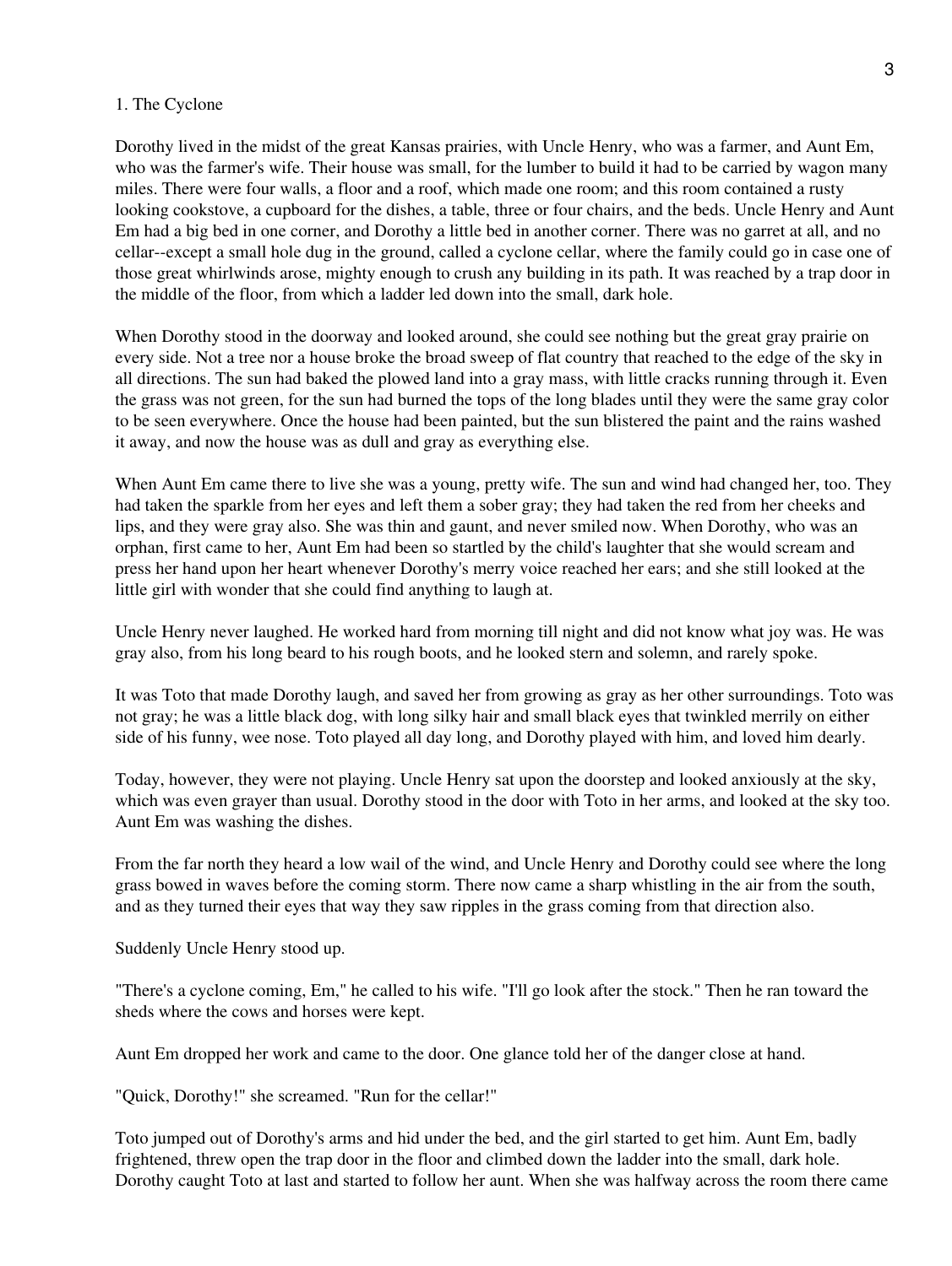## 1. The Cyclone

Dorothy lived in the midst of the great Kansas prairies, with Uncle Henry, who was a farmer, and Aunt Em, who was the farmer's wife. Their house was small, for the lumber to build it had to be carried by wagon many miles. There were four walls, a floor and a roof, which made one room; and this room contained a rusty looking cookstove, a cupboard for the dishes, a table, three or four chairs, and the beds. Uncle Henry and Aunt Em had a big bed in one corner, and Dorothy a little bed in another corner. There was no garret at all, and no cellar--except a small hole dug in the ground, called a cyclone cellar, where the family could go in case one of those great whirlwinds arose, mighty enough to crush any building in its path. It was reached by a trap door in the middle of the floor, from which a ladder led down into the small, dark hole.

When Dorothy stood in the doorway and looked around, she could see nothing but the great gray prairie on every side. Not a tree nor a house broke the broad sweep of flat country that reached to the edge of the sky in all directions. The sun had baked the plowed land into a gray mass, with little cracks running through it. Even the grass was not green, for the sun had burned the tops of the long blades until they were the same gray color to be seen everywhere. Once the house had been painted, but the sun blistered the paint and the rains washed it away, and now the house was as dull and gray as everything else.

When Aunt Em came there to live she was a young, pretty wife. The sun and wind had changed her, too. They had taken the sparkle from her eyes and left them a sober gray; they had taken the red from her cheeks and lips, and they were gray also. She was thin and gaunt, and never smiled now. When Dorothy, who was an orphan, first came to her, Aunt Em had been so startled by the child's laughter that she would scream and press her hand upon her heart whenever Dorothy's merry voice reached her ears; and she still looked at the little girl with wonder that she could find anything to laugh at.

Uncle Henry never laughed. He worked hard from morning till night and did not know what joy was. He was gray also, from his long beard to his rough boots, and he looked stern and solemn, and rarely spoke.

It was Toto that made Dorothy laugh, and saved her from growing as gray as her other surroundings. Toto was not gray; he was a little black dog, with long silky hair and small black eyes that twinkled merrily on either side of his funny, wee nose. Toto played all day long, and Dorothy played with him, and loved him dearly.

Today, however, they were not playing. Uncle Henry sat upon the doorstep and looked anxiously at the sky, which was even grayer than usual. Dorothy stood in the door with Toto in her arms, and looked at the sky too. Aunt Em was washing the dishes.

From the far north they heard a low wail of the wind, and Uncle Henry and Dorothy could see where the long grass bowed in waves before the coming storm. There now came a sharp whistling in the air from the south, and as they turned their eyes that way they saw ripples in the grass coming from that direction also.

Suddenly Uncle Henry stood up.

"There's a cyclone coming, Em," he called to his wife. "I'll go look after the stock." Then he ran toward the sheds where the cows and horses were kept.

Aunt Em dropped her work and came to the door. One glance told her of the danger close at hand.

"Quick, Dorothy!" she screamed. "Run for the cellar!"

Toto jumped out of Dorothy's arms and hid under the bed, and the girl started to get him. Aunt Em, badly frightened, threw open the trap door in the floor and climbed down the ladder into the small, dark hole. Dorothy caught Toto at last and started to follow her aunt. When she was halfway across the room there came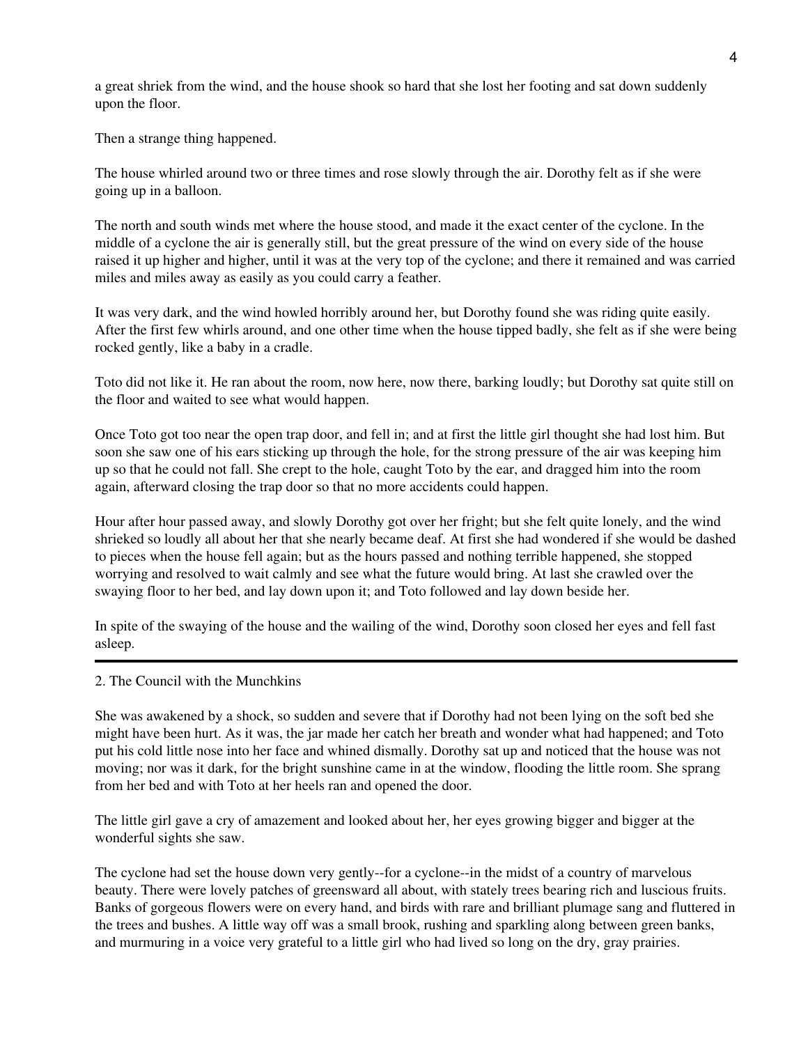a great shriek from the wind, and the house shook so hard that she lost her footing and sat down suddenly upon the floor.

Then a strange thing happened.

The house whirled around two or three times and rose slowly through the air. Dorothy felt as if she were going up in a balloon.

The north and south winds met where the house stood, and made it the exact center of the cyclone. In the middle of a cyclone the air is generally still, but the great pressure of the wind on every side of the house raised it up higher and higher, until it was at the very top of the cyclone; and there it remained and was carried miles and miles away as easily as you could carry a feather.

It was very dark, and the wind howled horribly around her, but Dorothy found she was riding quite easily. After the first few whirls around, and one other time when the house tipped badly, she felt as if she were being rocked gently, like a baby in a cradle.

Toto did not like it. He ran about the room, now here, now there, barking loudly; but Dorothy sat quite still on the floor and waited to see what would happen.

Once Toto got too near the open trap door, and fell in; and at first the little girl thought she had lost him. But soon she saw one of his ears sticking up through the hole, for the strong pressure of the air was keeping him up so that he could not fall. She crept to the hole, caught Toto by the ear, and dragged him into the room again, afterward closing the trap door so that no more accidents could happen.

Hour after hour passed away, and slowly Dorothy got over her fright; but she felt quite lonely, and the wind shrieked so loudly all about her that she nearly became deaf. At first she had wondered if she would be dashed to pieces when the house fell again; but as the hours passed and nothing terrible happened, she stopped worrying and resolved to wait calmly and see what the future would bring. At last she crawled over the swaying floor to her bed, and lay down upon it; and Toto followed and lay down beside her.

In spite of the swaying of the house and the wailing of the wind, Dorothy soon closed her eyes and fell fast asleep.

---

## 2. The Council with the Munchkins

She was awakened by a shock, so sudden and severe that if Dorothy had not been lying on the soft bed she might have been hurt. As it was, the jar made her catch her breath and wonder what had happened; and Toto put his cold little nose into her face and whined dismally. Dorothy sat up and noticed that the house was not moving; nor was it dark, for the bright sunshine came in at the window, flooding the little room. She sprang from her bed and with Toto at her heels ran and opened the door.

The little girl gave a cry of amazement and looked about her, her eyes growing bigger and bigger at the wonderful sights she saw.

The cyclone had set the house down very gently--for a cyclone--in the midst of a country of marvelous beauty. There were lovely patches of greensward all about, with stately trees bearing rich and luscious fruits. Banks of gorgeous flowers were on every hand, and birds with rare and brilliant plumage sang and fluttered in the trees and bushes. A little way off was a small brook, rushing and sparkling along between green banks, and murmuring in a voice very grateful to a little girl who had lived so long on the dry, gray prairies.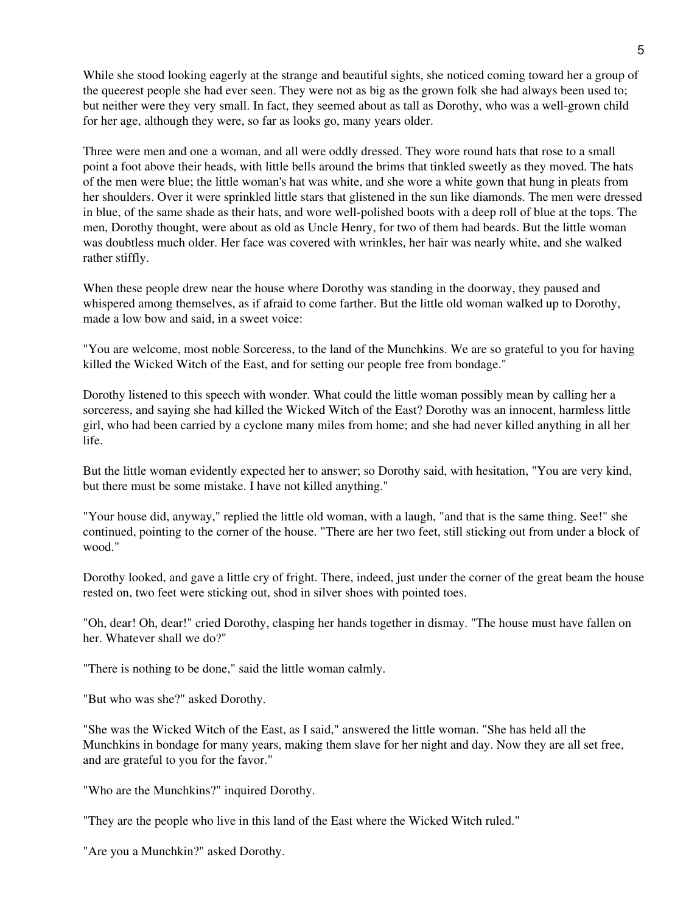While she stood looking eagerly at the strange and beautiful sights, she noticed coming toward her a group of the queerest people she had ever seen. They were not as big as the grown folk she had always been used to; but neither were they very small. In fact, they seemed about as tall as Dorothy, who was a well-grown child for her age, although they were, so far as looks go, many years older.

Three were men and one a woman, and all were oddly dressed. They wore round hats that rose to a small point a foot above their heads, with little bells around the brims that tinkled sweetly as they moved. The hats of the men were blue; the little woman's hat was white, and she wore a white gown that hung in pleats from her shoulders. Over it were sprinkled little stars that glistened in the sun like diamonds. The men were dressed in blue, of the same shade as their hats, and wore well-polished boots with a deep roll of blue at the tops. The men, Dorothy thought, were about as old as Uncle Henry, for two of them had beards. But the little woman was doubtless much older. Her face was covered with wrinkles, her hair was nearly white, and she walked rather stiffly.

When these people drew near the house where Dorothy was standing in the doorway, they paused and whispered among themselves, as if afraid to come farther. But the little old woman walked up to Dorothy, made a low bow and said, in a sweet voice:

"You are welcome, most noble Sorceress, to the land of the Munchkins. We are so grateful to you for having killed the Wicked Witch of the East, and for setting our people free from bondage."

Dorothy listened to this speech with wonder. What could the little woman possibly mean by calling her a sorceress, and saying she had killed the Wicked Witch of the East? Dorothy was an innocent, harmless little girl, who had been carried by a cyclone many miles from home; and she had never killed anything in all her life.

But the little woman evidently expected her to answer; so Dorothy said, with hesitation, "You are very kind, but there must be some mistake. I have not killed anything."

"Your house did, anyway," replied the little old woman, with a laugh, "and that is the same thing. See!" she continued, pointing to the corner of the house. "There are her two feet, still sticking out from under a block of wood."

Dorothy looked, and gave a little cry of fright. There, indeed, just under the corner of the great beam the house rested on, two feet were sticking out, shod in silver shoes with pointed toes.

"Oh, dear! Oh, dear!" cried Dorothy, clasping her hands together in dismay. "The house must have fallen on her. Whatever shall we do?"

"There is nothing to be done," said the little woman calmly.

"But who was she?" asked Dorothy.

"She was the Wicked Witch of the East, as I said," answered the little woman. "She has held all the Munchkins in bondage for many years, making them slave for her night and day. Now they are all set free, and are grateful to you for the favor."

"Who are the Munchkins?" inquired Dorothy.

"They are the people who live in this land of the East where the Wicked Witch ruled."

"Are you a Munchkin?" asked Dorothy.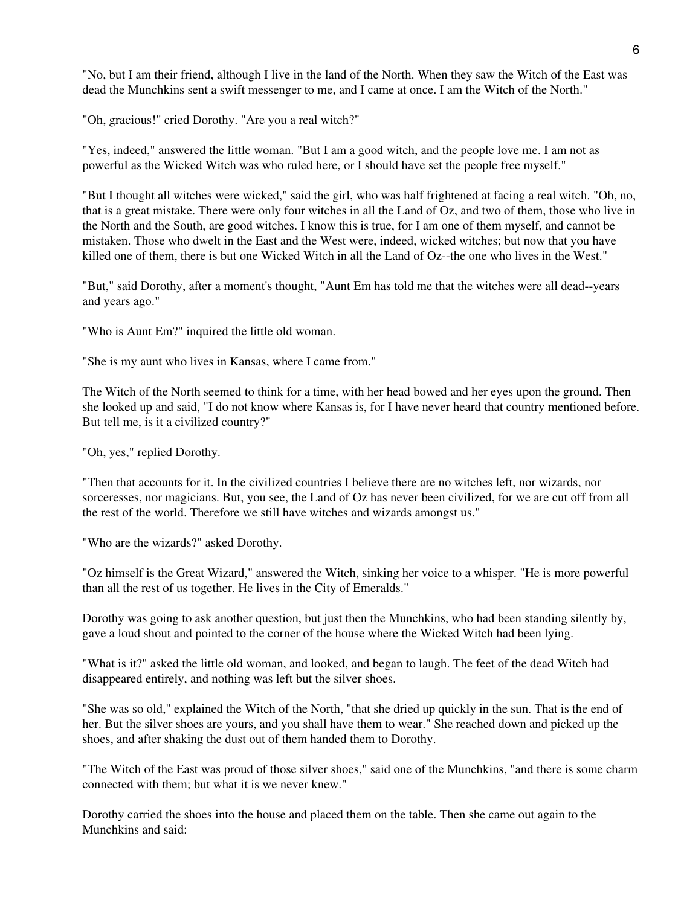"No, but I am their friend, although I live in the land of the North. When they saw the Witch of the East was dead the Munchkins sent a swift messenger to me, and I came at once. I am the Witch of the North."

"Oh, gracious!" cried Dorothy. "Are you a real witch?"

"Yes, indeed," answered the little woman. "But I am a good witch, and the people love me. I am not as powerful as the Wicked Witch was who ruled here, or I should have set the people free myself."

"But I thought all witches were wicked," said the girl, who was half frightened at facing a real witch. "Oh, no, that is a great mistake. There were only four witches in all the Land of Oz, and two of them, those who live in the North and the South, are good witches. I know this is true, for I am one of them myself, and cannot be mistaken. Those who dwelt in the East and the West were, indeed, wicked witches; but now that you have killed one of them, there is but one Wicked Witch in all the Land of Oz--the one who lives in the West."

"But," said Dorothy, after a moment's thought, "Aunt Em has told me that the witches were all dead--years and years ago."

"Who is Aunt Em?" inquired the little old woman.

"She is my aunt who lives in Kansas, where I came from."

The Witch of the North seemed to think for a time, with her head bowed and her eyes upon the ground. Then she looked up and said, "I do not know where Kansas is, for I have never heard that country mentioned before. But tell me, is it a civilized country?"

"Oh, yes," replied Dorothy.

"Then that accounts for it. In the civilized countries I believe there are no witches left, nor wizards, nor sorceresses, nor magicians. But, you see, the Land of Oz has never been civilized, for we are cut off from all the rest of the world. Therefore we still have witches and wizards amongst us."

"Who are the wizards?" asked Dorothy.

"Oz himself is the Great Wizard," answered the Witch, sinking her voice to a whisper. "He is more powerful than all the rest of us together. He lives in the City of Emeralds."

Dorothy was going to ask another question, but just then the Munchkins, who had been standing silently by, gave a loud shout and pointed to the corner of the house where the Wicked Witch had been lying.

"What is it?" asked the little old woman, and looked, and began to laugh. The feet of the dead Witch had disappeared entirely, and nothing was left but the silver shoes.

"She was so old," explained the Witch of the North, "that she dried up quickly in the sun. That is the end of her. But the silver shoes are yours, and you shall have them to wear." She reached down and picked up the shoes, and after shaking the dust out of them handed them to Dorothy.

"The Witch of the East was proud of those silver shoes," said one of the Munchkins, "and there is some charm connected with them; but what it is we never knew."

Dorothy carried the shoes into the house and placed them on the table. Then she came out again to the Munchkins and said: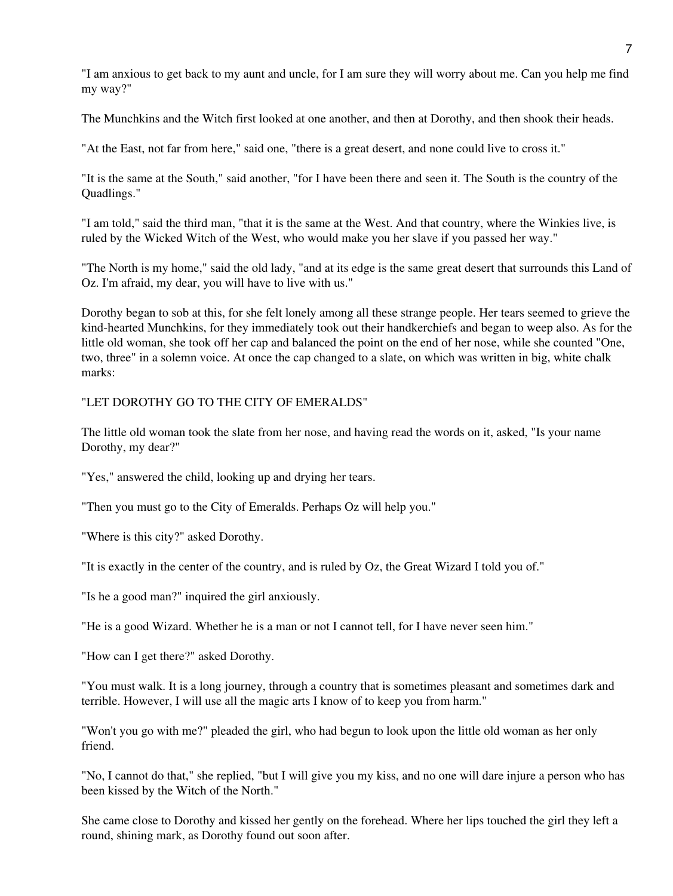"I am anxious to get back to my aunt and uncle, for I am sure they will worry about me. Can you help me find my way?"

The Munchkins and the Witch first looked at one another, and then at Dorothy, and then shook their heads.

"At the East, not far from here," said one, "there is a great desert, and none could live to cross it."

"It is the same at the South," said another, "for I have been there and seen it. The South is the country of the Quadlings."

"I am told," said the third man, "that it is the same at the West. And that country, where the Winkies live, is ruled by the Wicked Witch of the West, who would make you her slave if you passed her way."

"The North is my home," said the old lady, "and at its edge is the same great desert that surrounds this Land of Oz. I'm afraid, my dear, you will have to live with us."

Dorothy began to sob at this, for she felt lonely among all these strange people. Her tears seemed to grieve the kind-hearted Munchkins, for they immediately took out their handkerchiefs and began to weep also. As for the little old woman, she took off her cap and balanced the point on the end of her nose, while she counted "One, two, three" in a solemn voice. At once the cap changed to a slate, on which was written in big, white chalk marks:

"LET DOROTHY GO TO THE CITY OF EMERALDS"

The little old woman took the slate from her nose, and having read the words on it, asked, "Is your name Dorothy, my dear?"

"Yes," answered the child, looking up and drying her tears.

"Then you must go to the City of Emeralds. Perhaps Oz will help you."

"Where is this city?" asked Dorothy.

"It is exactly in the center of the country, and is ruled by Oz, the Great Wizard I told you of."

"Is he a good man?" inquired the girl anxiously.

"He is a good Wizard. Whether he is a man or not I cannot tell, for I have never seen him."

"How can I get there?" asked Dorothy.

"You must walk. It is a long journey, through a country that is sometimes pleasant and sometimes dark and terrible. However, I will use all the magic arts I know of to keep you from harm."

"Won't you go with me?" pleaded the girl, who had begun to look upon the little old woman as her only friend.

"No, I cannot do that," she replied, "but I will give you my kiss, and no one will dare injure a person who has been kissed by the Witch of the North."

She came close to Dorothy and kissed her gently on the forehead. Where her lips touched the girl they left a round, shining mark, as Dorothy found out soon after.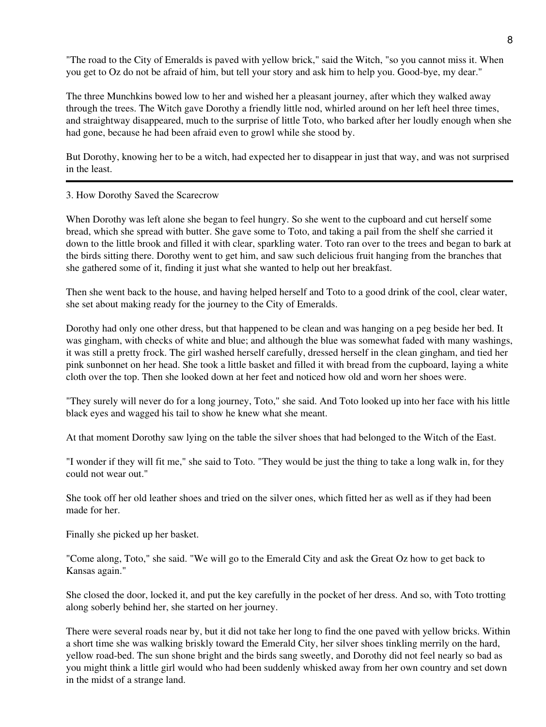"The road to the City of Emeralds is paved with yellow brick," said the Witch, "so you cannot miss it. When you get to Oz do not be afraid of him, but tell your story and ask him to help you. Good-bye, my dear."

The three Munchkins bowed low to her and wished her a pleasant journey, after which they walked away through the trees. The Witch gave Dorothy a friendly little nod, whirled around on her left heel three times, and straightway disappeared, much to the surprise of little Toto, who barked after her loudly enough when she had gone, because he had been afraid even to growl while she stood by.

But Dorothy, knowing her to be a witch, had expected her to disappear in just that way, and was not surprised in the least.

---

## 3. How Dorothy Saved the Scarecrow

When Dorothy was left alone she began to feel hungry. So she went to the cupboard and cut herself some bread, which she spread with butter. She gave some to Toto, and taking a pail from the shelf she carried it down to the little brook and filled it with clear, sparkling water. Toto ran over to the trees and began to bark at the birds sitting there. Dorothy went to get him, and saw such delicious fruit hanging from the branches that she gathered some of it, finding it just what she wanted to help out her breakfast.

Then she went back to the house, and having helped herself and Toto to a good drink of the cool, clear water, she set about making ready for the journey to the City of Emeralds.

Dorothy had only one other dress, but that happened to be clean and was hanging on a peg beside her bed. It was gingham, with checks of white and blue; and although the blue was somewhat faded with many washings, it was still a pretty frock. The girl washed herself carefully, dressed herself in the clean gingham, and tied her pink sunbonnet on her head. She took a little basket and filled it with bread from the cupboard, laying a white cloth over the top. Then she looked down at her feet and noticed how old and worn her shoes were.

"They surely will never do for a long journey, Toto," she said. And Toto looked up into her face with his little black eyes and wagged his tail to show he knew what she meant.

At that moment Dorothy saw lying on the table the silver shoes that had belonged to the Witch of the East.

"I wonder if they will fit me," she said to Toto. "They would be just the thing to take a long walk in, for they could not wear out."

She took off her old leather shoes and tried on the silver ones, which fitted her as well as if they had been made for her.

Finally she picked up her basket.

"Come along, Toto," she said. "We will go to the Emerald City and ask the Great Oz how to get back to Kansas again."

She closed the door, locked it, and put the key carefully in the pocket of her dress. And so, with Toto trotting along soberly behind her, she started on her journey.

There were several roads near by, but it did not take her long to find the one paved with yellow bricks. Within a short time she was walking briskly toward the Emerald City, her silver shoes tinkling merrily on the hard, yellow road-bed. The sun shone bright and the birds sang sweetly, and Dorothy did not feel nearly so bad as you might think a little girl would who had been suddenly whisked away from her own country and set down in the midst of a strange land.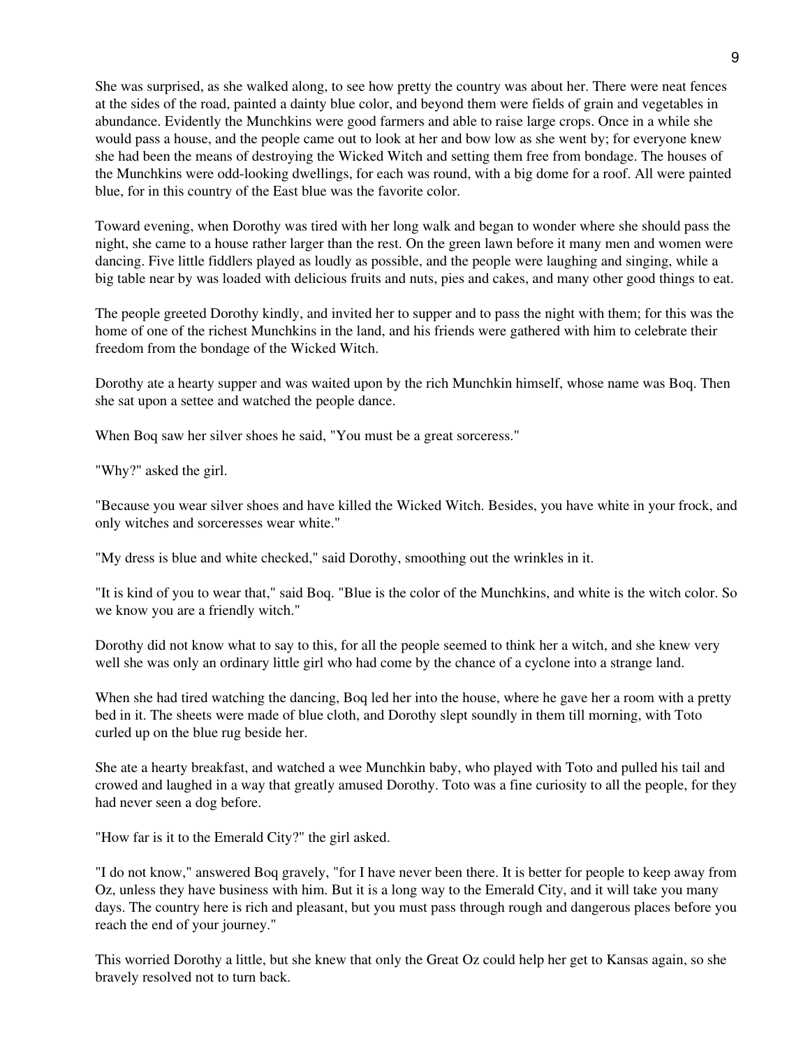She was surprised, as she walked along, to see how pretty the country was about her. There were neat fences at the sides of the road, painted a dainty blue color, and beyond them were fields of grain and vegetables in abundance. Evidently the Munchkins were good farmers and able to raise large crops. Once in a while she would pass a house, and the people came out to look at her and bow low as she went by; for everyone knew she had been the means of destroying the Wicked Witch and setting them free from bondage. The houses of the Munchkins were odd-looking dwellings, for each was round, with a big dome for a roof. All were painted blue, for in this country of the East blue was the favorite color.

Toward evening, when Dorothy was tired with her long walk and began to wonder where she should pass the night, she came to a house rather larger than the rest. On the green lawn before it many men and women were dancing. Five little fiddlers played as loudly as possible, and the people were laughing and singing, while a big table near by was loaded with delicious fruits and nuts, pies and cakes, and many other good things to eat.

The people greeted Dorothy kindly, and invited her to supper and to pass the night with them; for this was the home of one of the richest Munchkins in the land, and his friends were gathered with him to celebrate their freedom from the bondage of the Wicked Witch.

Dorothy ate a hearty supper and was waited upon by the rich Munchkin himself, whose name was Boq. Then she sat upon a settee and watched the people dance.

When Boq saw her silver shoes he said, "You must be a great sorceress."

"Why?" asked the girl.

"Because you wear silver shoes and have killed the Wicked Witch. Besides, you have white in your frock, and only witches and sorceresses wear white."

"My dress is blue and white checked," said Dorothy, smoothing out the wrinkles in it.

"It is kind of you to wear that," said Boq. "Blue is the color of the Munchkins, and white is the witch color. So we know you are a friendly witch."

Dorothy did not know what to say to this, for all the people seemed to think her a witch, and she knew very well she was only an ordinary little girl who had come by the chance of a cyclone into a strange land.

When she had tired watching the dancing, Boq led her into the house, where he gave her a room with a pretty bed in it. The sheets were made of blue cloth, and Dorothy slept soundly in them till morning, with Toto curled up on the blue rug beside her.

She ate a hearty breakfast, and watched a wee Munchkin baby, who played with Toto and pulled his tail and crowed and laughed in a way that greatly amused Dorothy. Toto was a fine curiosity to all the people, for they had never seen a dog before.

"How far is it to the Emerald City?" the girl asked.

"I do not know," answered Boq gravely, "for I have never been there. It is better for people to keep away from Oz, unless they have business with him. But it is a long way to the Emerald City, and it will take you many days. The country here is rich and pleasant, but you must pass through rough and dangerous places before you reach the end of your journey."

This worried Dorothy a little, but she knew that only the Great Oz could help her get to Kansas again, so she bravely resolved not to turn back.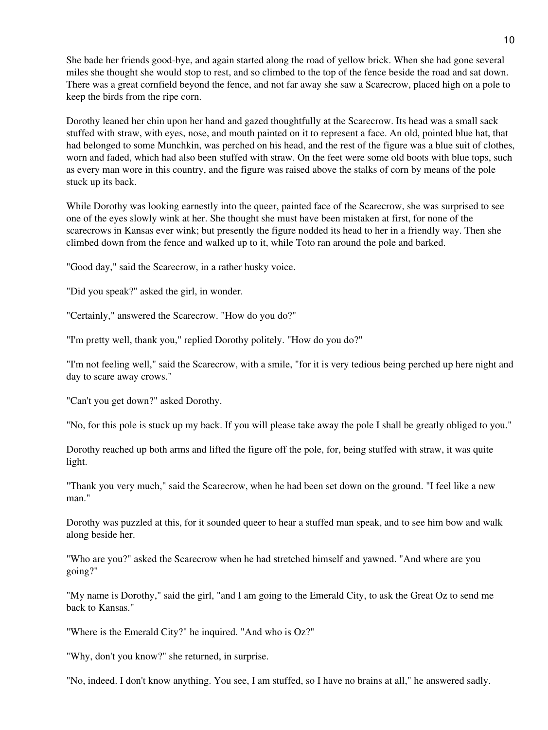She bade her friends good-bye, and again started along the road of yellow brick. When she had gone several miles she thought she would stop to rest, and so climbed to the top of the fence beside the road and sat down. There was a great cornfield beyond the fence, and not far away she saw a Scarecrow, placed high on a pole to keep the birds from the ripe corn.

Dorothy leaned her chin upon her hand and gazed thoughtfully at the Scarecrow. Its head was a small sack stuffed with straw, with eyes, nose, and mouth painted on it to represent a face. An old, pointed blue hat, that had belonged to some Munchkin, was perched on his head, and the rest of the figure was a blue suit of clothes, worn and faded, which had also been stuffed with straw. On the feet were some old boots with blue tops, such as every man wore in this country, and the figure was raised above the stalks of corn by means of the pole stuck up its back.

While Dorothy was looking earnestly into the queer, painted face of the Scarecrow, she was surprised to see one of the eyes slowly wink at her. She thought she must have been mistaken at first, for none of the scarecrows in Kansas ever wink; but presently the figure nodded its head to her in a friendly way. Then she climbed down from the fence and walked up to it, while Toto ran around the pole and barked.

"Good day," said the Scarecrow, in a rather husky voice.

"Did you speak?" asked the girl, in wonder.

"Certainly," answered the Scarecrow. "How do you do?"

"I'm pretty well, thank you," replied Dorothy politely. "How do you do?"

"I'm not feeling well," said the Scarecrow, with a smile, "for it is very tedious being perched up here night and day to scare away crows."

"Can't you get down?" asked Dorothy.

"No, for this pole is stuck up my back. If you will please take away the pole I shall be greatly obliged to you."

Dorothy reached up both arms and lifted the figure off the pole, for, being stuffed with straw, it was quite light.

"Thank you very much," said the Scarecrow, when he had been set down on the ground. "I feel like a new man."

Dorothy was puzzled at this, for it sounded queer to hear a stuffed man speak, and to see him bow and walk along beside her.

"Who are you?" asked the Scarecrow when he had stretched himself and yawned. "And where are you going?"

"My name is Dorothy," said the girl, "and I am going to the Emerald City, to ask the Great Oz to send me back to Kansas."

"Where is the Emerald City?" he inquired. "And who is Oz?"

"Why, don't you know?" she returned, in surprise.

"No, indeed. I don't know anything. You see, I am stuffed, so I have no brains at all," he answered sadly.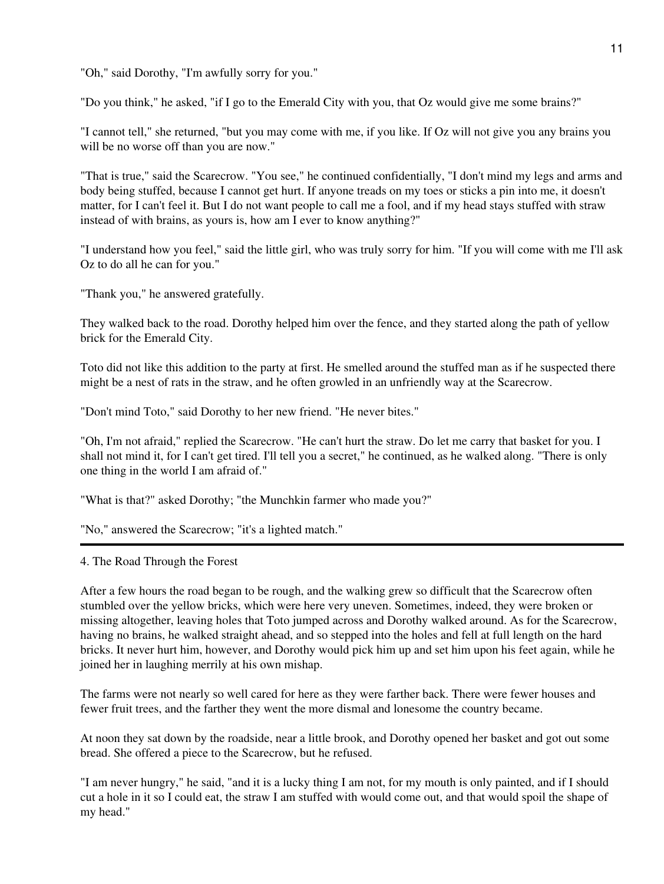"Oh," said Dorothy, "I'm awfully sorry for you."

"Do you think," he asked, "if I go to the Emerald City with you, that Oz would give me some brains?"

"I cannot tell," she returned, "but you may come with me, if you like. If Oz will not give you any brains you will be no worse off than you are now."

"That is true," said the Scarecrow. "You see," he continued confidentially, "I don't mind my legs and arms and body being stuffed, because I cannot get hurt. If anyone treads on my toes or sticks a pin into me, it doesn't matter, for I can't feel it. But I do not want people to call me a fool, and if my head stays stuffed with straw instead of with brains, as yours is, how am I ever to know anything?"

"I understand how you feel," said the little girl, who was truly sorry for him. "If you will come with me I'll ask Oz to do all he can for you."

"Thank you," he answered gratefully.

They walked back to the road. Dorothy helped him over the fence, and they started along the path of yellow brick for the Emerald City.

Toto did not like this addition to the party at first. He smelled around the stuffed man as if he suspected there might be a nest of rats in the straw, and he often growled in an unfriendly way at the Scarecrow.

"Don't mind Toto," said Dorothy to her new friend. "He never bites."

"Oh, I'm not afraid," replied the Scarecrow. "He can't hurt the straw. Do let me carry that basket for you. I shall not mind it, for I can't get tired. I'll tell you a secret," he continued, as he walked along. "There is only one thing in the world I am afraid of."

"What is that?" asked Dorothy; "the Munchkin farmer who made you?"

"No," answered the Scarecrow; "it's a lighted match."

---

## 4. The Road Through the Forest

After a few hours the road began to be rough, and the walking grew so difficult that the Scarecrow often stumbled over the yellow bricks, which were here very uneven. Sometimes, indeed, they were broken or missing altogether, leaving holes that Toto jumped across and Dorothy walked around. As for the Scarecrow, having no brains, he walked straight ahead, and so stepped into the holes and fell at full length on the hard bricks. It never hurt him, however, and Dorothy would pick him up and set him upon his feet again, while he joined her in laughing merrily at his own mishap.

The farms were not nearly so well cared for here as they were farther back. There were fewer houses and fewer fruit trees, and the farther they went the more dismal and lonesome the country became.

At noon they sat down by the roadside, near a little brook, and Dorothy opened her basket and got out some bread. She offered a piece to the Scarecrow, but he refused.

"I am never hungry," he said, "and it is a lucky thing I am not, for my mouth is only painted, and if I should cut a hole in it so I could eat, the straw I am stuffed with would come out, and that would spoil the shape of my head."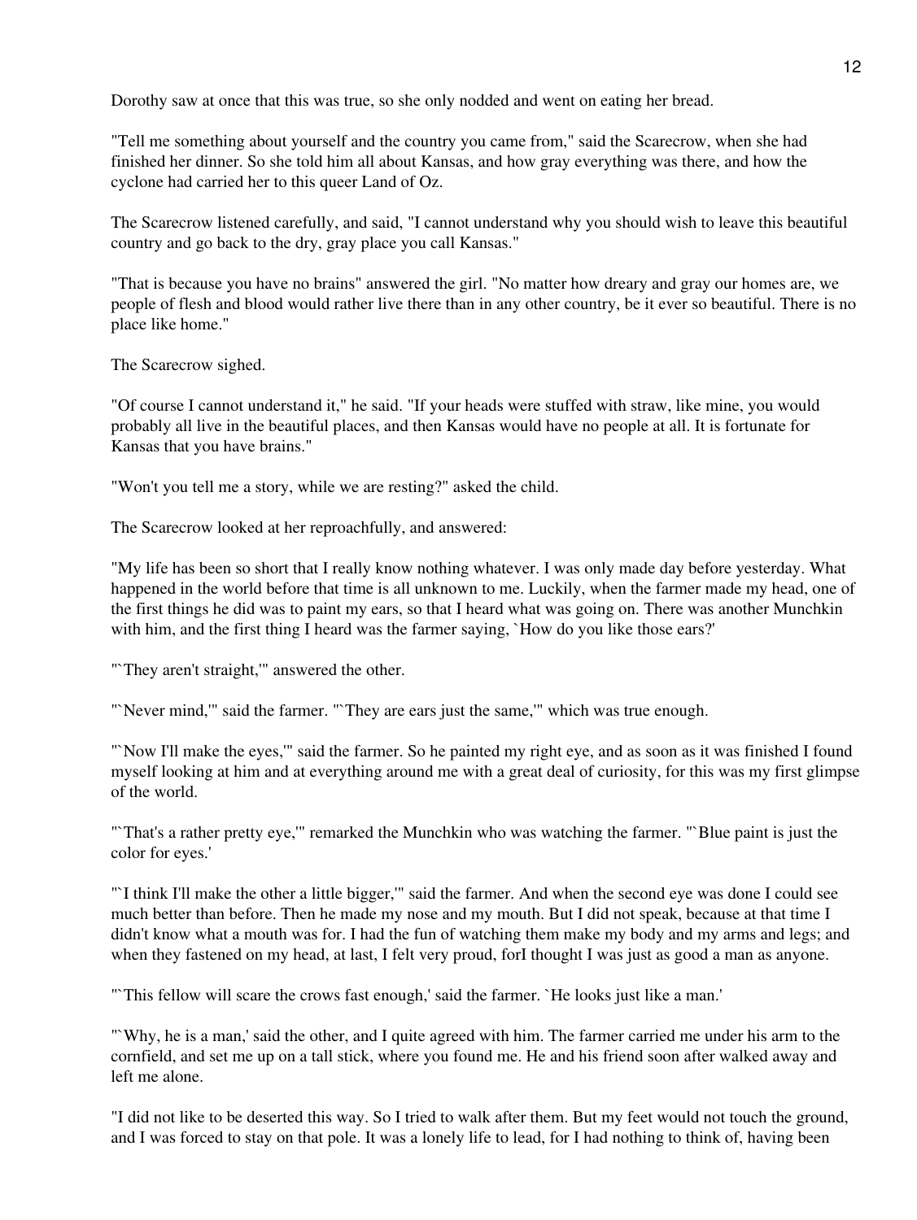Dorothy saw at once that this was true, so she only nodded and went on eating her bread.

"Tell me something about yourself and the country you came from," said the Scarecrow, when she had finished her dinner. So she told him all about Kansas, and how gray everything was there, and how the cyclone had carried her to this queer Land of Oz.

The Scarecrow listened carefully, and said, "I cannot understand why you should wish to leave this beautiful country and go back to the dry, gray place you call Kansas."

"That is because you have no brains" answered the girl. "No matter how dreary and gray our homes are, we people of flesh and blood would rather live there than in any other country, be it ever so beautiful. There is no place like home."

The Scarecrow sighed.

"Of course I cannot understand it," he said. "If your heads were stuffed with straw, like mine, you would probably all live in the beautiful places, and then Kansas would have no people at all. It is fortunate for Kansas that you have brains."

"Won't you tell me a story, while we are resting?" asked the child.

The Scarecrow looked at her reproachfully, and answered:

"My life has been so short that I really know nothing whatever. I was only made day before yesterday. What happened in the world before that time is all unknown to me. Luckily, when the farmer made my head, one of the first things he did was to paint my ears, so that I heard what was going on. There was another Munchkin with him, and the first thing I heard was the farmer saying, `How do you like those ears?'

"`They aren't straight,'" answered the other.

"`Never mind,'" said the farmer. "`They are ears just the same,'" which was true enough.

"`Now I'll make the eyes,'" said the farmer. So he painted my right eye, and as soon as it was finished I found myself looking at him and at everything around me with a great deal of curiosity, for this was my first glimpse of the world.

"`That's a rather pretty eye,'" remarked the Munchkin who was watching the farmer. "`Blue paint is just the color for eyes.'

"`I think I'll make the other a little bigger,'" said the farmer. And when the second eye was done I could see much better than before. Then he made my nose and my mouth. But I did not speak, because at that time I didn't know what a mouth was for. I had the fun of watching them make my body and my arms and legs; and when they fastened on my head, at last, I felt very proud, forI thought I was just as good a man as anyone.

"`This fellow will scare the crows fast enough,' said the farmer. `He looks just like a man.'

"`Why, he is a man,' said the other, and I quite agreed with him. The farmer carried me under his arm to the cornfield, and set me up on a tall stick, where you found me. He and his friend soon after walked away and left me alone.

"I did not like to be deserted this way. So I tried to walk after them. But my feet would not touch the ground, and I was forced to stay on that pole. It was a lonely life to lead, for I had nothing to think of, having been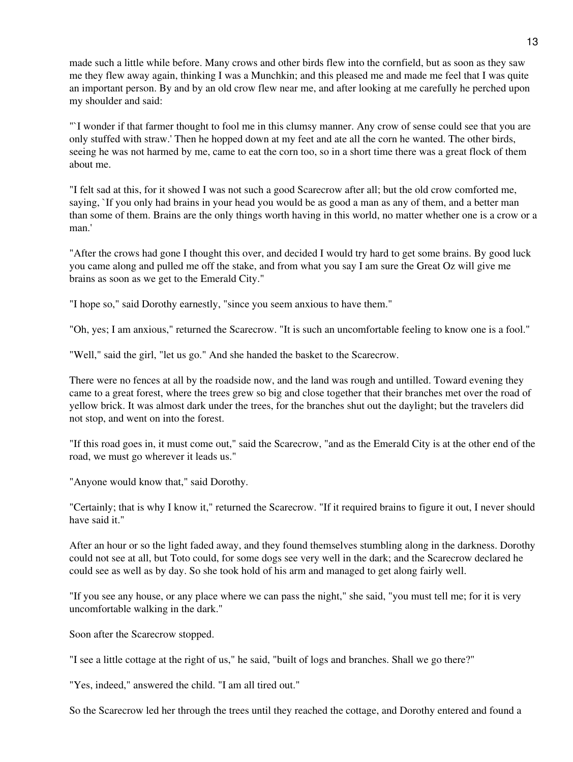made such a little while before. Many crows and other birds flew into the cornfield, but as soon as they saw me they flew away again, thinking I was a Munchkin; and this pleased me and made me feel that I was quite an important person. By and by an old crow flew near me, and after looking at me carefully he perched upon my shoulder and said:

"`I wonder if that farmer thought to fool me in this clumsy manner. Any crow of sense could see that you are only stuffed with straw.' Then he hopped down at my feet and ate all the corn he wanted. The other birds, seeing he was not harmed by me, came to eat the corn too, so in a short time there was a great flock of them about me.

"I felt sad at this, for it showed I was not such a good Scarecrow after all; but the old crow comforted me, saying, `If you only had brains in your head you would be as good a man as any of them, and a better man than some of them. Brains are the only things worth having in this world, no matter whether one is a crow or a man.'

"After the crows had gone I thought this over, and decided I would try hard to get some brains. By good luck you came along and pulled me off the stake, and from what you say I am sure the Great Oz will give me brains as soon as we get to the Emerald City."

"I hope so," said Dorothy earnestly, "since you seem anxious to have them."

"Oh, yes; I am anxious," returned the Scarecrow. "It is such an uncomfortable feeling to know one is a fool."

"Well," said the girl, "let us go." And she handed the basket to the Scarecrow.

There were no fences at all by the roadside now, and the land was rough and untilled. Toward evening they came to a great forest, where the trees grew so big and close together that their branches met over the road of yellow brick. It was almost dark under the trees, for the branches shut out the daylight; but the travelers did not stop, and went on into the forest.

"If this road goes in, it must come out," said the Scarecrow, "and as the Emerald City is at the other end of the road, we must go wherever it leads us."

"Anyone would know that," said Dorothy.

"Certainly; that is why I know it," returned the Scarecrow. "If it required brains to figure it out, I never should have said it."

After an hour or so the light faded away, and they found themselves stumbling along in the darkness. Dorothy could not see at all, but Toto could, for some dogs see very well in the dark; and the Scarecrow declared he could see as well as by day. So she took hold of his arm and managed to get along fairly well.

"If you see any house, or any place where we can pass the night," she said, "you must tell me; for it is very uncomfortable walking in the dark."

Soon after the Scarecrow stopped.

"I see a little cottage at the right of us," he said, "built of logs and branches. Shall we go there?"

"Yes, indeed," answered the child. "I am all tired out."

So the Scarecrow led her through the trees until they reached the cottage, and Dorothy entered and found a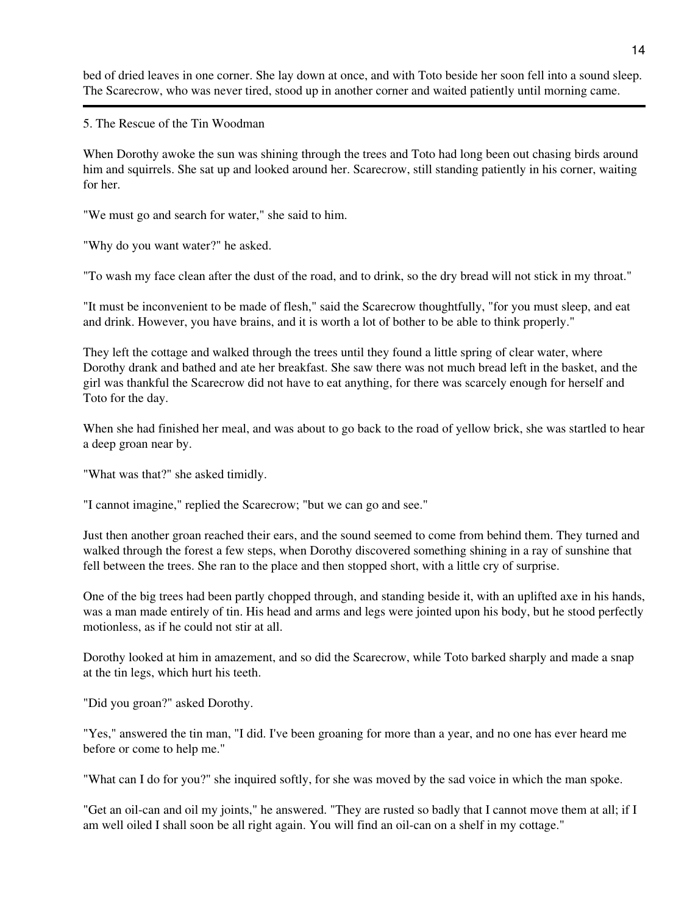bed of dried leaves in one corner. She lay down at once, and with Toto beside her soon fell into a sound sleep. The Scarecrow, who was never tired, stood up in another corner and waited patiently until morning came.

---

## 5. The Rescue of the Tin Woodman

When Dorothy awoke the sun was shining through the trees and Toto had long been out chasing birds around him and squirrels. She sat up and looked around her. Scarecrow, still standing patiently in his corner, waiting for her.

"We must go and search for water," she said to him.

"Why do you want water?" he asked.

"To wash my face clean after the dust of the road, and to drink, so the dry bread will not stick in my throat."

"It must be inconvenient to be made of flesh," said the Scarecrow thoughtfully, "for you must sleep, and eat and drink. However, you have brains, and it is worth a lot of bother to be able to think properly."

They left the cottage and walked through the trees until they found a little spring of clear water, where Dorothy drank and bathed and ate her breakfast. She saw there was not much bread left in the basket, and the girl was thankful the Scarecrow did not have to eat anything, for there was scarcely enough for herself and Toto for the day.

When she had finished her meal, and was about to go back to the road of yellow brick, she was startled to hear a deep groan near by.

"What was that?" she asked timidly.

"I cannot imagine," replied the Scarecrow; "but we can go and see."

Just then another groan reached their ears, and the sound seemed to come from behind them. They turned and walked through the forest a few steps, when Dorothy discovered something shining in a ray of sunshine that fell between the trees. She ran to the place and then stopped short, with a little cry of surprise.

One of the big trees had been partly chopped through, and standing beside it, with an uplifted axe in his hands, was a man made entirely of tin. His head and arms and legs were jointed upon his body, but he stood perfectly motionless, as if he could not stir at all.

Dorothy looked at him in amazement, and so did the Scarecrow, while Toto barked sharply and made a snap at the tin legs, which hurt his teeth.

"Did you groan?" asked Dorothy.

"Yes," answered the tin man, "I did. I've been groaning for more than a year, and no one has ever heard me before or come to help me."

"What can I do for you?" she inquired softly, for she was moved by the sad voice in which the man spoke.

"Get an oil-can and oil my joints," he answered. "They are rusted so badly that I cannot move them at all; if I am well oiled I shall soon be all right again. You will find an oil-can on a shelf in my cottage."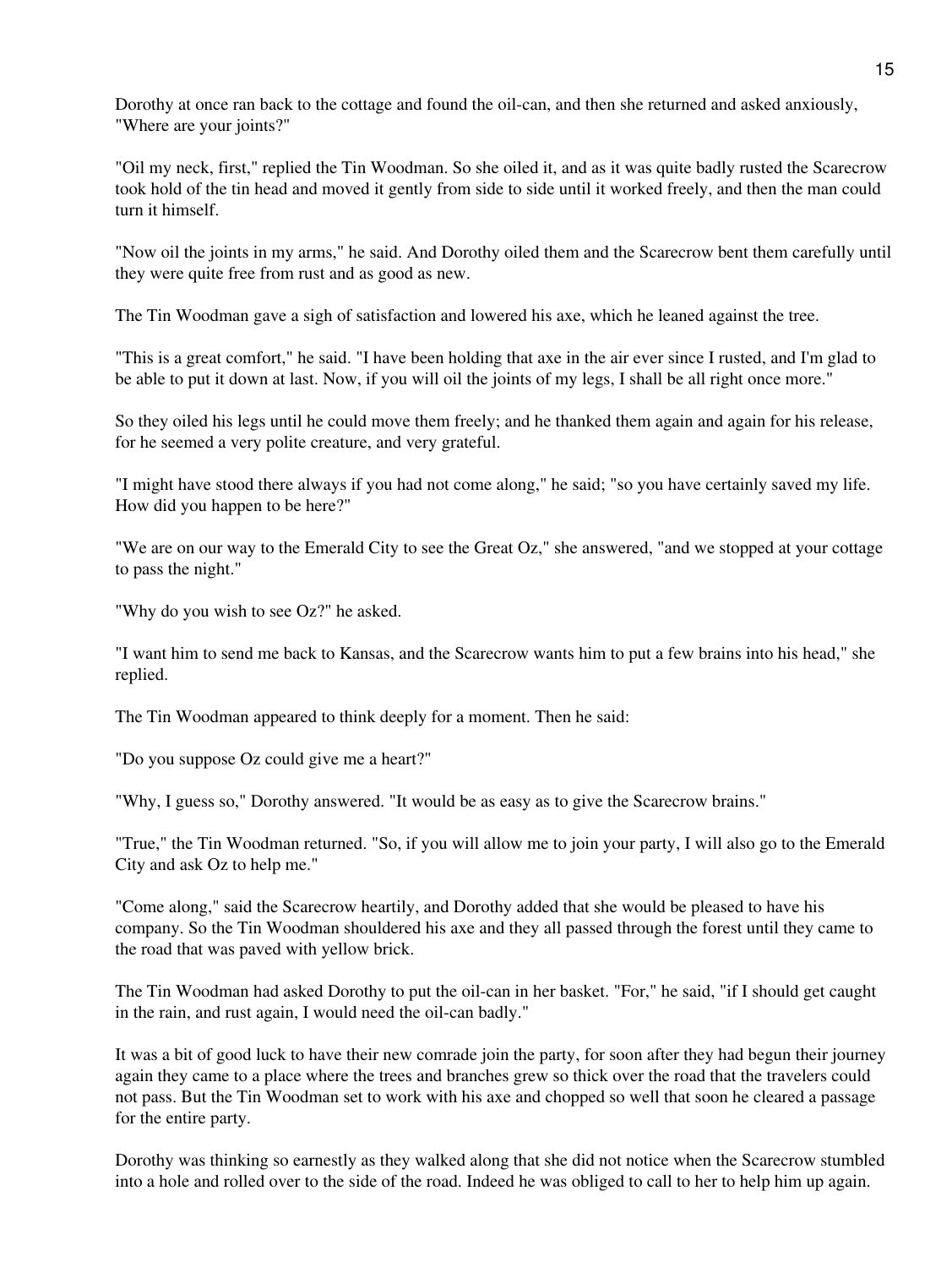Dorothy at once ran back to the cottage and found the oil-can, and then she returned and asked anxiously, "Where are your joints?"

"Oil my neck, first," replied the Tin Woodman. So she oiled it, and as it was quite badly rusted the Scarecrow took hold of the tin head and moved it gently from side to side until it worked freely, and then the man could turn it himself.

"Now oil the joints in my arms," he said. And Dorothy oiled them and the Scarecrow bent them carefully until they were quite free from rust and as good as new.

The Tin Woodman gave a sigh of satisfaction and lowered his axe, which he leaned against the tree.

"This is a great comfort," he said. "I have been holding that axe in the air ever since I rusted, and I'm glad to be able to put it down at last. Now, if you will oil the joints of my legs, I shall be all right once more."

So they oiled his legs until he could move them freely; and he thanked them again and again for his release, for he seemed a very polite creature, and very grateful.

"I might have stood there always if you had not come along," he said; "so you have certainly saved my life. How did you happen to be here?"

"We are on our way to the Emerald City to see the Great Oz," she answered, "and we stopped at your cottage to pass the night."

"Why do you wish to see Oz?" he asked.

"I want him to send me back to Kansas, and the Scarecrow wants him to put a few brains into his head," she replied.

The Tin Woodman appeared to think deeply for a moment. Then he said:

"Do you suppose Oz could give me a heart?"

"Why, I guess so," Dorothy answered. "It would be as easy as to give the Scarecrow brains."

"True," the Tin Woodman returned. "So, if you will allow me to join your party, I will also go to the Emerald City and ask Oz to help me."

"Come along," said the Scarecrow heartily, and Dorothy added that she would be pleased to have his company. So the Tin Woodman shouldered his axe and they all passed through the forest until they came to the road that was paved with yellow brick.

The Tin Woodman had asked Dorothy to put the oil-can in her basket. "For," he said, "if I should get caught in the rain, and rust again, I would need the oil-can badly."

It was a bit of good luck to have their new comrade join the party, for soon after they had begun their journey again they came to a place where the trees and branches grew so thick over the road that the travelers could not pass. But the Tin Woodman set to work with his axe and chopped so well that soon he cleared a passage for the entire party.

Dorothy was thinking so earnestly as they walked along that she did not notice when the Scarecrow stumbled into a hole and rolled over to the side of the road. Indeed he was obliged to call to her to help him up again.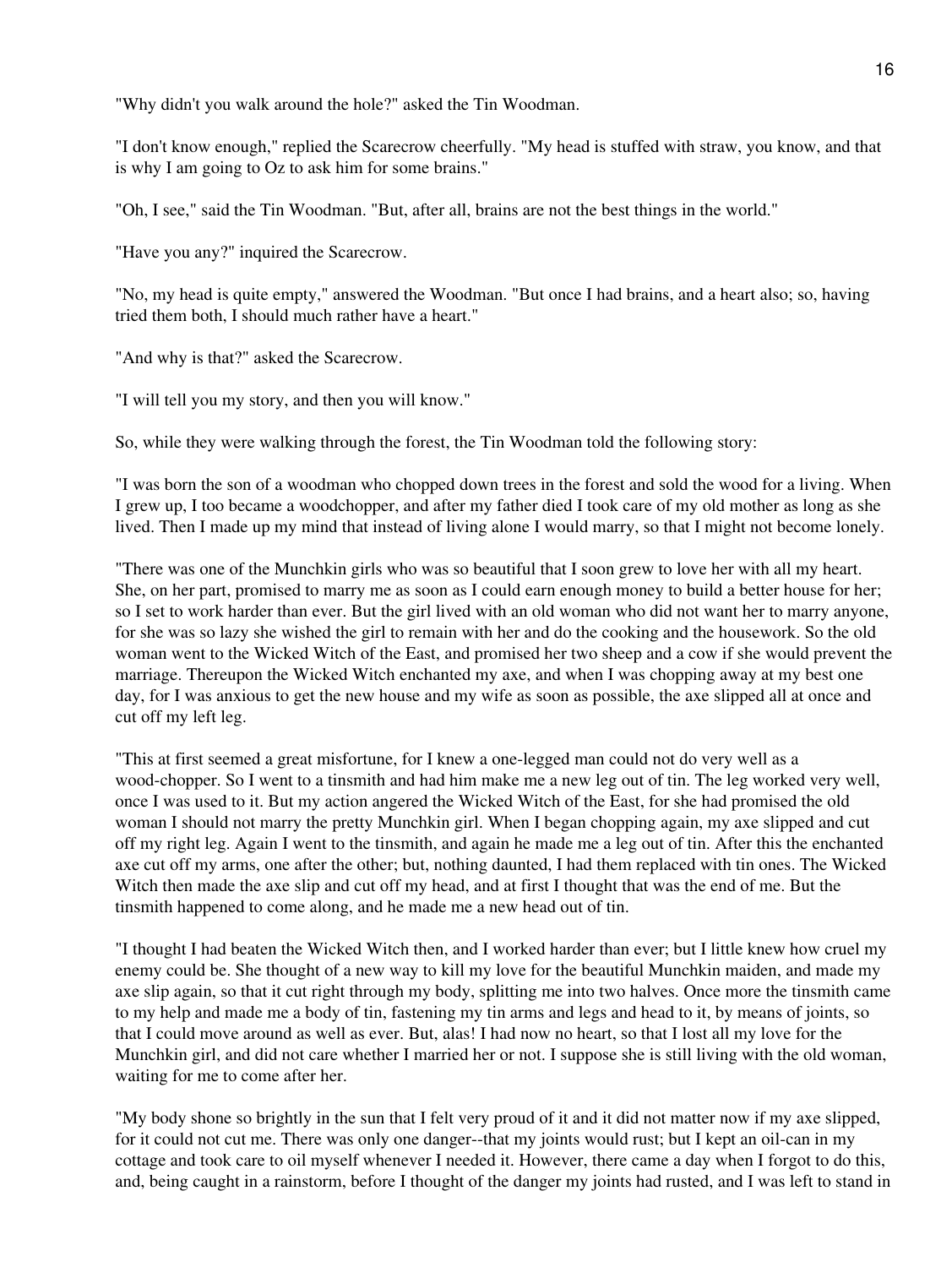"Why didn't you walk around the hole?" asked the Tin Woodman.

"I don't know enough," replied the Scarecrow cheerfully. "My head is stuffed with straw, you know, and that is why I am going to Oz to ask him for some brains."

"Oh, I see," said the Tin Woodman. "But, after all, brains are not the best things in the world."

"Have you any?" inquired the Scarecrow.

"No, my head is quite empty," answered the Woodman. "But once I had brains, and a heart also; so, having tried them both, I should much rather have a heart."

"And why is that?" asked the Scarecrow.

"I will tell you my story, and then you will know."

So, while they were walking through the forest, the Tin Woodman told the following story:

"I was born the son of a woodman who chopped down trees in the forest and sold the wood for a living. When I grew up, I too became a woodchopper, and after my father died I took care of my old mother as long as she lived. Then I made up my mind that instead of living alone I would marry, so that I might not become lonely.

"There was one of the Munchkin girls who was so beautiful that I soon grew to love her with all my heart. She, on her part, promised to marry me as soon as I could earn enough money to build a better house for her; so I set to work harder than ever. But the girl lived with an old woman who did not want her to marry anyone, for she was so lazy she wished the girl to remain with her and do the cooking and the housework. So the old woman went to the Wicked Witch of the East, and promised her two sheep and a cow if she would prevent the marriage. Thereupon the Wicked Witch enchanted my axe, and when I was chopping away at my best one day, for I was anxious to get the new house and my wife as soon as possible, the axe slipped all at once and cut off my left leg.

"This at first seemed a great misfortune, for I knew a one-legged man could not do very well as a wood-chopper. So I went to a tinsmith and had him make me a new leg out of tin. The leg worked very well, once I was used to it. But my action angered the Wicked Witch of the East, for she had promised the old woman I should not marry the pretty Munchkin girl. When I began chopping again, my axe slipped and cut off my right leg. Again I went to the tinsmith, and again he made me a leg out of tin. After this the enchanted axe cut off my arms, one after the other; but, nothing daunted, I had them replaced with tin ones. The Wicked Witch then made the axe slip and cut off my head, and at first I thought that was the end of me. But the tinsmith happened to come along, and he made me a new head out of tin.

"I thought I had beaten the Wicked Witch then, and I worked harder than ever; but I little knew how cruel my enemy could be. She thought of a new way to kill my love for the beautiful Munchkin maiden, and made my axe slip again, so that it cut right through my body, splitting me into two halves. Once more the tinsmith came to my help and made me a body of tin, fastening my tin arms and legs and head to it, by means of joints, so that I could move around as well as ever. But, alas! I had now no heart, so that I lost all my love for the Munchkin girl, and did not care whether I married her or not. I suppose she is still living with the old woman, waiting for me to come after her.

"My body shone so brightly in the sun that I felt very proud of it and it did not matter now if my axe slipped, for it could not cut me. There was only one danger--that my joints would rust; but I kept an oil-can in my cottage and took care to oil myself whenever I needed it. However, there came a day when I forgot to do this, and, being caught in a rainstorm, before I thought of the danger my joints had rusted, and I was left to stand in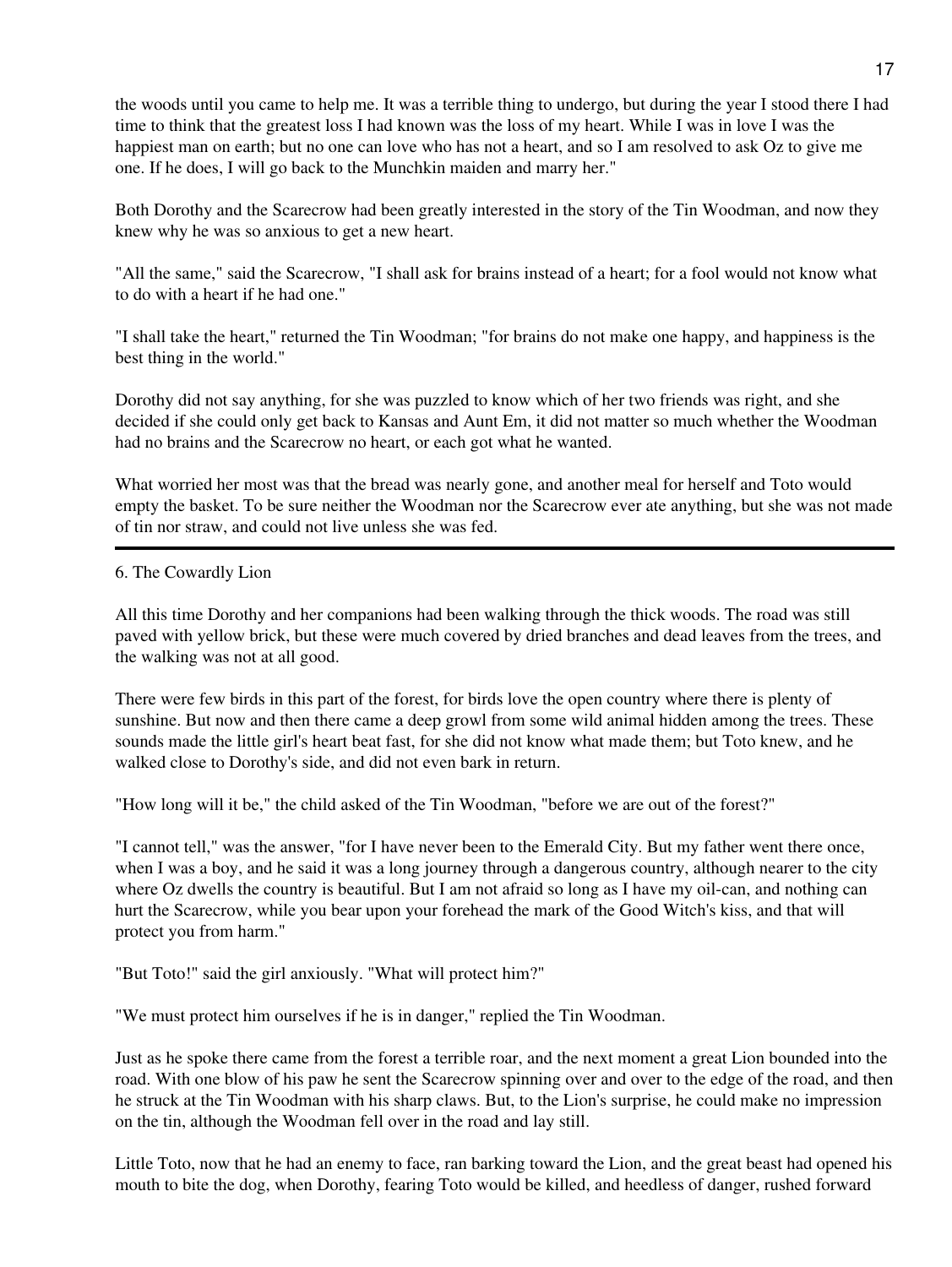the woods until you came to help me. It was a terrible thing to undergo, but during the year I stood there I had time to think that the greatest loss I had known was the loss of my heart. While I was in love I was the happiest man on earth; but no one can love who has not a heart, and so I am resolved to ask Oz to give me one. If he does, I will go back to the Munchkin maiden and marry her."

Both Dorothy and the Scarecrow had been greatly interested in the story of the Tin Woodman, and now they knew why he was so anxious to get a new heart.

"All the same," said the Scarecrow, "I shall ask for brains instead of a heart; for a fool would not know what to do with a heart if he had one."

"I shall take the heart," returned the Tin Woodman; "for brains do not make one happy, and happiness is the best thing in the world."

Dorothy did not say anything, for she was puzzled to know which of her two friends was right, and she decided if she could only get back to Kansas and Aunt Em, it did not matter so much whether the Woodman had no brains and the Scarecrow no heart, or each got what he wanted.

What worried her most was that the bread was nearly gone, and another meal for herself and Toto would empty the basket. To be sure neither the Woodman nor the Scarecrow ever ate anything, but she was not made of tin nor straw, and could not live unless she was fed.

---

## 6. The Cowardly Lion

All this time Dorothy and her companions had been walking through the thick woods. The road was still paved with yellow brick, but these were much covered by dried branches and dead leaves from the trees, and the walking was not at all good.

There were few birds in this part of the forest, for birds love the open country where there is plenty of sunshine. But now and then there came a deep growl from some wild animal hidden among the trees. These sounds made the little girl's heart beat fast, for she did not know what made them; but Toto knew, and he walked close to Dorothy's side, and did not even bark in return.

"How long will it be," the child asked of the Tin Woodman, "before we are out of the forest?"

"I cannot tell," was the answer, "for I have never been to the Emerald City. But my father went there once, when I was a boy, and he said it was a long journey through a dangerous country, although nearer to the city where Oz dwells the country is beautiful. But I am not afraid so long as I have my oil-can, and nothing can hurt the Scarecrow, while you bear upon your forehead the mark of the Good Witch's kiss, and that will protect you from harm."

"But Toto!" said the girl anxiously. "What will protect him?"

"We must protect him ourselves if he is in danger," replied the Tin Woodman.

Just as he spoke there came from the forest a terrible roar, and the next moment a great Lion bounded into the road. With one blow of his paw he sent the Scarecrow spinning over and over to the edge of the road, and then he struck at the Tin Woodman with his sharp claws. But, to the Lion's surprise, he could make no impression on the tin, although the Woodman fell over in the road and lay still.

Little Toto, now that he had an enemy to face, ran barking toward the Lion, and the great beast had opened his mouth to bite the dog, when Dorothy, fearing Toto would be killed, and heedless of danger, rushed forward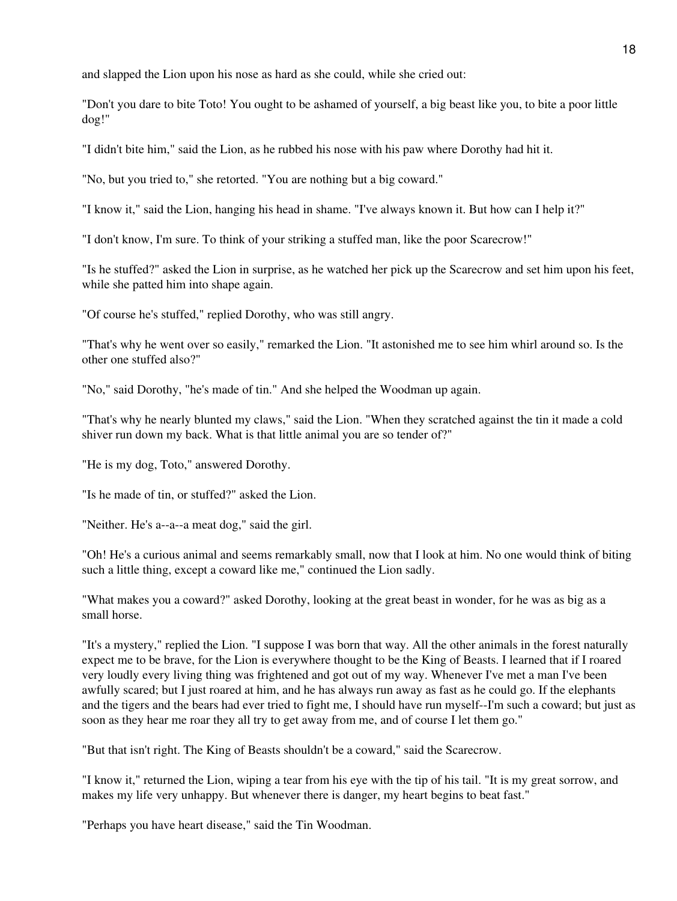and slapped the Lion upon his nose as hard as she could, while she cried out:

"Don't you dare to bite Toto! You ought to be ashamed of yourself, a big beast like you, to bite a poor little dog!"

"I didn't bite him," said the Lion, as he rubbed his nose with his paw where Dorothy had hit it.

"No, but you tried to," she retorted. "You are nothing but a big coward."

"I know it," said the Lion, hanging his head in shame. "I've always known it. But how can I help it?"

"I don't know, I'm sure. To think of your striking a stuffed man, like the poor Scarecrow!"

"Is he stuffed?" asked the Lion in surprise, as he watched her pick up the Scarecrow and set him upon his feet, while she patted him into shape again.

"Of course he's stuffed," replied Dorothy, who was still angry.

"That's why he went over so easily," remarked the Lion. "It astonished me to see him whirl around so. Is the other one stuffed also?"

"No," said Dorothy, "he's made of tin." And she helped the Woodman up again.

"That's why he nearly blunted my claws," said the Lion. "When they scratched against the tin it made a cold shiver run down my back. What is that little animal you are so tender of?"

"He is my dog, Toto," answered Dorothy.

"Is he made of tin, or stuffed?" asked the Lion.

"Neither. He's a--a--a meat dog," said the girl.

"Oh! He's a curious animal and seems remarkably small, now that I look at him. No one would think of biting such a little thing, except a coward like me," continued the Lion sadly.

"What makes you a coward?" asked Dorothy, looking at the great beast in wonder, for he was as big as a small horse.

"It's a mystery," replied the Lion. "I suppose I was born that way. All the other animals in the forest naturally expect me to be brave, for the Lion is everywhere thought to be the King of Beasts. I learned that if I roared very loudly every living thing was frightened and got out of my way. Whenever I've met a man I've been awfully scared; but I just roared at him, and he has always run away as fast as he could go. If the elephants and the tigers and the bears had ever tried to fight me, I should have run myself--I'm such a coward; but just as soon as they hear me roar they all try to get away from me, and of course I let them go."

"But that isn't right. The King of Beasts shouldn't be a coward," said the Scarecrow.

"I know it," returned the Lion, wiping a tear from his eye with the tip of his tail. "It is my great sorrow, and makes my life very unhappy. But whenever there is danger, my heart begins to beat fast."

"Perhaps you have heart disease," said the Tin Woodman.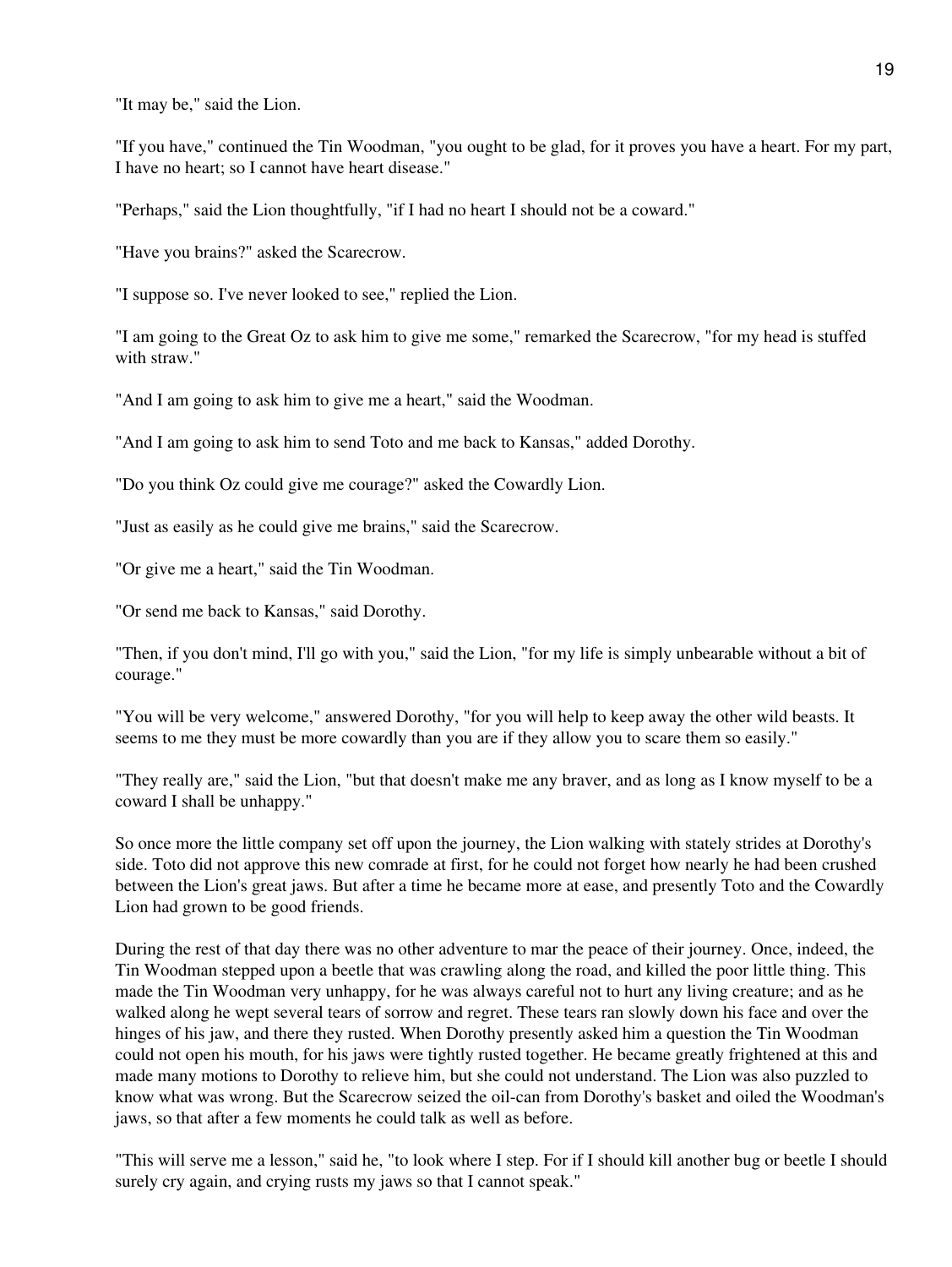"It may be," said the Lion.

"If you have," continued the Tin Woodman, "you ought to be glad, for it proves you have a heart. For my part, I have no heart; so I cannot have heart disease."

"Perhaps," said the Lion thoughtfully, "if I had no heart I should not be a coward."

"Have you brains?" asked the Scarecrow.

"I suppose so. I've never looked to see," replied the Lion.

"I am going to the Great Oz to ask him to give me some," remarked the Scarecrow, "for my head is stuffed with straw."

"And I am going to ask him to give me a heart," said the Woodman.

"And I am going to ask him to send Toto and me back to Kansas," added Dorothy.

"Do you think Oz could give me courage?" asked the Cowardly Lion.

"Just as easily as he could give me brains," said the Scarecrow.

"Or give me a heart," said the Tin Woodman.

"Or send me back to Kansas," said Dorothy.

"Then, if you don't mind, I'll go with you," said the Lion, "for my life is simply unbearable without a bit of courage."

"You will be very welcome," answered Dorothy, "for you will help to keep away the other wild beasts. It seems to me they must be more cowardly than you are if they allow you to scare them so easily."

"They really are," said the Lion, "but that doesn't make me any braver, and as long as I know myself to be a coward I shall be unhappy."

So once more the little company set off upon the journey, the Lion walking with stately strides at Dorothy's side. Toto did not approve this new comrade at first, for he could not forget how nearly he had been crushed between the Lion's great jaws. But after a time he became more at ease, and presently Toto and the Cowardly Lion had grown to be good friends.

During the rest of that day there was no other adventure to mar the peace of their journey. Once, indeed, the Tin Woodman stepped upon a beetle that was crawling along the road, and killed the poor little thing. This made the Tin Woodman very unhappy, for he was always careful not to hurt any living creature; and as he walked along he wept several tears of sorrow and regret. These tears ran slowly down his face and over the hinges of his jaw, and there they rusted. When Dorothy presently asked him a question the Tin Woodman could not open his mouth, for his jaws were tightly rusted together. He became greatly frightened at this and made many motions to Dorothy to relieve him, but she could not understand. The Lion was also puzzled to know what was wrong. But the Scarecrow seized the oil-can from Dorothy's basket and oiled the Woodman's jaws, so that after a few moments he could talk as well as before.

"This will serve me a lesson," said he, "to look where I step. For if I should kill another bug or beetle I should surely cry again, and crying rusts my jaws so that I cannot speak."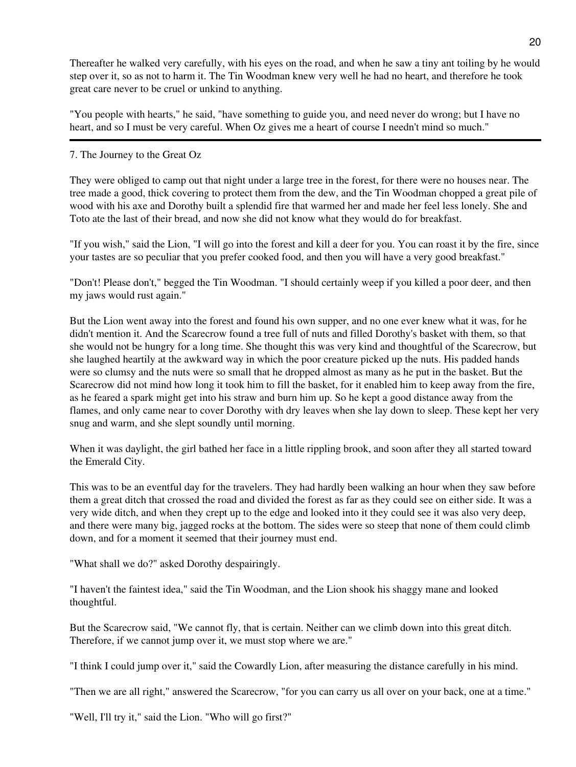Thereafter he walked very carefully, with his eyes on the road, and when he saw a tiny ant toiling by he would step over it, so as not to harm it. The Tin Woodman knew very well he had no heart, and therefore he took great care never to be cruel or unkind to anything.

"You people with hearts," he said, "have something to guide you, and need never do wrong; but I have no heart, and so I must be very careful. When Oz gives me a heart of course I needn't mind so much."

---

## 7. The Journey to the Great Oz

They were obliged to camp out that night under a large tree in the forest, for there were no houses near. The tree made a good, thick covering to protect them from the dew, and the Tin Woodman chopped a great pile of wood with his axe and Dorothy built a splendid fire that warmed her and made her feel less lonely. She and Toto ate the last of their bread, and now she did not know what they would do for breakfast.

"If you wish," said the Lion, "I will go into the forest and kill a deer for you. You can roast it by the fire, since your tastes are so peculiar that you prefer cooked food, and then you will have a very good breakfast."

"Don't! Please don't," begged the Tin Woodman. "I should certainly weep if you killed a poor deer, and then my jaws would rust again."

But the Lion went away into the forest and found his own supper, and no one ever knew what it was, for he didn't mention it. And the Scarecrow found a tree full of nuts and filled Dorothy's basket with them, so that she would not be hungry for a long time. She thought this was very kind and thoughtful of the Scarecrow, but she laughed heartily at the awkward way in which the poor creature picked up the nuts. His padded hands were so clumsy and the nuts were so small that he dropped almost as many as he put in the basket. But the Scarecrow did not mind how long it took him to fill the basket, for it enabled him to keep away from the fire, as he feared a spark might get into his straw and burn him up. So he kept a good distance away from the flames, and only came near to cover Dorothy with dry leaves when she lay down to sleep. These kept her very snug and warm, and she slept soundly until morning.

When it was daylight, the girl bathed her face in a little rippling brook, and soon after they all started toward the Emerald City.

This was to be an eventful day for the travelers. They had hardly been walking an hour when they saw before them a great ditch that crossed the road and divided the forest as far as they could see on either side. It was a very wide ditch, and when they crept up to the edge and looked into it they could see it was also very deep, and there were many big, jagged rocks at the bottom. The sides were so steep that none of them could climb down, and for a moment it seemed that their journey must end.

"What shall we do?" asked Dorothy despairingly.

"I haven't the faintest idea," said the Tin Woodman, and the Lion shook his shaggy mane and looked thoughtful.

But the Scarecrow said, "We cannot fly, that is certain. Neither can we climb down into this great ditch. Therefore, if we cannot jump over it, we must stop where we are."

"I think I could jump over it," said the Cowardly Lion, after measuring the distance carefully in his mind.

"Then we are all right," answered the Scarecrow, "for you can carry us all over on your back, one at a time."

"Well, I'll try it," said the Lion. "Who will go first?"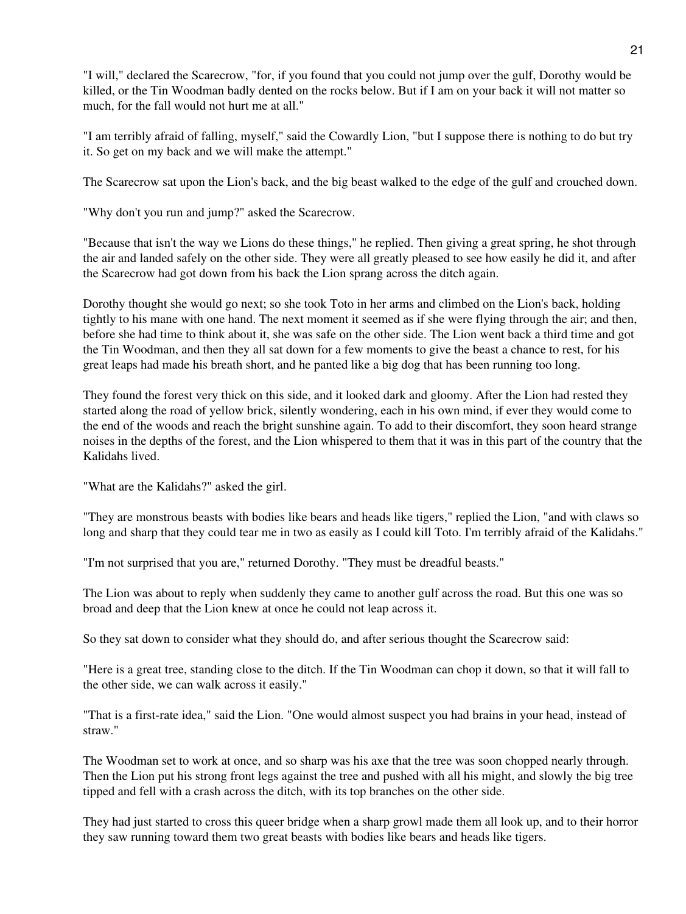"I will," declared the Scarecrow, "for, if you found that you could not jump over the gulf, Dorothy would be killed, or the Tin Woodman badly dented on the rocks below. But if I am on your back it will not matter so much, for the fall would not hurt me at all."

"I am terribly afraid of falling, myself," said the Cowardly Lion, "but I suppose there is nothing to do but try it. So get on my back and we will make the attempt."

The Scarecrow sat upon the Lion's back, and the big beast walked to the edge of the gulf and crouched down.

"Why don't you run and jump?" asked the Scarecrow.

"Because that isn't the way we Lions do these things," he replied. Then giving a great spring, he shot through the air and landed safely on the other side. They were all greatly pleased to see how easily he did it, and after the Scarecrow had got down from his back the Lion sprang across the ditch again.

Dorothy thought she would go next; so she took Toto in her arms and climbed on the Lion's back, holding tightly to his mane with one hand. The next moment it seemed as if she were flying through the air; and then, before she had time to think about it, she was safe on the other side. The Lion went back a third time and got the Tin Woodman, and then they all sat down for a few moments to give the beast a chance to rest, for his great leaps had made his breath short, and he panted like a big dog that has been running too long.

They found the forest very thick on this side, and it looked dark and gloomy. After the Lion had rested they started along the road of yellow brick, silently wondering, each in his own mind, if ever they would come to the end of the woods and reach the bright sunshine again. To add to their discomfort, they soon heard strange noises in the depths of the forest, and the Lion whispered to them that it was in this part of the country that the Kalidahs lived.

"What are the Kalidahs?" asked the girl.

"They are monstrous beasts with bodies like bears and heads like tigers," replied the Lion, "and with claws so long and sharp that they could tear me in two as easily as I could kill Toto. I'm terribly afraid of the Kalidahs."

"I'm not surprised that you are," returned Dorothy. "They must be dreadful beasts."

The Lion was about to reply when suddenly they came to another gulf across the road. But this one was so broad and deep that the Lion knew at once he could not leap across it.

So they sat down to consider what they should do, and after serious thought the Scarecrow said:

"Here is a great tree, standing close to the ditch. If the Tin Woodman can chop it down, so that it will fall to the other side, we can walk across it easily."

"That is a first-rate idea," said the Lion. "One would almost suspect you had brains in your head, instead of straw."

The Woodman set to work at once, and so sharp was his axe that the tree was soon chopped nearly through. Then the Lion put his strong front legs against the tree and pushed with all his might, and slowly the big tree tipped and fell with a crash across the ditch, with its top branches on the other side.

They had just started to cross this queer bridge when a sharp growl made them all look up, and to their horror they saw running toward them two great beasts with bodies like bears and heads like tigers.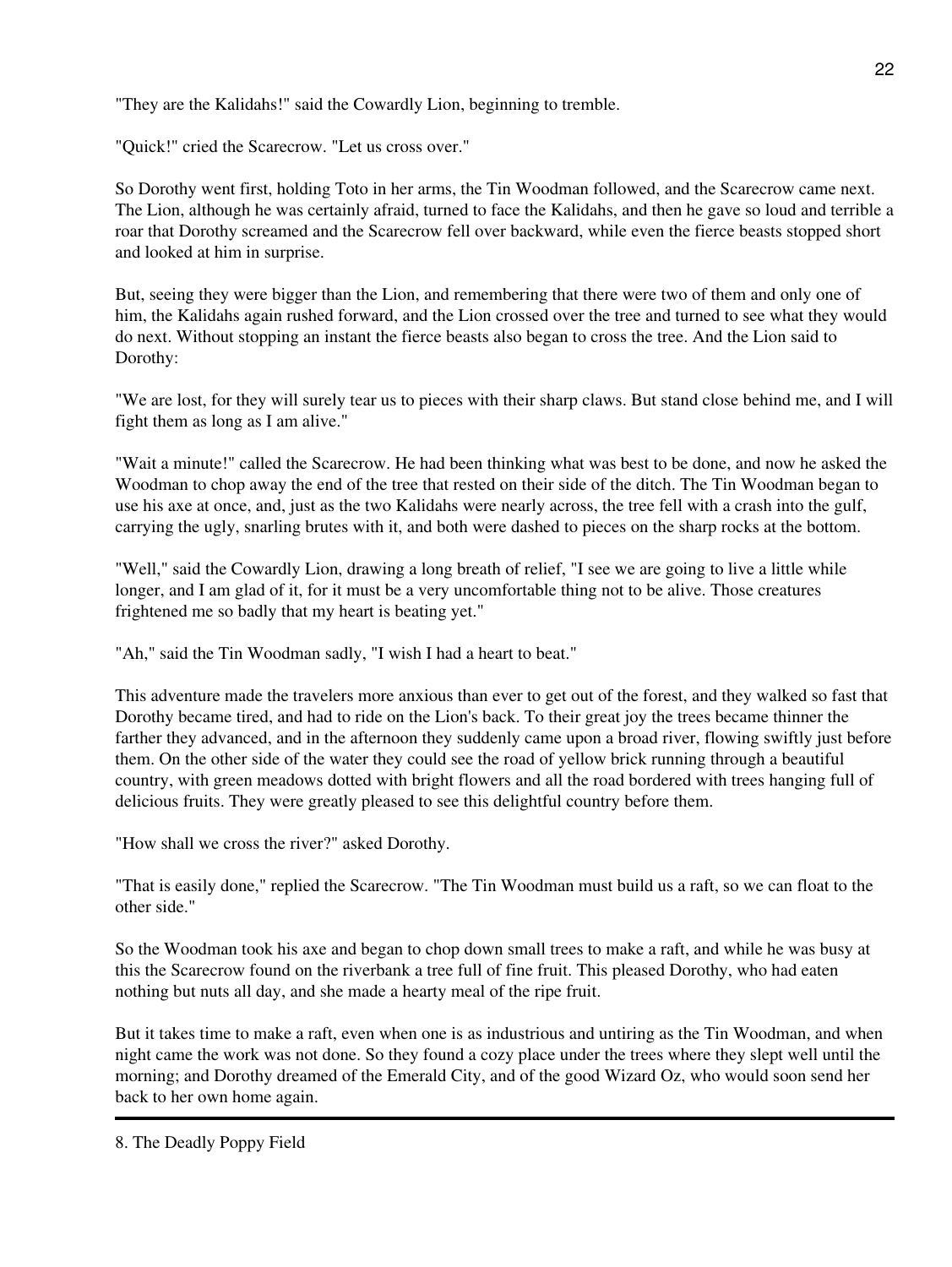"They are the Kalidahs!" said the Cowardly Lion, beginning to tremble.

"Quick!" cried the Scarecrow. "Let us cross over."

So Dorothy went first, holding Toto in her arms, the Tin Woodman followed, and the Scarecrow came next. The Lion, although he was certainly afraid, turned to face the Kalidahs, and then he gave so loud and terrible a roar that Dorothy screamed and the Scarecrow fell over backward, while even the fierce beasts stopped short and looked at him in surprise.

But, seeing they were bigger than the Lion, and remembering that there were two of them and only one of him, the Kalidahs again rushed forward, and the Lion crossed over the tree and turned to see what they would do next. Without stopping an instant the fierce beasts also began to cross the tree. And the Lion said to Dorothy:

"We are lost, for they will surely tear us to pieces with their sharp claws. But stand close behind me, and I will fight them as long as I am alive."

"Wait a minute!" called the Scarecrow. He had been thinking what was best to be done, and now he asked the Woodman to chop away the end of the tree that rested on their side of the ditch. The Tin Woodman began to use his axe at once, and, just as the two Kalidahs were nearly across, the tree fell with a crash into the gulf, carrying the ugly, snarling brutes with it, and both were dashed to pieces on the sharp rocks at the bottom.

"Well," said the Cowardly Lion, drawing a long breath of relief, "I see we are going to live a little while longer, and I am glad of it, for it must be a very uncomfortable thing not to be alive. Those creatures frightened me so badly that my heart is beating yet."

"Ah," said the Tin Woodman sadly, "I wish I had a heart to beat."

This adventure made the travelers more anxious than ever to get out of the forest, and they walked so fast that Dorothy became tired, and had to ride on the Lion's back. To their great joy the trees became thinner the farther they advanced, and in the afternoon they suddenly came upon a broad river, flowing swiftly just before them. On the other side of the water they could see the road of yellow brick running through a beautiful country, with green meadows dotted with bright flowers and all the road bordered with trees hanging full of delicious fruits. They were greatly pleased to see this delightful country before them.

"How shall we cross the river?" asked Dorothy.

"That is easily done," replied the Scarecrow. "The Tin Woodman must build us a raft, so we can float to the other side."

So the Woodman took his axe and began to chop down small trees to make a raft, and while he was busy at this the Scarecrow found on the riverbank a tree full of fine fruit. This pleased Dorothy, who had eaten nothing but nuts all day, and she made a hearty meal of the ripe fruit.

But it takes time to make a raft, even when one is as industrious and untiring as the Tin Woodman, and when night came the work was not done. So they found a cozy place under the trees where they slept well until the morning; and Dorothy dreamed of the Emerald City, and of the good Wizard Oz, who would soon send her back to her own home again.

---

## 8. The Deadly Poppy Field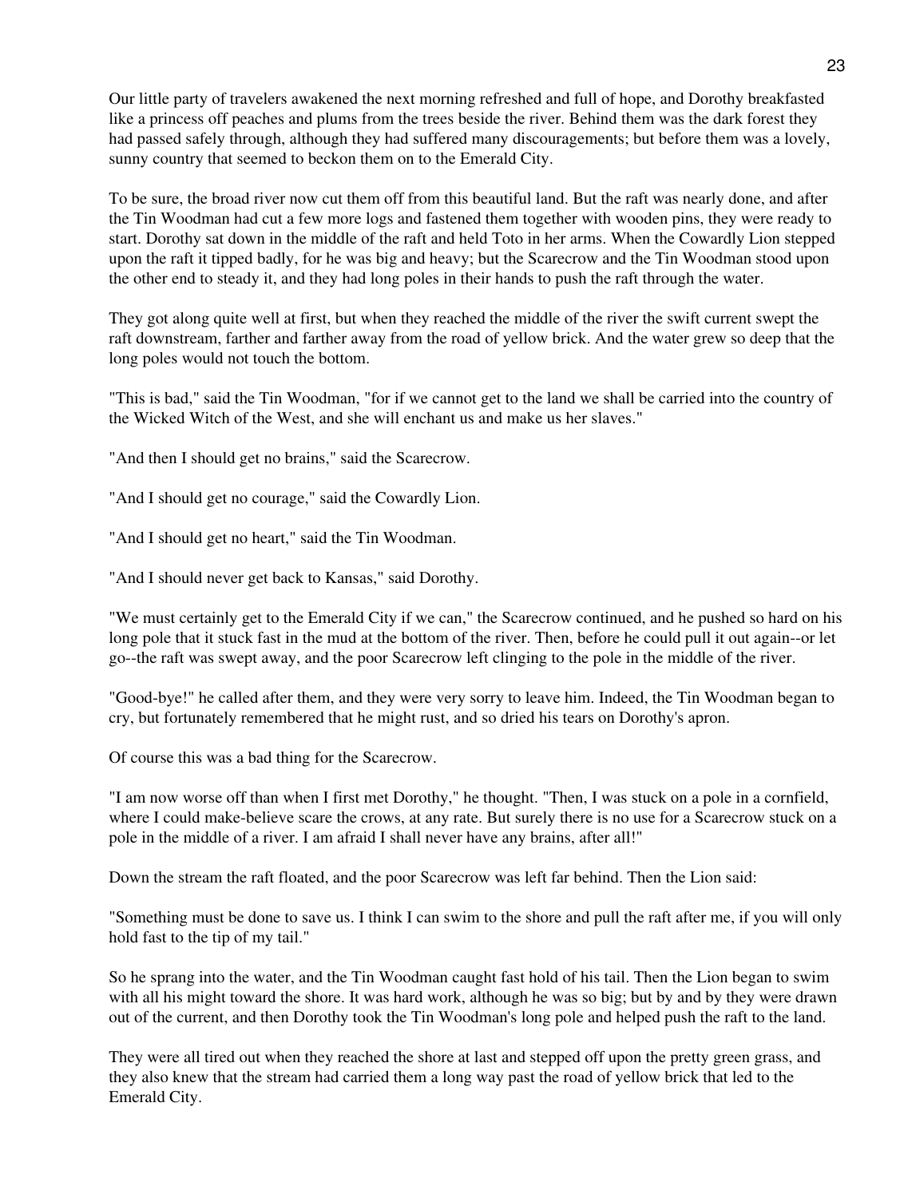Our little party of travelers awakened the next morning refreshed and full of hope, and Dorothy breakfasted like a princess off peaches and plums from the trees beside the river. Behind them was the dark forest they had passed safely through, although they had suffered many discouragements; but before them was a lovely, sunny country that seemed to beckon them on to the Emerald City.

To be sure, the broad river now cut them off from this beautiful land. But the raft was nearly done, and after the Tin Woodman had cut a few more logs and fastened them together with wooden pins, they were ready to start. Dorothy sat down in the middle of the raft and held Toto in her arms. When the Cowardly Lion stepped upon the raft it tipped badly, for he was big and heavy; but the Scarecrow and the Tin Woodman stood upon the other end to steady it, and they had long poles in their hands to push the raft through the water.

They got along quite well at first, but when they reached the middle of the river the swift current swept the raft downstream, farther and farther away from the road of yellow brick. And the water grew so deep that the long poles would not touch the bottom.

"This is bad," said the Tin Woodman, "for if we cannot get to the land we shall be carried into the country of the Wicked Witch of the West, and she will enchant us and make us her slaves."

"And then I should get no brains," said the Scarecrow.

"And I should get no courage," said the Cowardly Lion.

"And I should get no heart," said the Tin Woodman.

"And I should never get back to Kansas," said Dorothy.

"We must certainly get to the Emerald City if we can," the Scarecrow continued, and he pushed so hard on his long pole that it stuck fast in the mud at the bottom of the river. Then, before he could pull it out again--or let go--the raft was swept away, and the poor Scarecrow left clinging to the pole in the middle of the river.

"Good-bye!" he called after them, and they were very sorry to leave him. Indeed, the Tin Woodman began to cry, but fortunately remembered that he might rust, and so dried his tears on Dorothy's apron.

Of course this was a bad thing for the Scarecrow.

"I am now worse off than when I first met Dorothy," he thought. "Then, I was stuck on a pole in a cornfield, where I could make-believe scare the crows, at any rate. But surely there is no use for a Scarecrow stuck on a pole in the middle of a river. I am afraid I shall never have any brains, after all!"

Down the stream the raft floated, and the poor Scarecrow was left far behind. Then the Lion said:

"Something must be done to save us. I think I can swim to the shore and pull the raft after me, if you will only hold fast to the tip of my tail."

So he sprang into the water, and the Tin Woodman caught fast hold of his tail. Then the Lion began to swim with all his might toward the shore. It was hard work, although he was so big; but by and by they were drawn out of the current, and then Dorothy took the Tin Woodman's long pole and helped push the raft to the land.

They were all tired out when they reached the shore at last and stepped off upon the pretty green grass, and they also knew that the stream had carried them a long way past the road of yellow brick that led to the Emerald City.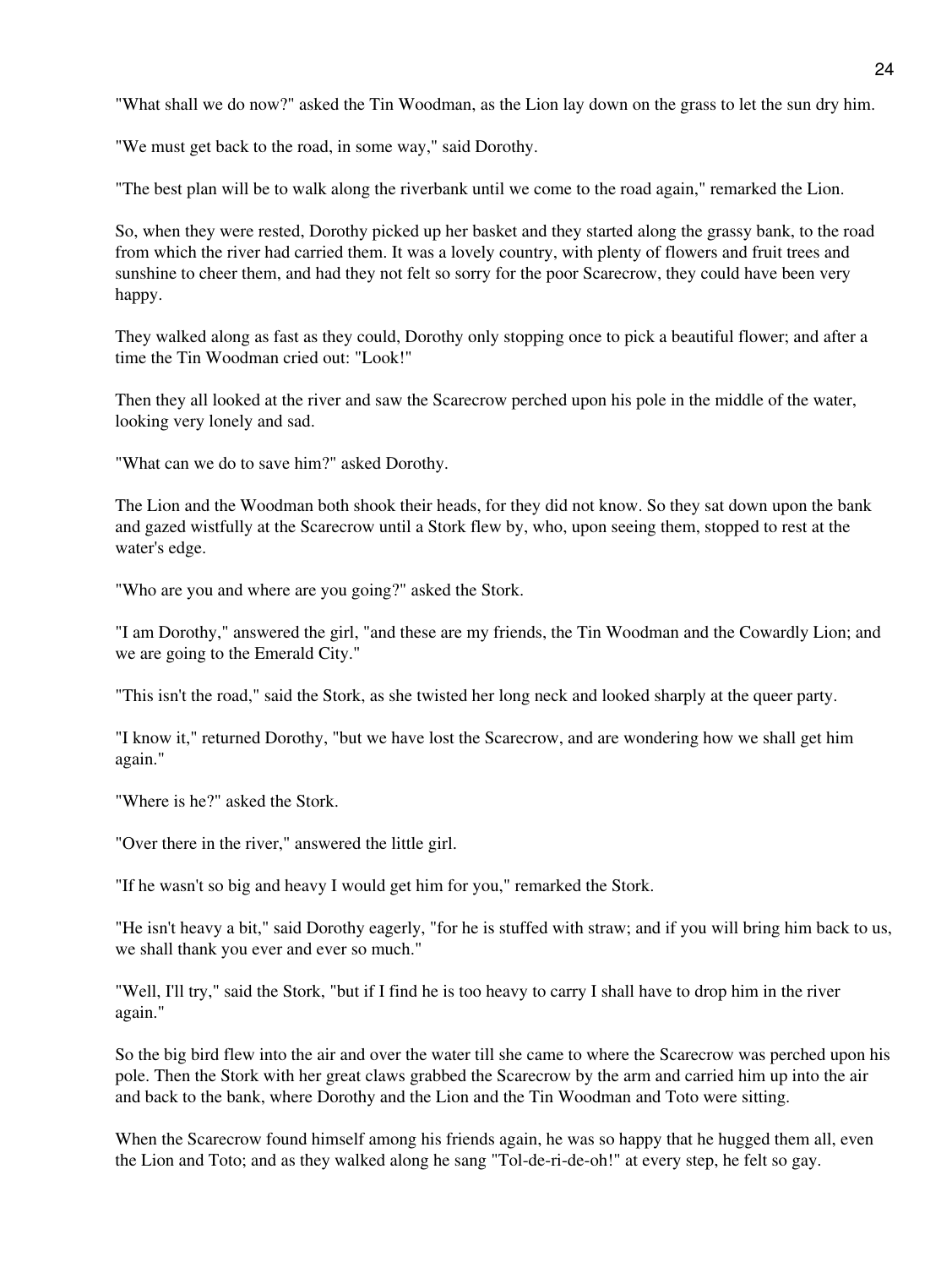"What shall we do now?" asked the Tin Woodman, as the Lion lay down on the grass to let the sun dry him.

"We must get back to the road, in some way," said Dorothy.

"The best plan will be to walk along the riverbank until we come to the road again," remarked the Lion.

So, when they were rested, Dorothy picked up her basket and they started along the grassy bank, to the road from which the river had carried them. It was a lovely country, with plenty of flowers and fruit trees and sunshine to cheer them, and had they not felt so sorry for the poor Scarecrow, they could have been very happy.

They walked along as fast as they could, Dorothy only stopping once to pick a beautiful flower; and after a time the Tin Woodman cried out: "Look!"

Then they all looked at the river and saw the Scarecrow perched upon his pole in the middle of the water, looking very lonely and sad.

"What can we do to save him?" asked Dorothy.

The Lion and the Woodman both shook their heads, for they did not know. So they sat down upon the bank and gazed wistfully at the Scarecrow until a Stork flew by, who, upon seeing them, stopped to rest at the water's edge.

"Who are you and where are you going?" asked the Stork.

"I am Dorothy," answered the girl, "and these are my friends, the Tin Woodman and the Cowardly Lion; and we are going to the Emerald City."

"This isn't the road," said the Stork, as she twisted her long neck and looked sharply at the queer party.

"I know it," returned Dorothy, "but we have lost the Scarecrow, and are wondering how we shall get him again."

"Where is he?" asked the Stork.

"Over there in the river," answered the little girl.

"If he wasn't so big and heavy I would get him for you," remarked the Stork.

"He isn't heavy a bit," said Dorothy eagerly, "for he is stuffed with straw; and if you will bring him back to us, we shall thank you ever and ever so much."

"Well, I'll try," said the Stork, "but if I find he is too heavy to carry I shall have to drop him in the river again."

So the big bird flew into the air and over the water till she came to where the Scarecrow was perched upon his pole. Then the Stork with her great claws grabbed the Scarecrow by the arm and carried him up into the air and back to the bank, where Dorothy and the Lion and the Tin Woodman and Toto were sitting.

When the Scarecrow found himself among his friends again, he was so happy that he hugged them all, even the Lion and Toto; and as they walked along he sang "Tol-de-ri-de-oh!" at every step, he felt so gay.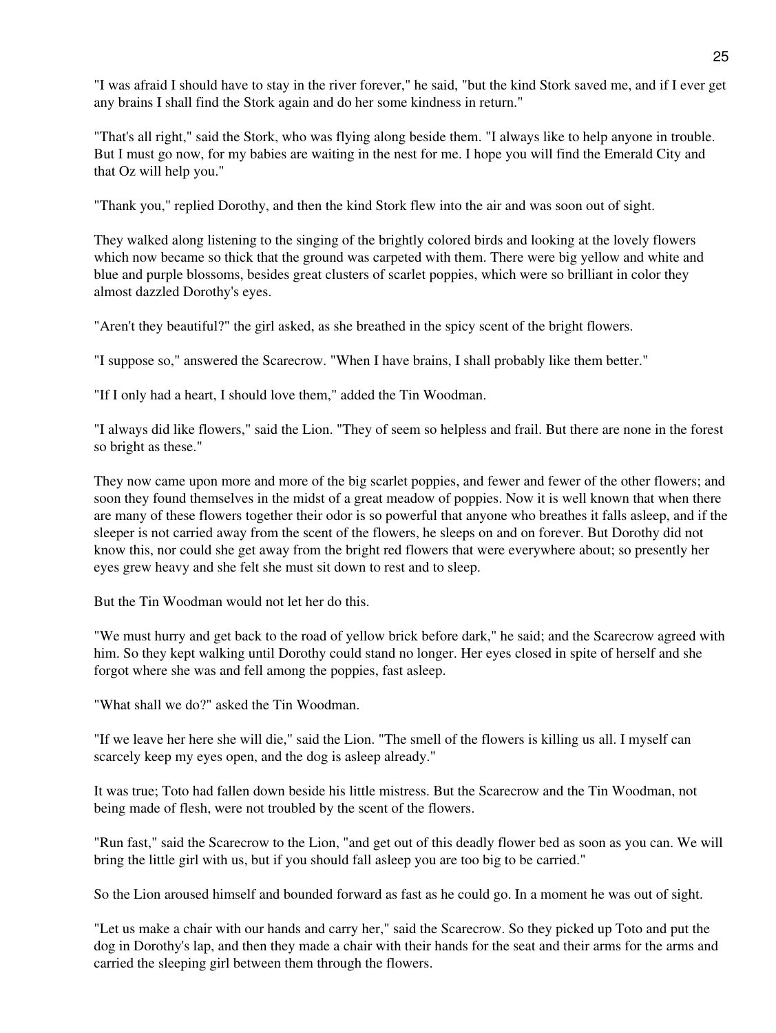"I was afraid I should have to stay in the river forever," he said, "but the kind Stork saved me, and if I ever get any brains I shall find the Stork again and do her some kindness in return."

"That's all right," said the Stork, who was flying along beside them. "I always like to help anyone in trouble. But I must go now, for my babies are waiting in the nest for me. I hope you will find the Emerald City and that Oz will help you."

"Thank you," replied Dorothy, and then the kind Stork flew into the air and was soon out of sight.

They walked along listening to the singing of the brightly colored birds and looking at the lovely flowers which now became so thick that the ground was carpeted with them. There were big yellow and white and blue and purple blossoms, besides great clusters of scarlet poppies, which were so brilliant in color they almost dazzled Dorothy's eyes.

"Aren't they beautiful?" the girl asked, as she breathed in the spicy scent of the bright flowers.

"I suppose so," answered the Scarecrow. "When I have brains, I shall probably like them better."

"If I only had a heart, I should love them," added the Tin Woodman.

"I always did like flowers," said the Lion. "They of seem so helpless and frail. But there are none in the forest so bright as these."

They now came upon more and more of the big scarlet poppies, and fewer and fewer of the other flowers; and soon they found themselves in the midst of a great meadow of poppies. Now it is well known that when there are many of these flowers together their odor is so powerful that anyone who breathes it falls asleep, and if the sleeper is not carried away from the scent of the flowers, he sleeps on and on forever. But Dorothy did not know this, nor could she get away from the bright red flowers that were everywhere about; so presently her eyes grew heavy and she felt she must sit down to rest and to sleep.

But the Tin Woodman would not let her do this.

"We must hurry and get back to the road of yellow brick before dark," he said; and the Scarecrow agreed with him. So they kept walking until Dorothy could stand no longer. Her eyes closed in spite of herself and she forgot where she was and fell among the poppies, fast asleep.

"What shall we do?" asked the Tin Woodman.

"If we leave her here she will die," said the Lion. "The smell of the flowers is killing us all. I myself can scarcely keep my eyes open, and the dog is asleep already."

It was true; Toto had fallen down beside his little mistress. But the Scarecrow and the Tin Woodman, not being made of flesh, were not troubled by the scent of the flowers.

"Run fast," said the Scarecrow to the Lion, "and get out of this deadly flower bed as soon as you can. We will bring the little girl with us, but if you should fall asleep you are too big to be carried."

So the Lion aroused himself and bounded forward as fast as he could go. In a moment he was out of sight.

"Let us make a chair with our hands and carry her," said the Scarecrow. So they picked up Toto and put the dog in Dorothy's lap, and then they made a chair with their hands for the seat and their arms for the arms and carried the sleeping girl between them through the flowers.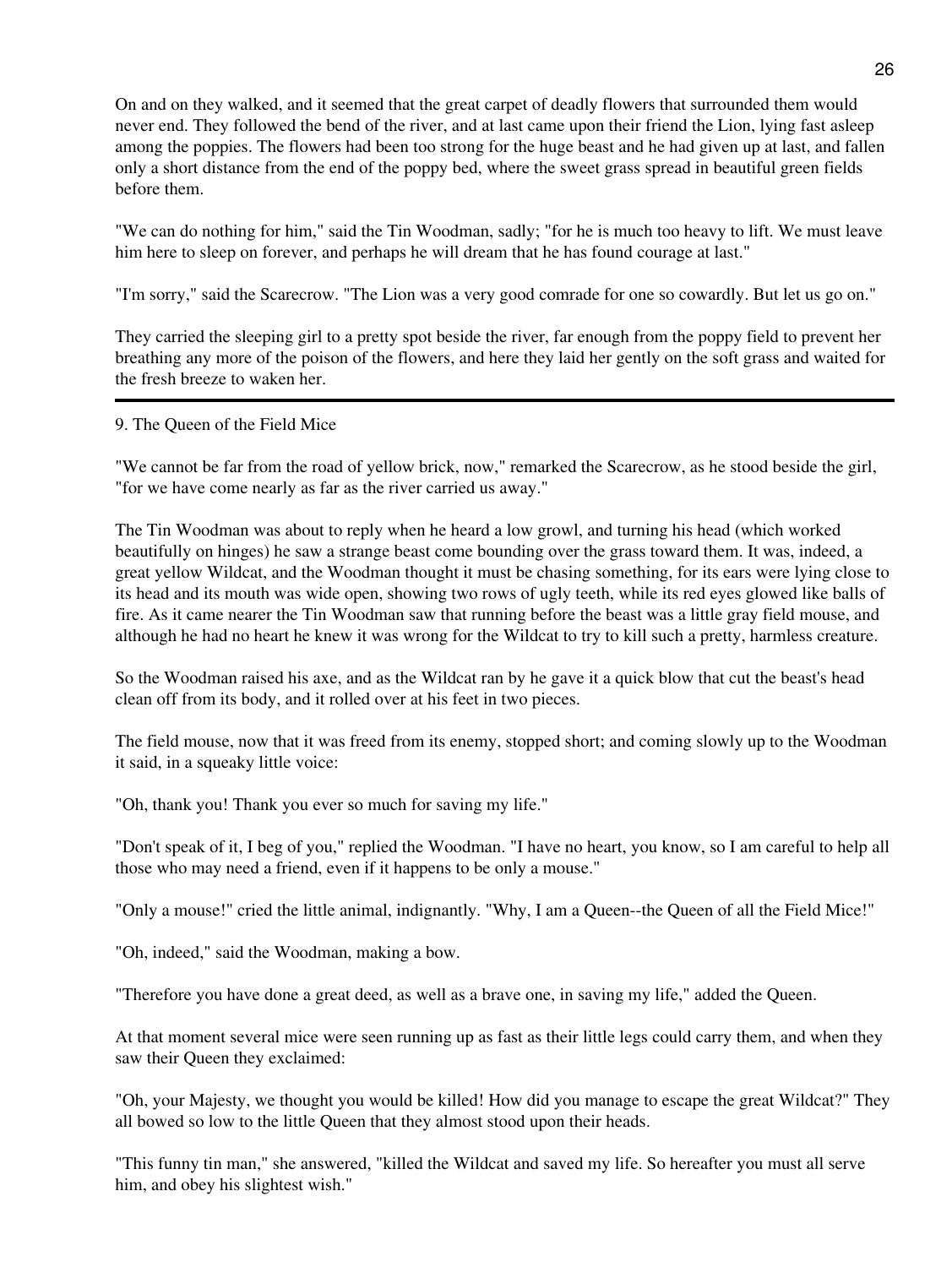On and on they walked, and it seemed that the great carpet of deadly flowers that surrounded them would never end. They followed the bend of the river, and at last came upon their friend the Lion, lying fast asleep among the poppies. The flowers had been too strong for the huge beast and he had given up at last, and fallen only a short distance from the end of the poppy bed, where the sweet grass spread in beautiful green fields before them.

"We can do nothing for him," said the Tin Woodman, sadly; "for he is much too heavy to lift. We must leave him here to sleep on forever, and perhaps he will dream that he has found courage at last."

"I'm sorry," said the Scarecrow. "The Lion was a very good comrade for one so cowardly. But let us go on."

They carried the sleeping girl to a pretty spot beside the river, far enough from the poppy field to prevent her breathing any more of the poison of the flowers, and here they laid her gently on the soft grass and waited for the fresh breeze to waken her.

---

## 9. The Queen of the Field Mice

"We cannot be far from the road of yellow brick, now," remarked the Scarecrow, as he stood beside the girl, "for we have come nearly as far as the river carried us away."

The Tin Woodman was about to reply when he heard a low growl, and turning his head (which worked beautifully on hinges) he saw a strange beast come bounding over the grass toward them. It was, indeed, a great yellow Wildcat, and the Woodman thought it must be chasing something, for its ears were lying close to its head and its mouth was wide open, showing two rows of ugly teeth, while its red eyes glowed like balls of fire. As it came nearer the Tin Woodman saw that running before the beast was a little gray field mouse, and although he had no heart he knew it was wrong for the Wildcat to try to kill such a pretty, harmless creature.

So the Woodman raised his axe, and as the Wildcat ran by he gave it a quick blow that cut the beast's head clean off from its body, and it rolled over at his feet in two pieces.

The field mouse, now that it was freed from its enemy, stopped short; and coming slowly up to the Woodman it said, in a squeaky little voice:

"Oh, thank you! Thank you ever so much for saving my life."

"Don't speak of it, I beg of you," replied the Woodman. "I have no heart, you know, so I am careful to help all those who may need a friend, even if it happens to be only a mouse."

"Only a mouse!" cried the little animal, indignantly. "Why, I am a Queen--the Queen of all the Field Mice!"

"Oh, indeed," said the Woodman, making a bow.

"Therefore you have done a great deed, as well as a brave one, in saving my life," added the Queen.

At that moment several mice were seen running up as fast as their little legs could carry them, and when they saw their Queen they exclaimed:

"Oh, your Majesty, we thought you would be killed! How did you manage to escape the great Wildcat?" They all bowed so low to the little Queen that they almost stood upon their heads.

"This funny tin man," she answered, "killed the Wildcat and saved my life. So hereafter you must all serve him, and obey his slightest wish."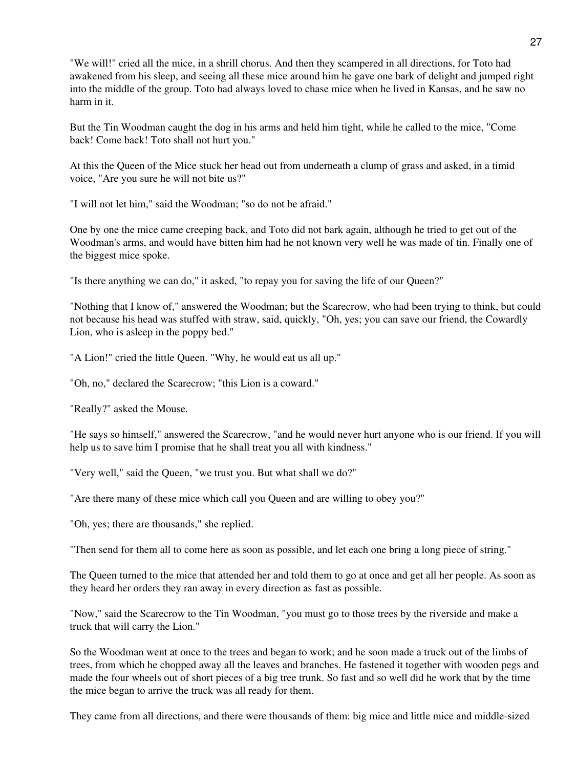"We will!" cried all the mice, in a shrill chorus. And then they scampered in all directions, for Toto had awakened from his sleep, and seeing all these mice around him he gave one bark of delight and jumped right into the middle of the group. Toto had always loved to chase mice when he lived in Kansas, and he saw no harm in it.

But the Tin Woodman caught the dog in his arms and held him tight, while he called to the mice, "Come back! Come back! Toto shall not hurt you."

At this the Queen of the Mice stuck her head out from underneath a clump of grass and asked, in a timid voice, "Are you sure he will not bite us?"

"I will not let him," said the Woodman; "so do not be afraid."

One by one the mice came creeping back, and Toto did not bark again, although he tried to get out of the Woodman's arms, and would have bitten him had he not known very well he was made of tin. Finally one of the biggest mice spoke.

"Is there anything we can do," it asked, "to repay you for saving the life of our Queen?"

"Nothing that I know of," answered the Woodman; but the Scarecrow, who had been trying to think, but could not because his head was stuffed with straw, said, quickly, "Oh, yes; you can save our friend, the Cowardly Lion, who is asleep in the poppy bed."

"A Lion!" cried the little Queen. "Why, he would eat us all up."

"Oh, no," declared the Scarecrow; "this Lion is a coward."

"Really?" asked the Mouse.

"He says so himself," answered the Scarecrow, "and he would never hurt anyone who is our friend. If you will help us to save him I promise that he shall treat you all with kindness."

"Very well," said the Queen, "we trust you. But what shall we do?"

"Are there many of these mice which call you Queen and are willing to obey you?"

"Oh, yes; there are thousands," she replied.

"Then send for them all to come here as soon as possible, and let each one bring a long piece of string."

The Queen turned to the mice that attended her and told them to go at once and get all her people. As soon as they heard her orders they ran away in every direction as fast as possible.

"Now," said the Scarecrow to the Tin Woodman, "you must go to those trees by the riverside and make a truck that will carry the Lion."

So the Woodman went at once to the trees and began to work; and he soon made a truck out of the limbs of trees, from which he chopped away all the leaves and branches. He fastened it together with wooden pegs and made the four wheels out of short pieces of a big tree trunk. So fast and so well did he work that by the time the mice began to arrive the truck was all ready for them.

They came from all directions, and there were thousands of them: big mice and little mice and middle-sized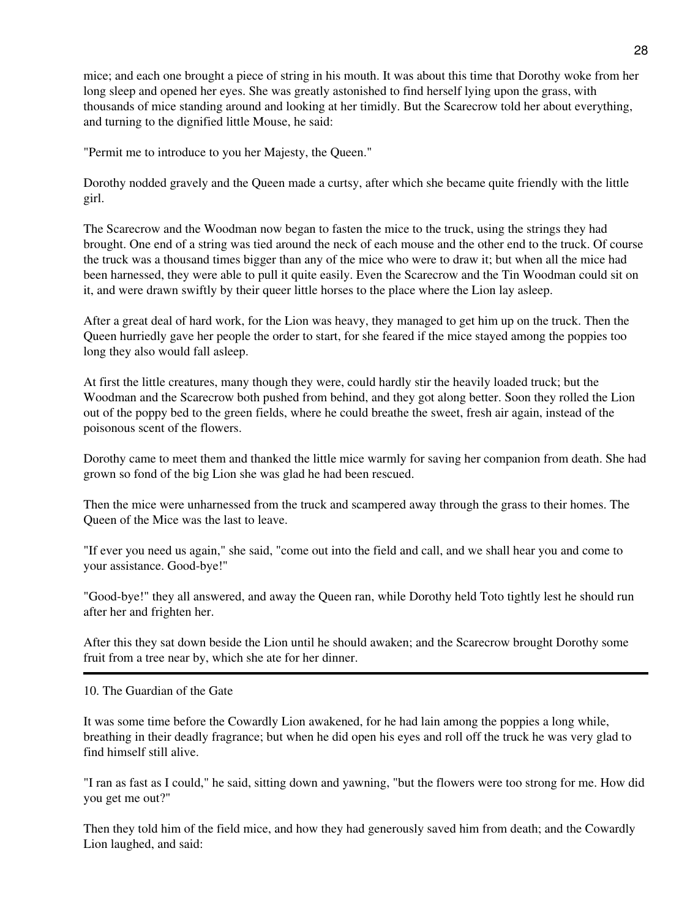mice; and each one brought a piece of string in his mouth. It was about this time that Dorothy woke from her long sleep and opened her eyes. She was greatly astonished to find herself lying upon the grass, with thousands of mice standing around and looking at her timidly. But the Scarecrow told her about everything, and turning to the dignified little Mouse, he said:

"Permit me to introduce to you her Majesty, the Queen."

Dorothy nodded gravely and the Queen made a curtsy, after which she became quite friendly with the little girl.

The Scarecrow and the Woodman now began to fasten the mice to the truck, using the strings they had brought. One end of a string was tied around the neck of each mouse and the other end to the truck. Of course the truck was a thousand times bigger than any of the mice who were to draw it; but when all the mice had been harnessed, they were able to pull it quite easily. Even the Scarecrow and the Tin Woodman could sit on it, and were drawn swiftly by their queer little horses to the place where the Lion lay asleep.

After a great deal of hard work, for the Lion was heavy, they managed to get him up on the truck. Then the Queen hurriedly gave her people the order to start, for she feared if the mice stayed among the poppies too long they also would fall asleep.

At first the little creatures, many though they were, could hardly stir the heavily loaded truck; but the Woodman and the Scarecrow both pushed from behind, and they got along better. Soon they rolled the Lion out of the poppy bed to the green fields, where he could breathe the sweet, fresh air again, instead of the poisonous scent of the flowers.

Dorothy came to meet them and thanked the little mice warmly for saving her companion from death. She had grown so fond of the big Lion she was glad he had been rescued.

Then the mice were unharnessed from the truck and scampered away through the grass to their homes. The Queen of the Mice was the last to leave.

"If ever you need us again," she said, "come out into the field and call, and we shall hear you and come to your assistance. Good-bye!"

"Good-bye!" they all answered, and away the Queen ran, while Dorothy held Toto tightly lest he should run after her and frighten her.

After this they sat down beside the Lion until he should awaken; and the Scarecrow brought Dorothy some fruit from a tree near by, which she ate for her dinner.

---

## 10. The Guardian of the Gate

It was some time before the Cowardly Lion awakened, for he had lain among the poppies a long while, breathing in their deadly fragrance; but when he did open his eyes and roll off the truck he was very glad to find himself still alive.

"I ran as fast as I could," he said, sitting down and yawning, "but the flowers were too strong for me. How did you get me out?"

Then they told him of the field mice, and how they had generously saved him from death; and the Cowardly Lion laughed, and said: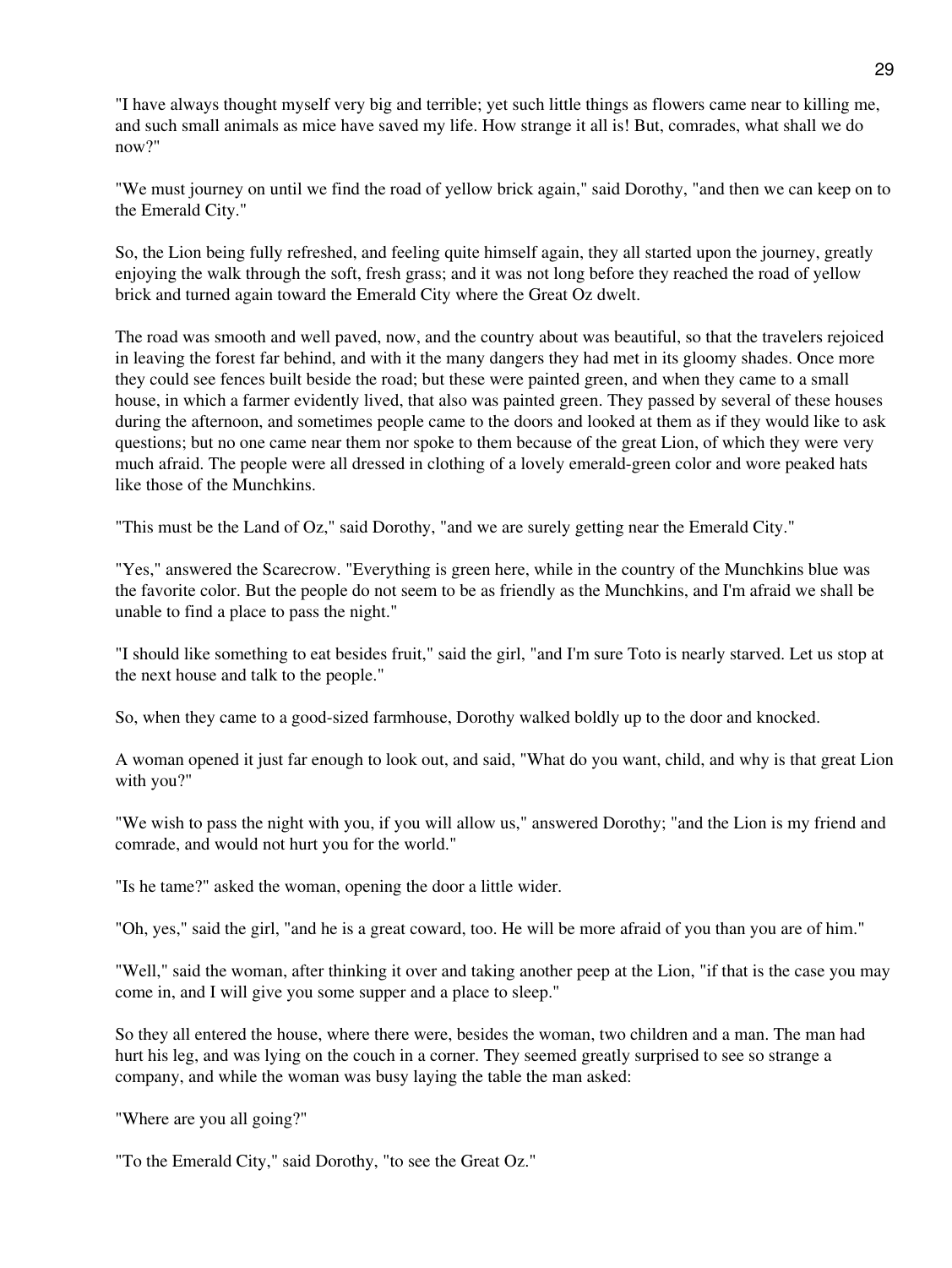"I have always thought myself very big and terrible; yet such little things as flowers came near to killing me, and such small animals as mice have saved my life. How strange it all is! But, comrades, what shall we do now?"

"We must journey on until we find the road of yellow brick again," said Dorothy, "and then we can keep on to the Emerald City."

So, the Lion being fully refreshed, and feeling quite himself again, they all started upon the journey, greatly enjoying the walk through the soft, fresh grass; and it was not long before they reached the road of yellow brick and turned again toward the Emerald City where the Great Oz dwelt.

The road was smooth and well paved, now, and the country about was beautiful, so that the travelers rejoiced in leaving the forest far behind, and with it the many dangers they had met in its gloomy shades. Once more they could see fences built beside the road; but these were painted green, and when they came to a small house, in which a farmer evidently lived, that also was painted green. They passed by several of these houses during the afternoon, and sometimes people came to the doors and looked at them as if they would like to ask questions; but no one came near them nor spoke to them because of the great Lion, of which they were very much afraid. The people were all dressed in clothing of a lovely emerald-green color and wore peaked hats like those of the Munchkins.

"This must be the Land of Oz," said Dorothy, "and we are surely getting near the Emerald City."

"Yes," answered the Scarecrow. "Everything is green here, while in the country of the Munchkins blue was the favorite color. But the people do not seem to be as friendly as the Munchkins, and I'm afraid we shall be unable to find a place to pass the night."

"I should like something to eat besides fruit," said the girl, "and I'm sure Toto is nearly starved. Let us stop at the next house and talk to the people."

So, when they came to a good-sized farmhouse, Dorothy walked boldly up to the door and knocked.

A woman opened it just far enough to look out, and said, "What do you want, child, and why is that great Lion with you?"

"We wish to pass the night with you, if you will allow us," answered Dorothy; "and the Lion is my friend and comrade, and would not hurt you for the world."

"Is he tame?" asked the woman, opening the door a little wider.

"Oh, yes," said the girl, "and he is a great coward, too. He will be more afraid of you than you are of him."

"Well," said the woman, after thinking it over and taking another peep at the Lion, "if that is the case you may come in, and I will give you some supper and a place to sleep."

So they all entered the house, where there were, besides the woman, two children and a man. The man had hurt his leg, and was lying on the couch in a corner. They seemed greatly surprised to see so strange a company, and while the woman was busy laying the table the man asked:

"Where are you all going?"

"To the Emerald City," said Dorothy, "to see the Great Oz."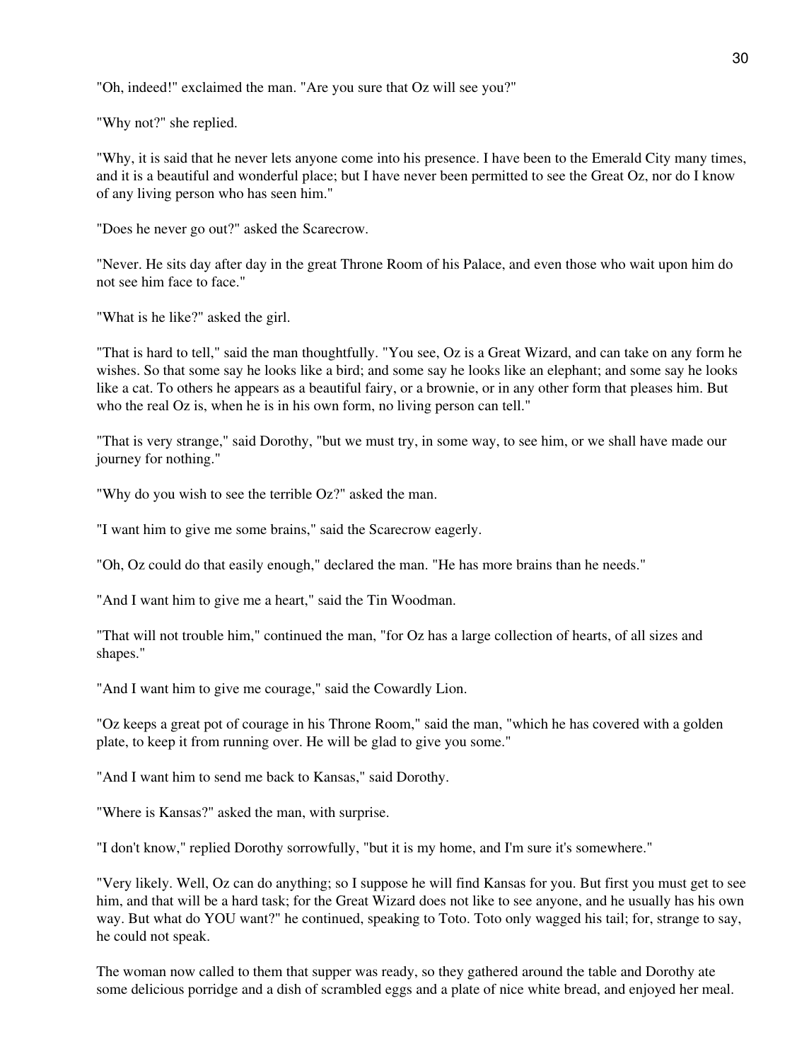"Oh, indeed!" exclaimed the man. "Are you sure that Oz will see you?"

"Why not?" she replied.

"Why, it is said that he never lets anyone come into his presence. I have been to the Emerald City many times, and it is a beautiful and wonderful place; but I have never been permitted to see the Great Oz, nor do I know of any living person who has seen him."

"Does he never go out?" asked the Scarecrow.

"Never. He sits day after day in the great Throne Room of his Palace, and even those who wait upon him do not see him face to face."

"What is he like?" asked the girl.

"That is hard to tell," said the man thoughtfully. "You see, Oz is a Great Wizard, and can take on any form he wishes. So that some say he looks like a bird; and some say he looks like an elephant; and some say he looks like a cat. To others he appears as a beautiful fairy, or a brownie, or in any other form that pleases him. But who the real Oz is, when he is in his own form, no living person can tell."

"That is very strange," said Dorothy, "but we must try, in some way, to see him, or we shall have made our journey for nothing."

"Why do you wish to see the terrible Oz?" asked the man.

"I want him to give me some brains," said the Scarecrow eagerly.

"Oh, Oz could do that easily enough," declared the man. "He has more brains than he needs."

"And I want him to give me a heart," said the Tin Woodman.

"That will not trouble him," continued the man, "for Oz has a large collection of hearts, of all sizes and shapes."

"And I want him to give me courage," said the Cowardly Lion.

"Oz keeps a great pot of courage in his Throne Room," said the man, "which he has covered with a golden plate, to keep it from running over. He will be glad to give you some."

"And I want him to send me back to Kansas," said Dorothy.

"Where is Kansas?" asked the man, with surprise.

"I don't know," replied Dorothy sorrowfully, "but it is my home, and I'm sure it's somewhere."

"Very likely. Well, Oz can do anything; so I suppose he will find Kansas for you. But first you must get to see him, and that will be a hard task; for the Great Wizard does not like to see anyone, and he usually has his own way. But what do YOU want?" he continued, speaking to Toto. Toto only wagged his tail; for, strange to say, he could not speak.

The woman now called to them that supper was ready, so they gathered around the table and Dorothy ate some delicious porridge and a dish of scrambled eggs and a plate of nice white bread, and enjoyed her meal.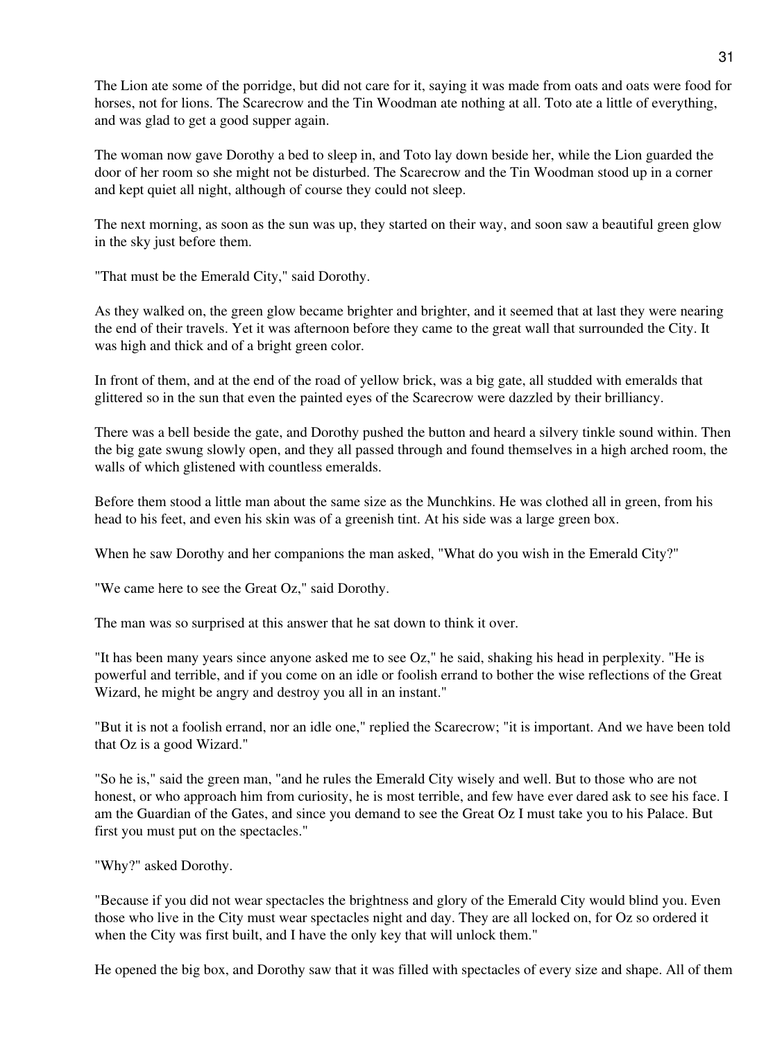The Lion ate some of the porridge, but did not care for it, saying it was made from oats and oats were food for horses, not for lions. The Scarecrow and the Tin Woodman ate nothing at all. Toto ate a little of everything, and was glad to get a good supper again.

The woman now gave Dorothy a bed to sleep in, and Toto lay down beside her, while the Lion guarded the door of her room so she might not be disturbed. The Scarecrow and the Tin Woodman stood up in a corner and kept quiet all night, although of course they could not sleep.

The next morning, as soon as the sun was up, they started on their way, and soon saw a beautiful green glow in the sky just before them.

"That must be the Emerald City," said Dorothy.

As they walked on, the green glow became brighter and brighter, and it seemed that at last they were nearing the end of their travels. Yet it was afternoon before they came to the great wall that surrounded the City. It was high and thick and of a bright green color.

In front of them, and at the end of the road of yellow brick, was a big gate, all studded with emeralds that glittered so in the sun that even the painted eyes of the Scarecrow were dazzled by their brilliancy.

There was a bell beside the gate, and Dorothy pushed the button and heard a silvery tinkle sound within. Then the big gate swung slowly open, and they all passed through and found themselves in a high arched room, the walls of which glistened with countless emeralds.

Before them stood a little man about the same size as the Munchkins. He was clothed all in green, from his head to his feet, and even his skin was of a greenish tint. At his side was a large green box.

When he saw Dorothy and her companions the man asked, "What do you wish in the Emerald City?"

"We came here to see the Great Oz," said Dorothy.

The man was so surprised at this answer that he sat down to think it over.

"It has been many years since anyone asked me to see Oz," he said, shaking his head in perplexity. "He is powerful and terrible, and if you come on an idle or foolish errand to bother the wise reflections of the Great Wizard, he might be angry and destroy you all in an instant."

"But it is not a foolish errand, nor an idle one," replied the Scarecrow; "it is important. And we have been told that Oz is a good Wizard."

"So he is," said the green man, "and he rules the Emerald City wisely and well. But to those who are not honest, or who approach him from curiosity, he is most terrible, and few have ever dared ask to see his face. I am the Guardian of the Gates, and since you demand to see the Great Oz I must take you to his Palace. But first you must put on the spectacles."

"Why?" asked Dorothy.

"Because if you did not wear spectacles the brightness and glory of the Emerald City would blind you. Even those who live in the City must wear spectacles night and day. They are all locked on, for Oz so ordered it when the City was first built, and I have the only key that will unlock them."

He opened the big box, and Dorothy saw that it was filled with spectacles of every size and shape. All of them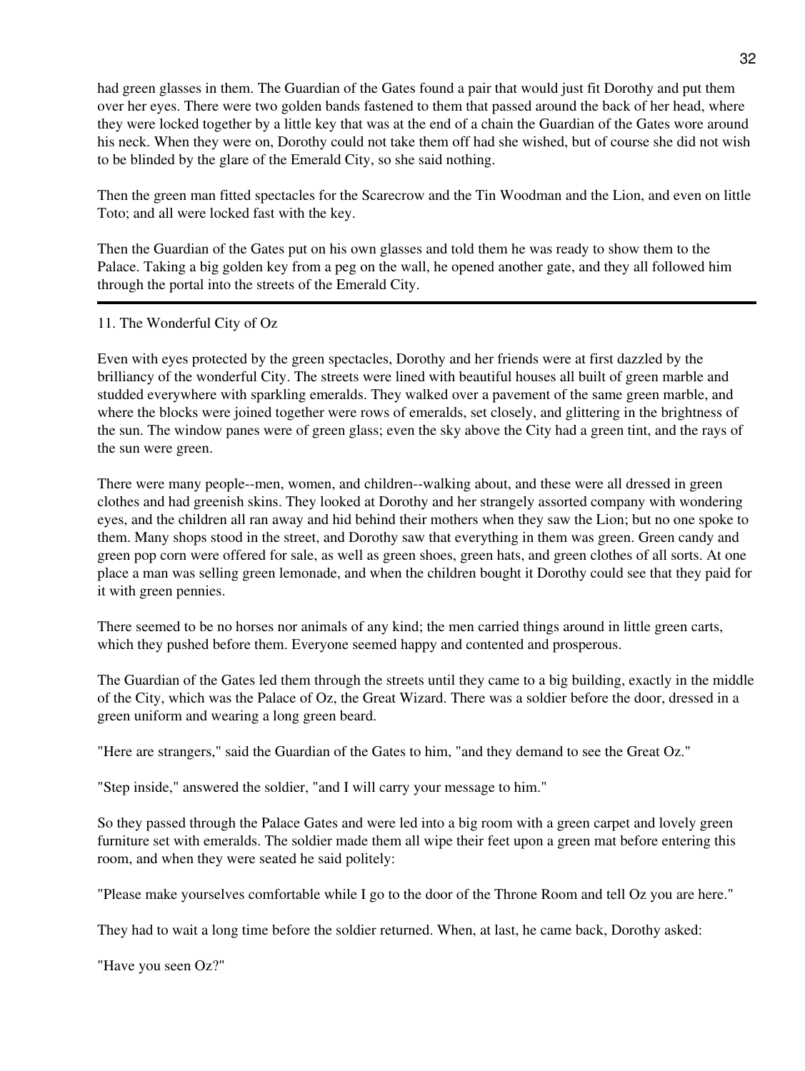had green glasses in them. The Guardian of the Gates found a pair that would just fit Dorothy and put them over her eyes. There were two golden bands fastened to them that passed around the back of her head, where they were locked together by a little key that was at the end of a chain the Guardian of the Gates wore around his neck. When they were on, Dorothy could not take them off had she wished, but of course she did not wish to be blinded by the glare of the Emerald City, so she said nothing.

Then the green man fitted spectacles for the Scarecrow and the Tin Woodman and the Lion, and even on little Toto; and all were locked fast with the key.

Then the Guardian of the Gates put on his own glasses and told them he was ready to show them to the Palace. Taking a big golden key from a peg on the wall, he opened another gate, and they all followed him through the portal into the streets of the Emerald City.

---

## 11. The Wonderful City of Oz

Even with eyes protected by the green spectacles, Dorothy and her friends were at first dazzled by the brilliancy of the wonderful City. The streets were lined with beautiful houses all built of green marble and studded everywhere with sparkling emeralds. They walked over a pavement of the same green marble, and where the blocks were joined together were rows of emeralds, set closely, and glittering in the brightness of the sun. The window panes were of green glass; even the sky above the City had a green tint, and the rays of the sun were green.

There were many people--men, women, and children--walking about, and these were all dressed in green clothes and had greenish skins. They looked at Dorothy and her strangely assorted company with wondering eyes, and the children all ran away and hid behind their mothers when they saw the Lion; but no one spoke to them. Many shops stood in the street, and Dorothy saw that everything in them was green. Green candy and green pop corn were offered for sale, as well as green shoes, green hats, and green clothes of all sorts. At one place a man was selling green lemonade, and when the children bought it Dorothy could see that they paid for it with green pennies.

There seemed to be no horses nor animals of any kind; the men carried things around in little green carts, which they pushed before them. Everyone seemed happy and contented and prosperous.

The Guardian of the Gates led them through the streets until they came to a big building, exactly in the middle of the City, which was the Palace of Oz, the Great Wizard. There was a soldier before the door, dressed in a green uniform and wearing a long green beard.

"Here are strangers," said the Guardian of the Gates to him, "and they demand to see the Great Oz."

"Step inside," answered the soldier, "and I will carry your message to him."

So they passed through the Palace Gates and were led into a big room with a green carpet and lovely green furniture set with emeralds. The soldier made them all wipe their feet upon a green mat before entering this room, and when they were seated he said politely:

"Please make yourselves comfortable while I go to the door of the Throne Room and tell Oz you are here."

They had to wait a long time before the soldier returned. When, at last, he came back, Dorothy asked:

"Have you seen Oz?"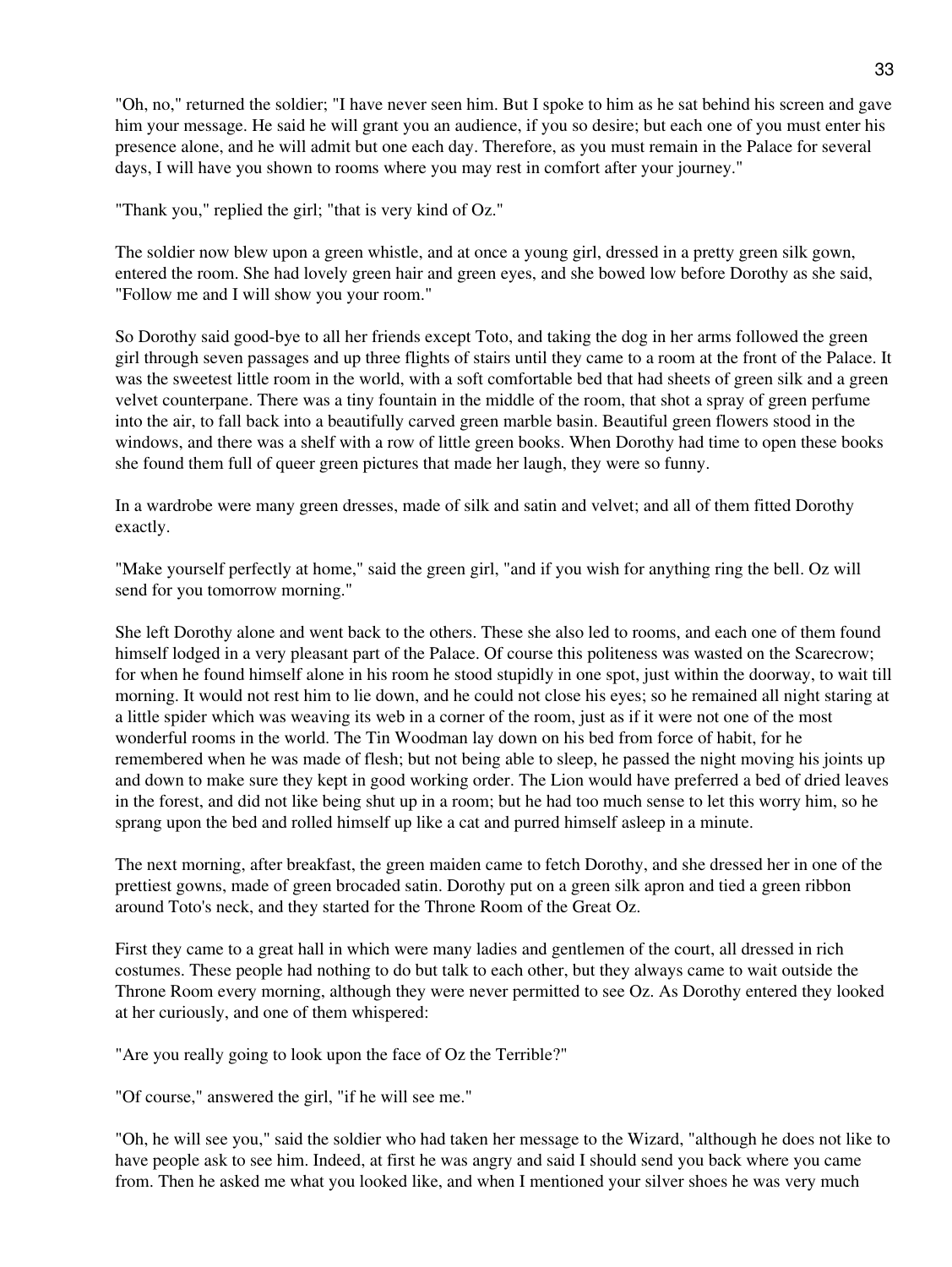"Oh, no," returned the soldier; "I have never seen him. But I spoke to him as he sat behind his screen and gave him your message. He said he will grant you an audience, if you so desire; but each one of you must enter his presence alone, and he will admit but one each day. Therefore, as you must remain in the Palace for several days, I will have you shown to rooms where you may rest in comfort after your journey."

"Thank you," replied the girl; "that is very kind of Oz."

The soldier now blew upon a green whistle, and at once a young girl, dressed in a pretty green silk gown, entered the room. She had lovely green hair and green eyes, and she bowed low before Dorothy as she said, "Follow me and I will show you your room."

So Dorothy said good-bye to all her friends except Toto, and taking the dog in her arms followed the green girl through seven passages and up three flights of stairs until they came to a room at the front of the Palace. It was the sweetest little room in the world, with a soft comfortable bed that had sheets of green silk and a green velvet counterpane. There was a tiny fountain in the middle of the room, that shot a spray of green perfume into the air, to fall back into a beautifully carved green marble basin. Beautiful green flowers stood in the windows, and there was a shelf with a row of little green books. When Dorothy had time to open these books she found them full of queer green pictures that made her laugh, they were so funny.

In a wardrobe were many green dresses, made of silk and satin and velvet; and all of them fitted Dorothy exactly.

"Make yourself perfectly at home," said the green girl, "and if you wish for anything ring the bell. Oz will send for you tomorrow morning."

She left Dorothy alone and went back to the others. These she also led to rooms, and each one of them found himself lodged in a very pleasant part of the Palace. Of course this politeness was wasted on the Scarecrow; for when he found himself alone in his room he stood stupidly in one spot, just within the doorway, to wait till morning. It would not rest him to lie down, and he could not close his eyes; so he remained all night staring at a little spider which was weaving its web in a corner of the room, just as if it were not one of the most wonderful rooms in the world. The Tin Woodman lay down on his bed from force of habit, for he remembered when he was made of flesh; but not being able to sleep, he passed the night moving his joints up and down to make sure they kept in good working order. The Lion would have preferred a bed of dried leaves in the forest, and did not like being shut up in a room; but he had too much sense to let this worry him, so he sprang upon the bed and rolled himself up like a cat and purred himself asleep in a minute.

The next morning, after breakfast, the green maiden came to fetch Dorothy, and she dressed her in one of the prettiest gowns, made of green brocaded satin. Dorothy put on a green silk apron and tied a green ribbon around Toto's neck, and they started for the Throne Room of the Great Oz.

First they came to a great hall in which were many ladies and gentlemen of the court, all dressed in rich costumes. These people had nothing to do but talk to each other, but they always came to wait outside the Throne Room every morning, although they were never permitted to see Oz. As Dorothy entered they looked at her curiously, and one of them whispered:

"Are you really going to look upon the face of Oz the Terrible?"

"Of course," answered the girl, "if he will see me."

"Oh, he will see you," said the soldier who had taken her message to the Wizard, "although he does not like to have people ask to see him. Indeed, at first he was angry and said I should send you back where you came from. Then he asked me what you looked like, and when I mentioned your silver shoes he was very much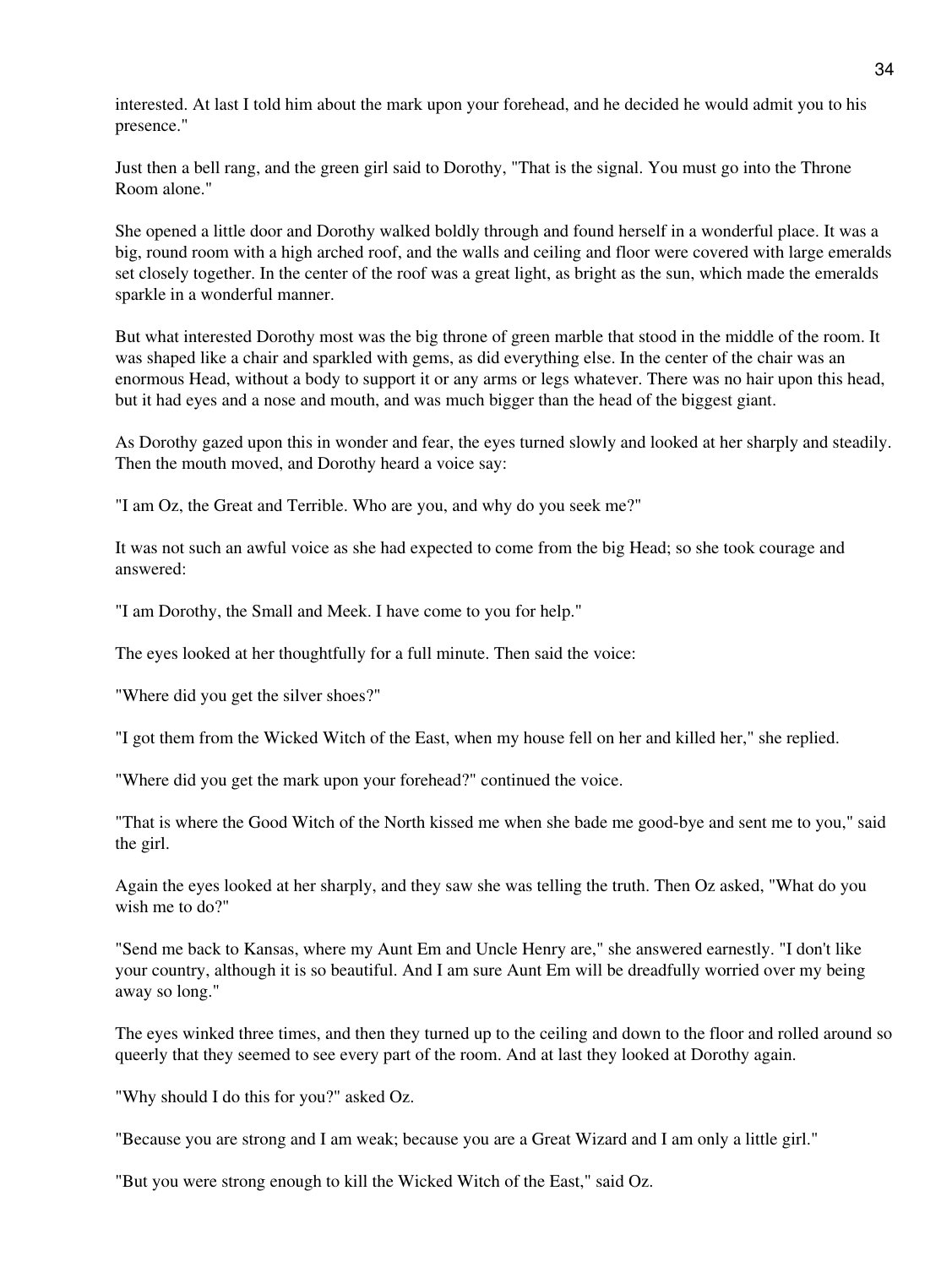interested. At last I told him about the mark upon your forehead, and he decided he would admit you to his presence."

Just then a bell rang, and the green girl said to Dorothy, "That is the signal. You must go into the Throne Room alone."

She opened a little door and Dorothy walked boldly through and found herself in a wonderful place. It was a big, round room with a high arched roof, and the walls and ceiling and floor were covered with large emeralds set closely together. In the center of the roof was a great light, as bright as the sun, which made the emeralds sparkle in a wonderful manner.

But what interested Dorothy most was the big throne of green marble that stood in the middle of the room. It was shaped like a chair and sparkled with gems, as did everything else. In the center of the chair was an enormous Head, without a body to support it or any arms or legs whatever. There was no hair upon this head, but it had eyes and a nose and mouth, and was much bigger than the head of the biggest giant.

As Dorothy gazed upon this in wonder and fear, the eyes turned slowly and looked at her sharply and steadily. Then the mouth moved, and Dorothy heard a voice say:

"I am Oz, the Great and Terrible. Who are you, and why do you seek me?"

It was not such an awful voice as she had expected to come from the big Head; so she took courage and answered:

"I am Dorothy, the Small and Meek. I have come to you for help."

The eyes looked at her thoughtfully for a full minute. Then said the voice:

"Where did you get the silver shoes?"

"I got them from the Wicked Witch of the East, when my house fell on her and killed her," she replied.

"Where did you get the mark upon your forehead?" continued the voice.

"That is where the Good Witch of the North kissed me when she bade me good-bye and sent me to you," said the girl.

Again the eyes looked at her sharply, and they saw she was telling the truth. Then Oz asked, "What do you wish me to do?"

"Send me back to Kansas, where my Aunt Em and Uncle Henry are," she answered earnestly. "I don't like your country, although it is so beautiful. And I am sure Aunt Em will be dreadfully worried over my being away so long."

The eyes winked three times, and then they turned up to the ceiling and down to the floor and rolled around so queerly that they seemed to see every part of the room. And at last they looked at Dorothy again.

"Why should I do this for you?" asked Oz.

"Because you are strong and I am weak; because you are a Great Wizard and I am only a little girl."

"But you were strong enough to kill the Wicked Witch of the East," said Oz.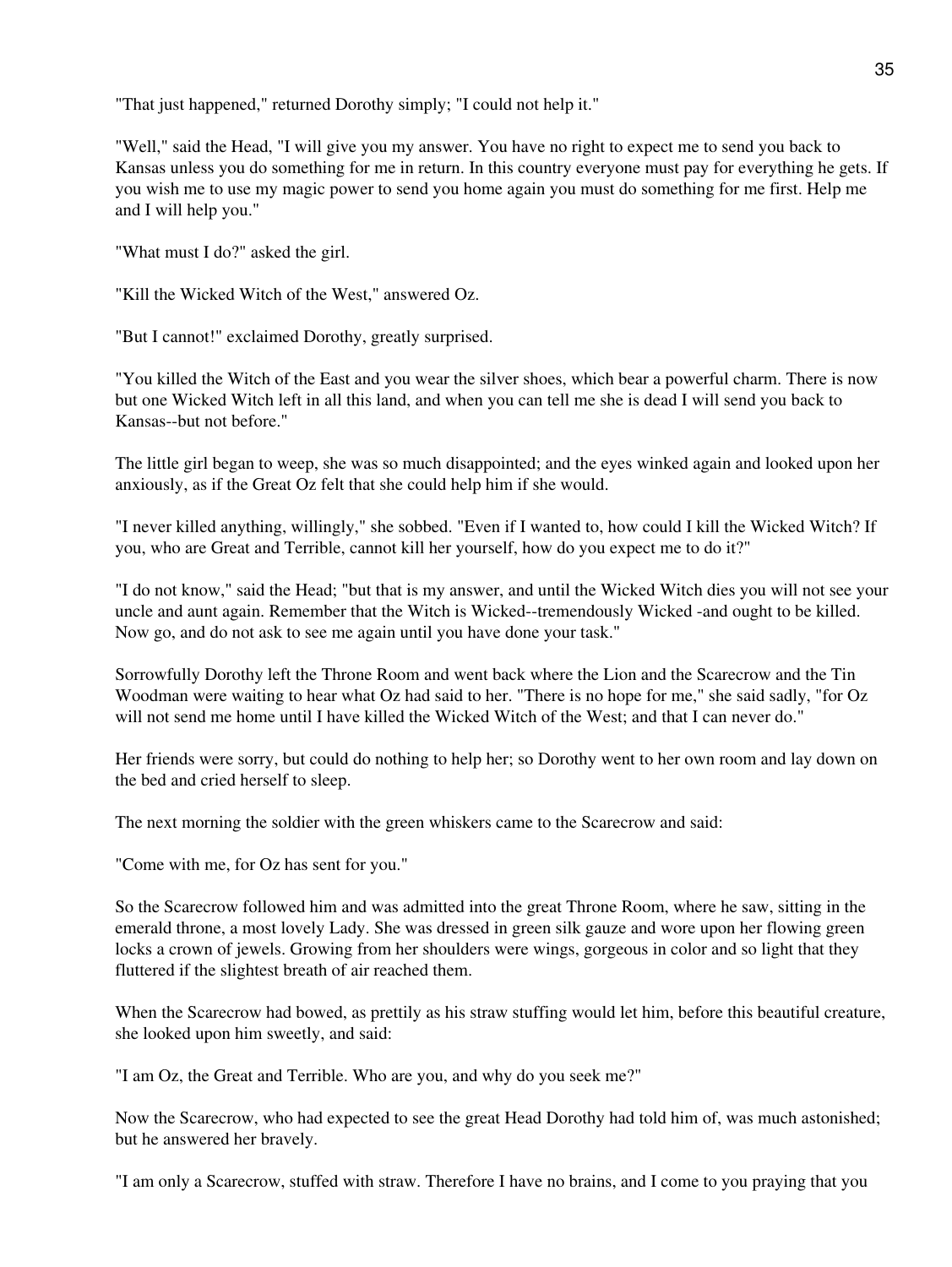"That just happened," returned Dorothy simply; "I could not help it."

"Well," said the Head, "I will give you my answer. You have no right to expect me to send you back to Kansas unless you do something for me in return. In this country everyone must pay for everything he gets. If you wish me to use my magic power to send you home again you must do something for me first. Help me and I will help you."

"What must I do?" asked the girl.

"Kill the Wicked Witch of the West," answered Oz.

"But I cannot!" exclaimed Dorothy, greatly surprised.

"You killed the Witch of the East and you wear the silver shoes, which bear a powerful charm. There is now but one Wicked Witch left in all this land, and when you can tell me she is dead I will send you back to Kansas--but not before."

The little girl began to weep, she was so much disappointed; and the eyes winked again and looked upon her anxiously, as if the Great Oz felt that she could help him if she would.

"I never killed anything, willingly," she sobbed. "Even if I wanted to, how could I kill the Wicked Witch? If you, who are Great and Terrible, cannot kill her yourself, how do you expect me to do it?"

"I do not know," said the Head; "but that is my answer, and until the Wicked Witch dies you will not see your uncle and aunt again. Remember that the Witch is Wicked--tremendously Wicked -and ought to be killed. Now go, and do not ask to see me again until you have done your task."

Sorrowfully Dorothy left the Throne Room and went back where the Lion and the Scarecrow and the Tin Woodman were waiting to hear what Oz had said to her. "There is no hope for me," she said sadly, "for Oz will not send me home until I have killed the Wicked Witch of the West; and that I can never do."

Her friends were sorry, but could do nothing to help her; so Dorothy went to her own room and lay down on the bed and cried herself to sleep.

The next morning the soldier with the green whiskers came to the Scarecrow and said:

"Come with me, for Oz has sent for you."

So the Scarecrow followed him and was admitted into the great Throne Room, where he saw, sitting in the emerald throne, a most lovely Lady. She was dressed in green silk gauze and wore upon her flowing green locks a crown of jewels. Growing from her shoulders were wings, gorgeous in color and so light that they fluttered if the slightest breath of air reached them.

When the Scarecrow had bowed, as prettily as his straw stuffing would let him, before this beautiful creature, she looked upon him sweetly, and said:

"I am Oz, the Great and Terrible. Who are you, and why do you seek me?"

Now the Scarecrow, who had expected to see the great Head Dorothy had told him of, was much astonished; but he answered her bravely.

"I am only a Scarecrow, stuffed with straw. Therefore I have no brains, and I come to you praying that you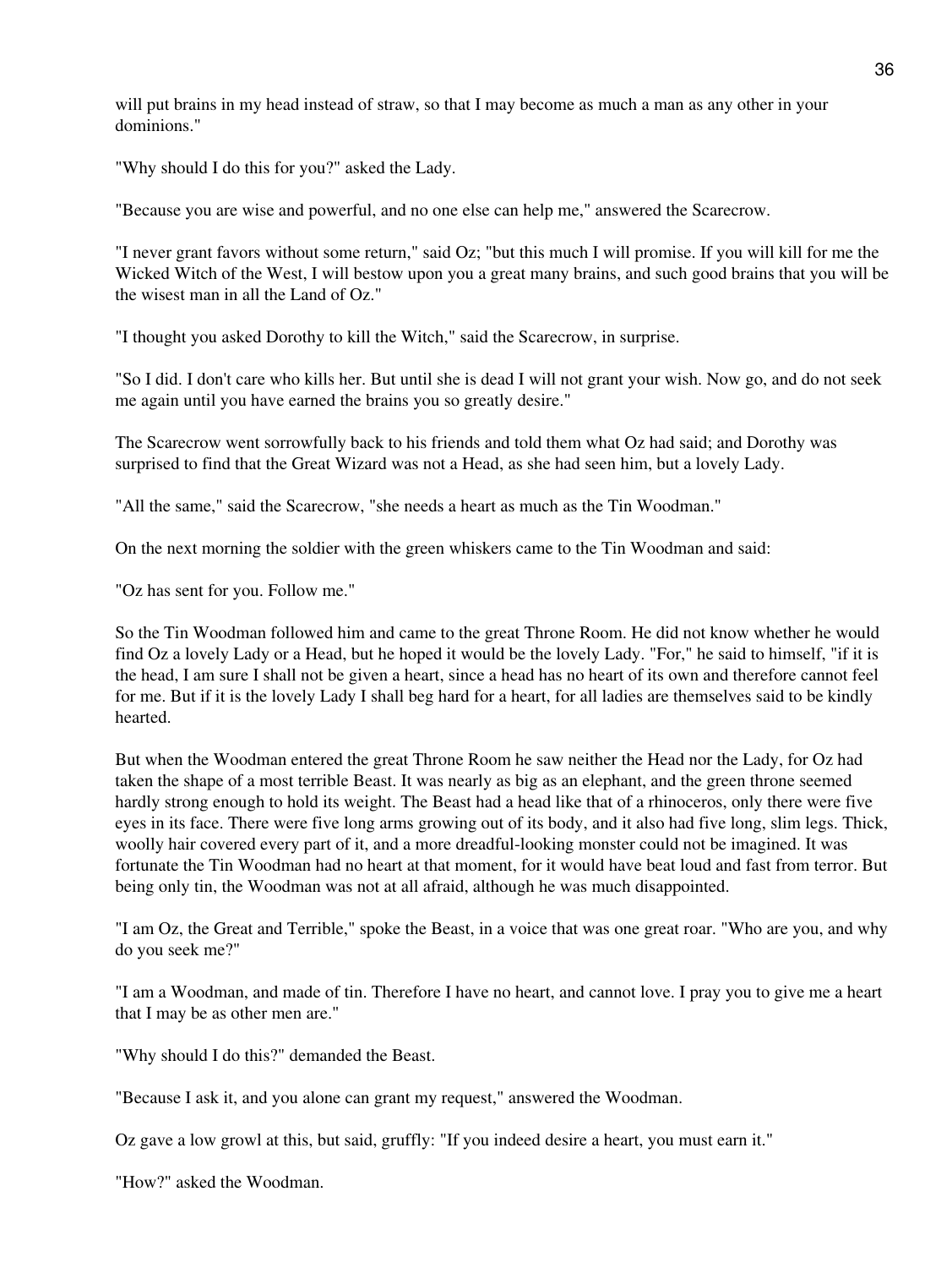will put brains in my head instead of straw, so that I may become as much a man as any other in your dominions."

"Why should I do this for you?" asked the Lady.

"Because you are wise and powerful, and no one else can help me," answered the Scarecrow.

"I never grant favors without some return," said Oz; "but this much I will promise. If you will kill for me the Wicked Witch of the West, I will bestow upon you a great many brains, and such good brains that you will be the wisest man in all the Land of Oz."

"I thought you asked Dorothy to kill the Witch," said the Scarecrow, in surprise.

"So I did. I don't care who kills her. But until she is dead I will not grant your wish. Now go, and do not seek me again until you have earned the brains you so greatly desire."

The Scarecrow went sorrowfully back to his friends and told them what Oz had said; and Dorothy was surprised to find that the Great Wizard was not a Head, as she had seen him, but a lovely Lady.

"All the same," said the Scarecrow, "she needs a heart as much as the Tin Woodman."

On the next morning the soldier with the green whiskers came to the Tin Woodman and said:

"Oz has sent for you. Follow me."

So the Tin Woodman followed him and came to the great Throne Room. He did not know whether he would find Oz a lovely Lady or a Head, but he hoped it would be the lovely Lady. "For," he said to himself, "if it is the head, I am sure I shall not be given a heart, since a head has no heart of its own and therefore cannot feel for me. But if it is the lovely Lady I shall beg hard for a heart, for all ladies are themselves said to be kindly hearted.

But when the Woodman entered the great Throne Room he saw neither the Head nor the Lady, for Oz had taken the shape of a most terrible Beast. It was nearly as big as an elephant, and the green throne seemed hardly strong enough to hold its weight. The Beast had a head like that of a rhinoceros, only there were five eyes in its face. There were five long arms growing out of its body, and it also had five long, slim legs. Thick, woolly hair covered every part of it, and a more dreadful-looking monster could not be imagined. It was fortunate the Tin Woodman had no heart at that moment, for it would have beat loud and fast from terror. But being only tin, the Woodman was not at all afraid, although he was much disappointed.

"I am Oz, the Great and Terrible," spoke the Beast, in a voice that was one great roar. "Who are you, and why do you seek me?"

"I am a Woodman, and made of tin. Therefore I have no heart, and cannot love. I pray you to give me a heart that I may be as other men are."

"Why should I do this?" demanded the Beast.

"Because I ask it, and you alone can grant my request," answered the Woodman.

Oz gave a low growl at this, but said, gruffly: "If you indeed desire a heart, you must earn it."

"How?" asked the Woodman.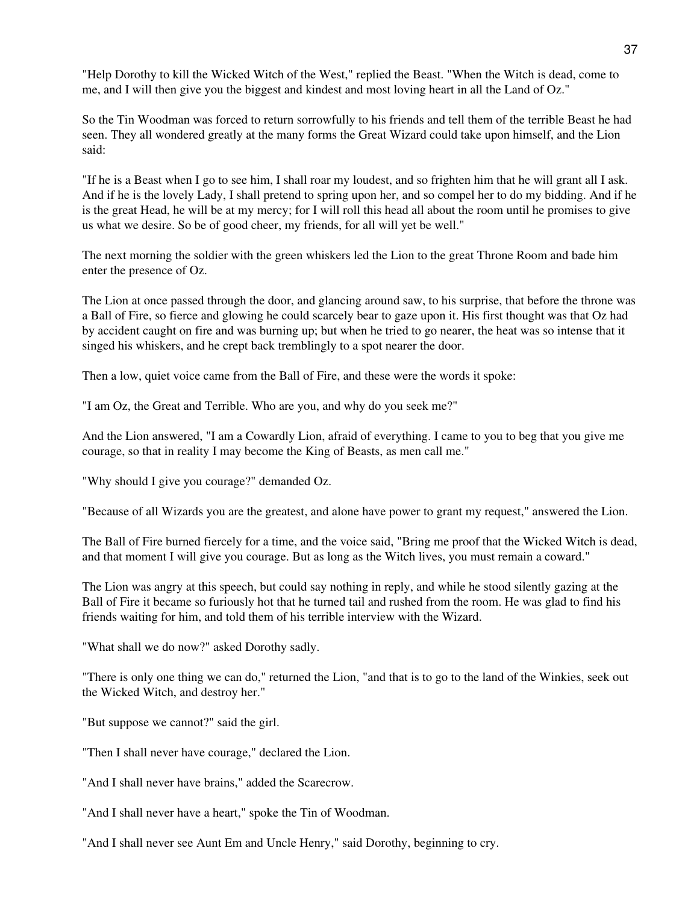"Help Dorothy to kill the Wicked Witch of the West," replied the Beast. "When the Witch is dead, come to me, and I will then give you the biggest and kindest and most loving heart in all the Land of Oz."

So the Tin Woodman was forced to return sorrowfully to his friends and tell them of the terrible Beast he had seen. They all wondered greatly at the many forms the Great Wizard could take upon himself, and the Lion said:

"If he is a Beast when I go to see him, I shall roar my loudest, and so frighten him that he will grant all I ask. And if he is the lovely Lady, I shall pretend to spring upon her, and so compel her to do my bidding. And if he is the great Head, he will be at my mercy; for I will roll this head all about the room until he promises to give us what we desire. So be of good cheer, my friends, for all will yet be well."

The next morning the soldier with the green whiskers led the Lion to the great Throne Room and bade him enter the presence of Oz.

The Lion at once passed through the door, and glancing around saw, to his surprise, that before the throne was a Ball of Fire, so fierce and glowing he could scarcely bear to gaze upon it. His first thought was that Oz had by accident caught on fire and was burning up; but when he tried to go nearer, the heat was so intense that it singed his whiskers, and he crept back tremblingly to a spot nearer the door.

Then a low, quiet voice came from the Ball of Fire, and these were the words it spoke:

"I am Oz, the Great and Terrible. Who are you, and why do you seek me?"

And the Lion answered, "I am a Cowardly Lion, afraid of everything. I came to you to beg that you give me courage, so that in reality I may become the King of Beasts, as men call me."

"Why should I give you courage?" demanded Oz.

"Because of all Wizards you are the greatest, and alone have power to grant my request," answered the Lion.

The Ball of Fire burned fiercely for a time, and the voice said, "Bring me proof that the Wicked Witch is dead, and that moment I will give you courage. But as long as the Witch lives, you must remain a coward."

The Lion was angry at this speech, but could say nothing in reply, and while he stood silently gazing at the Ball of Fire it became so furiously hot that he turned tail and rushed from the room. He was glad to find his friends waiting for him, and told them of his terrible interview with the Wizard.

"What shall we do now?" asked Dorothy sadly.

"There is only one thing we can do," returned the Lion, "and that is to go to the land of the Winkies, seek out the Wicked Witch, and destroy her."

"But suppose we cannot?" said the girl.

"Then I shall never have courage," declared the Lion.

"And I shall never have brains," added the Scarecrow.

"And I shall never have a heart," spoke the Tin of Woodman.

"And I shall never see Aunt Em and Uncle Henry," said Dorothy, beginning to cry.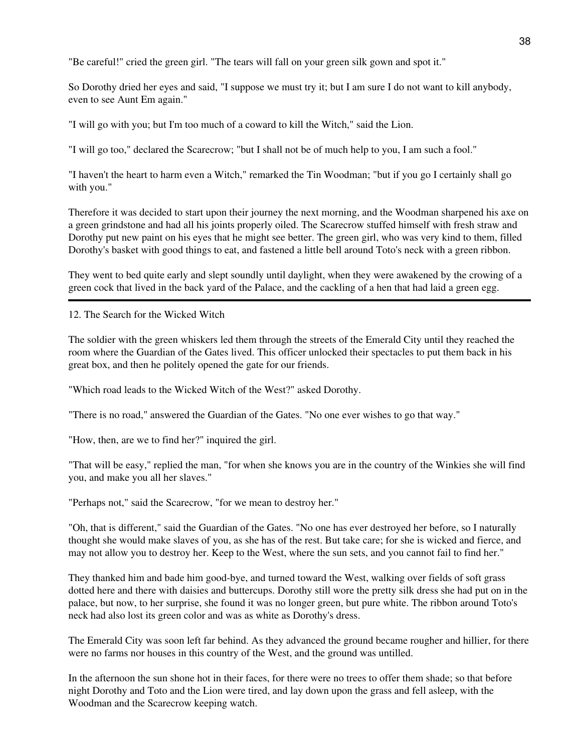"Be careful!" cried the green girl. "The tears will fall on your green silk gown and spot it."

So Dorothy dried her eyes and said, "I suppose we must try it; but I am sure I do not want to kill anybody, even to see Aunt Em again."

"I will go with you; but I'm too much of a coward to kill the Witch," said the Lion.

"I will go too," declared the Scarecrow; "but I shall not be of much help to you, I am such a fool."

"I haven't the heart to harm even a Witch," remarked the Tin Woodman; "but if you go I certainly shall go with you."

Therefore it was decided to start upon their journey the next morning, and the Woodman sharpened his axe on a green grindstone and had all his joints properly oiled. The Scarecrow stuffed himself with fresh straw and Dorothy put new paint on his eyes that he might see better. The green girl, who was very kind to them, filled Dorothy's basket with good things to eat, and fastened a little bell around Toto's neck with a green ribbon.

They went to bed quite early and slept soundly until daylight, when they were awakened by the crowing of a green cock that lived in the back yard of the Palace, and the cackling of a hen that had laid a green egg.

---

## 12. The Search for the Wicked Witch

The soldier with the green whiskers led them through the streets of the Emerald City until they reached the room where the Guardian of the Gates lived. This officer unlocked their spectacles to put them back in his great box, and then he politely opened the gate for our friends.

"Which road leads to the Wicked Witch of the West?" asked Dorothy.

"There is no road," answered the Guardian of the Gates. "No one ever wishes to go that way."

"How, then, are we to find her?" inquired the girl.

"That will be easy," replied the man, "for when she knows you are in the country of the Winkies she will find you, and make you all her slaves."

"Perhaps not," said the Scarecrow, "for we mean to destroy her."

"Oh, that is different," said the Guardian of the Gates. "No one has ever destroyed her before, so I naturally thought she would make slaves of you, as she has of the rest. But take care; for she is wicked and fierce, and may not allow you to destroy her. Keep to the West, where the sun sets, and you cannot fail to find her."

They thanked him and bade him good-bye, and turned toward the West, walking over fields of soft grass dotted here and there with daisies and buttercups. Dorothy still wore the pretty silk dress she had put on in the palace, but now, to her surprise, she found it was no longer green, but pure white. The ribbon around Toto's neck had also lost its green color and was as white as Dorothy's dress.

The Emerald City was soon left far behind. As they advanced the ground became rougher and hillier, for there were no farms nor houses in this country of the West, and the ground was untilled.

In the afternoon the sun shone hot in their faces, for there were no trees to offer them shade; so that before night Dorothy and Toto and the Lion were tired, and lay down upon the grass and fell asleep, with the Woodman and the Scarecrow keeping watch.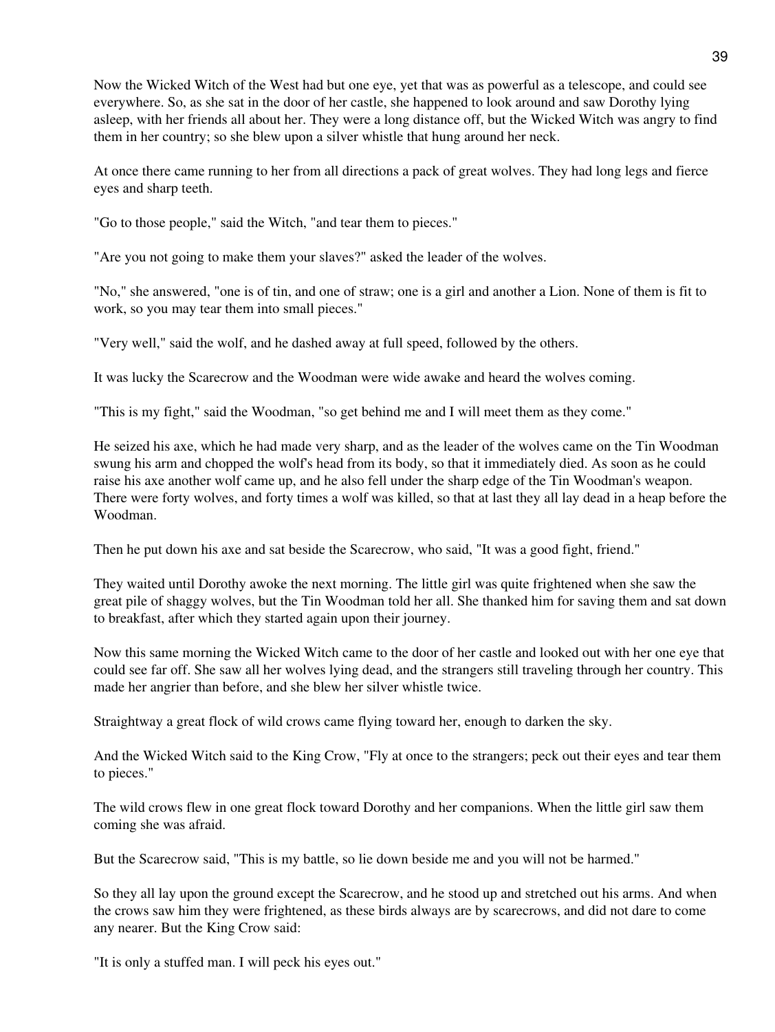Now the Wicked Witch of the West had but one eye, yet that was as powerful as a telescope, and could see everywhere. So, as she sat in the door of her castle, she happened to look around and saw Dorothy lying asleep, with her friends all about her. They were a long distance off, but the Wicked Witch was angry to find them in her country; so she blew upon a silver whistle that hung around her neck.

At once there came running to her from all directions a pack of great wolves. They had long legs and fierce eyes and sharp teeth.

"Go to those people," said the Witch, "and tear them to pieces."

"Are you not going to make them your slaves?" asked the leader of the wolves.

"No," she answered, "one is of tin, and one of straw; one is a girl and another a Lion. None of them is fit to work, so you may tear them into small pieces."

"Very well," said the wolf, and he dashed away at full speed, followed by the others.

It was lucky the Scarecrow and the Woodman were wide awake and heard the wolves coming.

"This is my fight," said the Woodman, "so get behind me and I will meet them as they come."

He seized his axe, which he had made very sharp, and as the leader of the wolves came on the Tin Woodman swung his arm and chopped the wolf's head from its body, so that it immediately died. As soon as he could raise his axe another wolf came up, and he also fell under the sharp edge of the Tin Woodman's weapon. There were forty wolves, and forty times a wolf was killed, so that at last they all lay dead in a heap before the Woodman.

Then he put down his axe and sat beside the Scarecrow, who said, "It was a good fight, friend."

They waited until Dorothy awoke the next morning. The little girl was quite frightened when she saw the great pile of shaggy wolves, but the Tin Woodman told her all. She thanked him for saving them and sat down to breakfast, after which they started again upon their journey.

Now this same morning the Wicked Witch came to the door of her castle and looked out with her one eye that could see far off. She saw all her wolves lying dead, and the strangers still traveling through her country. This made her angrier than before, and she blew her silver whistle twice.

Straightway a great flock of wild crows came flying toward her, enough to darken the sky.

And the Wicked Witch said to the King Crow, "Fly at once to the strangers; peck out their eyes and tear them to pieces."

The wild crows flew in one great flock toward Dorothy and her companions. When the little girl saw them coming she was afraid.

But the Scarecrow said, "This is my battle, so lie down beside me and you will not be harmed."

So they all lay upon the ground except the Scarecrow, and he stood up and stretched out his arms. And when the crows saw him they were frightened, as these birds always are by scarecrows, and did not dare to come any nearer. But the King Crow said:

"It is only a stuffed man. I will peck his eyes out."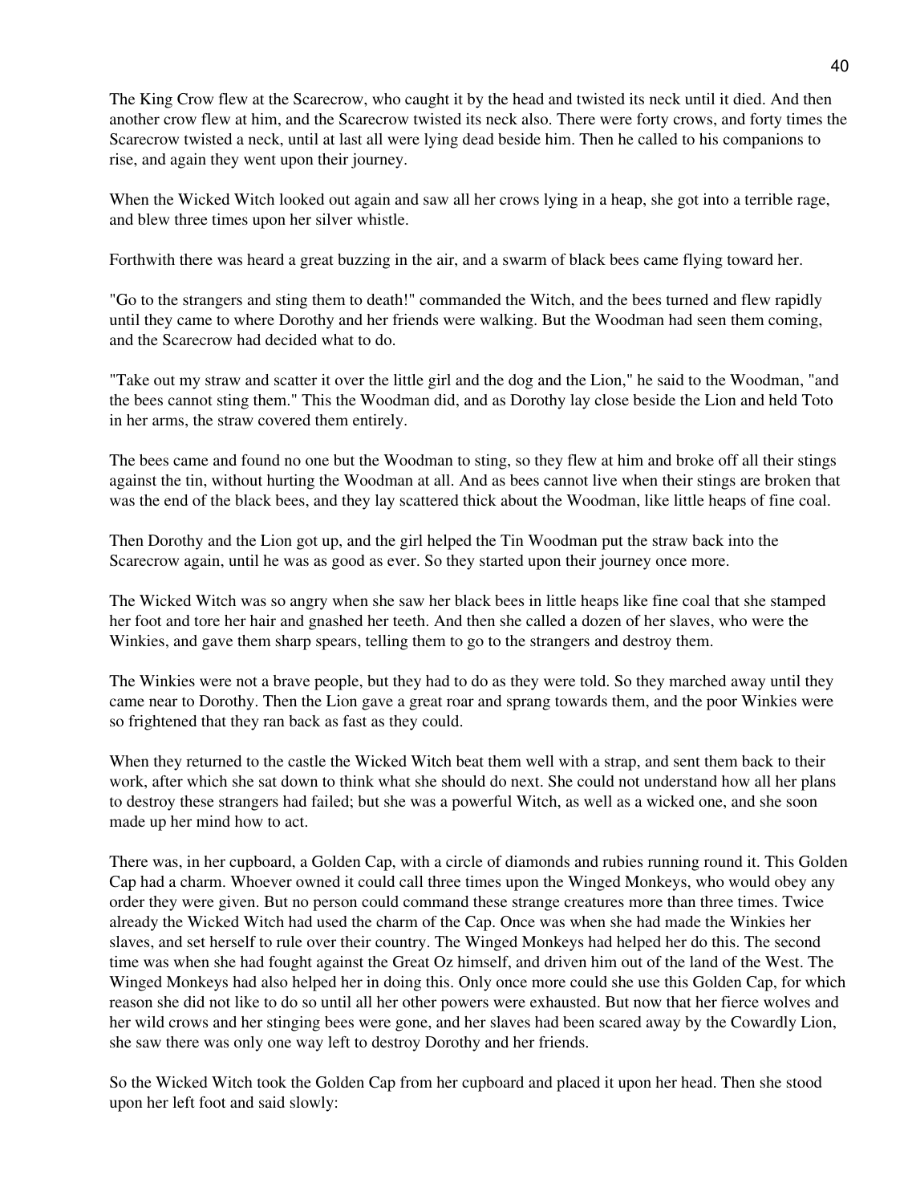The King Crow flew at the Scarecrow, who caught it by the head and twisted its neck until it died. And then another crow flew at him, and the Scarecrow twisted its neck also. There were forty crows, and forty times the Scarecrow twisted a neck, until at last all were lying dead beside him. Then he called to his companions to rise, and again they went upon their journey.

When the Wicked Witch looked out again and saw all her crows lying in a heap, she got into a terrible rage, and blew three times upon her silver whistle.

Forthwith there was heard a great buzzing in the air, and a swarm of black bees came flying toward her.

"Go to the strangers and sting them to death!" commanded the Witch, and the bees turned and flew rapidly until they came to where Dorothy and her friends were walking. But the Woodman had seen them coming, and the Scarecrow had decided what to do.

"Take out my straw and scatter it over the little girl and the dog and the Lion," he said to the Woodman, "and the bees cannot sting them." This the Woodman did, and as Dorothy lay close beside the Lion and held Toto in her arms, the straw covered them entirely.

The bees came and found no one but the Woodman to sting, so they flew at him and broke off all their stings against the tin, without hurting the Woodman at all. And as bees cannot live when their stings are broken that was the end of the black bees, and they lay scattered thick about the Woodman, like little heaps of fine coal.

Then Dorothy and the Lion got up, and the girl helped the Tin Woodman put the straw back into the Scarecrow again, until he was as good as ever. So they started upon their journey once more.

The Wicked Witch was so angry when she saw her black bees in little heaps like fine coal that she stamped her foot and tore her hair and gnashed her teeth. And then she called a dozen of her slaves, who were the Winkies, and gave them sharp spears, telling them to go to the strangers and destroy them.

The Winkies were not a brave people, but they had to do as they were told. So they marched away until they came near to Dorothy. Then the Lion gave a great roar and sprang towards them, and the poor Winkies were so frightened that they ran back as fast as they could.

When they returned to the castle the Wicked Witch beat them well with a strap, and sent them back to their work, after which she sat down to think what she should do next. She could not understand how all her plans to destroy these strangers had failed; but she was a powerful Witch, as well as a wicked one, and she soon made up her mind how to act.

There was, in her cupboard, a Golden Cap, with a circle of diamonds and rubies running round it. This Golden Cap had a charm. Whoever owned it could call three times upon the Winged Monkeys, who would obey any order they were given. But no person could command these strange creatures more than three times. Twice already the Wicked Witch had used the charm of the Cap. Once was when she had made the Winkies her slaves, and set herself to rule over their country. The Winged Monkeys had helped her do this. The second time was when she had fought against the Great Oz himself, and driven him out of the land of the West. The Winged Monkeys had also helped her in doing this. Only once more could she use this Golden Cap, for which reason she did not like to do so until all her other powers were exhausted. But now that her fierce wolves and her wild crows and her stinging bees were gone, and her slaves had been scared away by the Cowardly Lion, she saw there was only one way left to destroy Dorothy and her friends.

So the Wicked Witch took the Golden Cap from her cupboard and placed it upon her head. Then she stood upon her left foot and said slowly: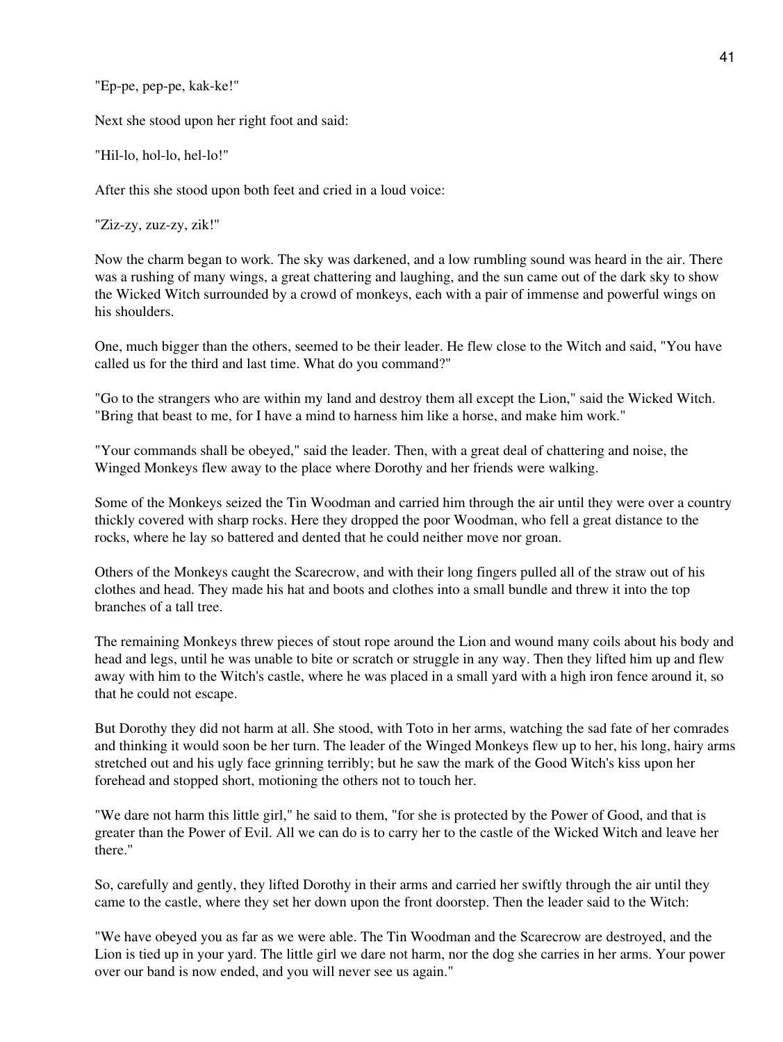"Ep-pe, pep-pe, kak-ke!"

Next she stood upon her right foot and said:

"Hil-lo, hol-lo, hel-lo!"

After this she stood upon both feet and cried in a loud voice:

"Ziz-zy, zuz-zy, zik!"

Now the charm began to work. The sky was darkened, and a low rumbling sound was heard in the air. There was a rushing of many wings, a great chattering and laughing, and the sun came out of the dark sky to show the Wicked Witch surrounded by a crowd of monkeys, each with a pair of immense and powerful wings on his shoulders.

One, much bigger than the others, seemed to be their leader. He flew close to the Witch and said, "You have called us for the third and last time. What do you command?"

"Go to the strangers who are within my land and destroy them all except the Lion," said the Wicked Witch. "Bring that beast to me, for I have a mind to harness him like a horse, and make him work."

"Your commands shall be obeyed," said the leader. Then, with a great deal of chattering and noise, the Winged Monkeys flew away to the place where Dorothy and her friends were walking.

Some of the Monkeys seized the Tin Woodman and carried him through the air until they were over a country thickly covered with sharp rocks. Here they dropped the poor Woodman, who fell a great distance to the rocks, where he lay so battered and dented that he could neither move nor groan.

Others of the Monkeys caught the Scarecrow, and with their long fingers pulled all of the straw out of his clothes and head. They made his hat and boots and clothes into a small bundle and threw it into the top branches of a tall tree.

The remaining Monkeys threw pieces of stout rope around the Lion and wound many coils about his body and head and legs, until he was unable to bite or scratch or struggle in any way. Then they lifted him up and flew away with him to the Witch's castle, where he was placed in a small yard with a high iron fence around it, so that he could not escape.

But Dorothy they did not harm at all. She stood, with Toto in her arms, watching the sad fate of her comrades and thinking it would soon be her turn. The leader of the Winged Monkeys flew up to her, his long, hairy arms stretched out and his ugly face grinning terribly; but he saw the mark of the Good Witch's kiss upon her forehead and stopped short, motioning the others not to touch her.

"We dare not harm this little girl," he said to them, "for she is protected by the Power of Good, and that is greater than the Power of Evil. All we can do is to carry her to the castle of the Wicked Witch and leave her there."

So, carefully and gently, they lifted Dorothy in their arms and carried her swiftly through the air until they came to the castle, where they set her down upon the front doorstep. Then the leader said to the Witch:

"We have obeyed you as far as we were able. The Tin Woodman and the Scarecrow are destroyed, and the Lion is tied up in your yard. The little girl we dare not harm, nor the dog she carries in her arms. Your power over our band is now ended, and you will never see us again."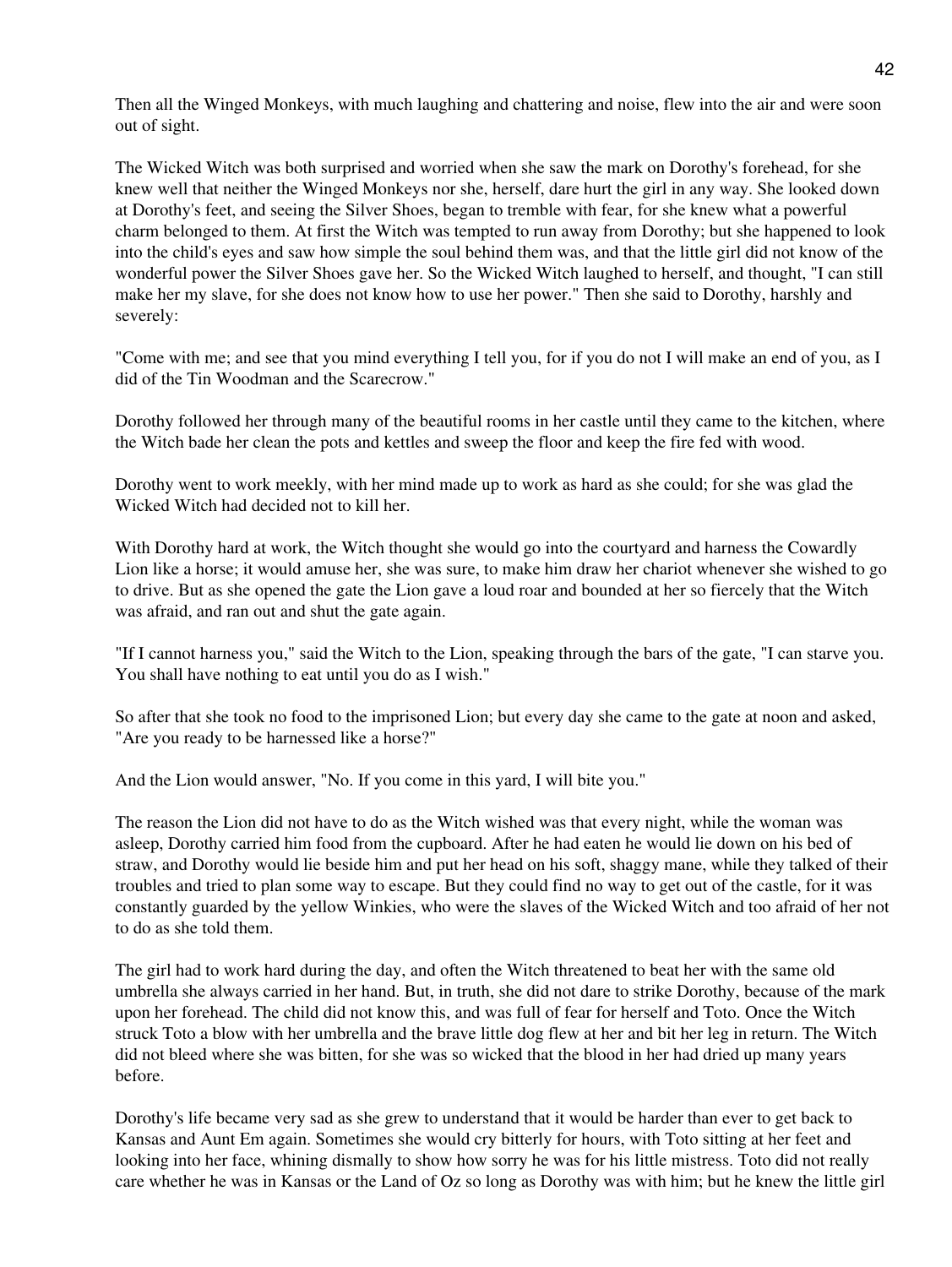Then all the Winged Monkeys, with much laughing and chattering and noise, flew into the air and were soon out of sight.

The Wicked Witch was both surprised and worried when she saw the mark on Dorothy's forehead, for she knew well that neither the Winged Monkeys nor she, herself, dare hurt the girl in any way. She looked down at Dorothy's feet, and seeing the Silver Shoes, began to tremble with fear, for she knew what a powerful charm belonged to them. At first the Witch was tempted to run away from Dorothy; but she happened to look into the child's eyes and saw how simple the soul behind them was, and that the little girl did not know of the wonderful power the Silver Shoes gave her. So the Wicked Witch laughed to herself, and thought, "I can still make her my slave, for she does not know how to use her power." Then she said to Dorothy, harshly and severely:

"Come with me; and see that you mind everything I tell you, for if you do not I will make an end of you, as I did of the Tin Woodman and the Scarecrow."

Dorothy followed her through many of the beautiful rooms in her castle until they came to the kitchen, where the Witch bade her clean the pots and kettles and sweep the floor and keep the fire fed with wood.

Dorothy went to work meekly, with her mind made up to work as hard as she could; for she was glad the Wicked Witch had decided not to kill her.

With Dorothy hard at work, the Witch thought she would go into the courtyard and harness the Cowardly Lion like a horse; it would amuse her, she was sure, to make him draw her chariot whenever she wished to go to drive. But as she opened the gate the Lion gave a loud roar and bounded at her so fiercely that the Witch was afraid, and ran out and shut the gate again.

"If I cannot harness you," said the Witch to the Lion, speaking through the bars of the gate, "I can starve you. You shall have nothing to eat until you do as I wish."

So after that she took no food to the imprisoned Lion; but every day she came to the gate at noon and asked, "Are you ready to be harnessed like a horse?"

And the Lion would answer, "No. If you come in this yard, I will bite you."

The reason the Lion did not have to do as the Witch wished was that every night, while the woman was asleep, Dorothy carried him food from the cupboard. After he had eaten he would lie down on his bed of straw, and Dorothy would lie beside him and put her head on his soft, shaggy mane, while they talked of their troubles and tried to plan some way to escape. But they could find no way to get out of the castle, for it was constantly guarded by the yellow Winkies, who were the slaves of the Wicked Witch and too afraid of her not to do as she told them.

The girl had to work hard during the day, and often the Witch threatened to beat her with the same old umbrella she always carried in her hand. But, in truth, she did not dare to strike Dorothy, because of the mark upon her forehead. The child did not know this, and was full of fear for herself and Toto. Once the Witch struck Toto a blow with her umbrella and the brave little dog flew at her and bit her leg in return. The Witch did not bleed where she was bitten, for she was so wicked that the blood in her had dried up many years before.

Dorothy's life became very sad as she grew to understand that it would be harder than ever to get back to Kansas and Aunt Em again. Sometimes she would cry bitterly for hours, with Toto sitting at her feet and looking into her face, whining dismally to show how sorry he was for his little mistress. Toto did not really care whether he was in Kansas or the Land of Oz so long as Dorothy was with him; but he knew the little girl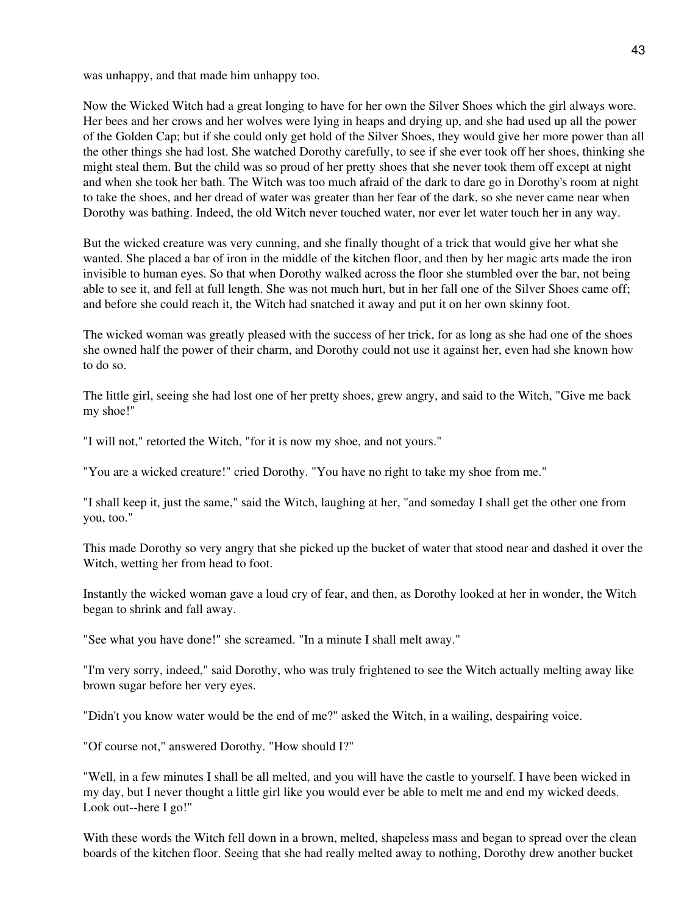was unhappy, and that made him unhappy too.

Now the Wicked Witch had a great longing to have for her own the Silver Shoes which the girl always wore. Her bees and her crows and her wolves were lying in heaps and drying up, and she had used up all the power of the Golden Cap; but if she could only get hold of the Silver Shoes, they would give her more power than all the other things she had lost. She watched Dorothy carefully, to see if she ever took off her shoes, thinking she might steal them. But the child was so proud of her pretty shoes that she never took them off except at night and when she took her bath. The Witch was too much afraid of the dark to dare go in Dorothy's room at night to take the shoes, and her dread of water was greater than her fear of the dark, so she never came near when Dorothy was bathing. Indeed, the old Witch never touched water, nor ever let water touch her in any way.

But the wicked creature was very cunning, and she finally thought of a trick that would give her what she wanted. She placed a bar of iron in the middle of the kitchen floor, and then by her magic arts made the iron invisible to human eyes. So that when Dorothy walked across the floor she stumbled over the bar, not being able to see it, and fell at full length. She was not much hurt, but in her fall one of the Silver Shoes came off; and before she could reach it, the Witch had snatched it away and put it on her own skinny foot.

The wicked woman was greatly pleased with the success of her trick, for as long as she had one of the shoes she owned half the power of their charm, and Dorothy could not use it against her, even had she known how to do so.

The little girl, seeing she had lost one of her pretty shoes, grew angry, and said to the Witch, "Give me back my shoe!"

"I will not," retorted the Witch, "for it is now my shoe, and not yours."

"You are a wicked creature!" cried Dorothy. "You have no right to take my shoe from me."

"I shall keep it, just the same," said the Witch, laughing at her, "and someday I shall get the other one from you, too."

This made Dorothy so very angry that she picked up the bucket of water that stood near and dashed it over the Witch, wetting her from head to foot.

Instantly the wicked woman gave a loud cry of fear, and then, as Dorothy looked at her in wonder, the Witch began to shrink and fall away.

"See what you have done!" she screamed. "In a minute I shall melt away."

"I'm very sorry, indeed," said Dorothy, who was truly frightened to see the Witch actually melting away like brown sugar before her very eyes.

"Didn't you know water would be the end of me?" asked the Witch, in a wailing, despairing voice.

"Of course not," answered Dorothy. "How should I?"

"Well, in a few minutes I shall be all melted, and you will have the castle to yourself. I have been wicked in my day, but I never thought a little girl like you would ever be able to melt me and end my wicked deeds. Look out--here I go!"

With these words the Witch fell down in a brown, melted, shapeless mass and began to spread over the clean boards of the kitchen floor. Seeing that she had really melted away to nothing, Dorothy drew another bucket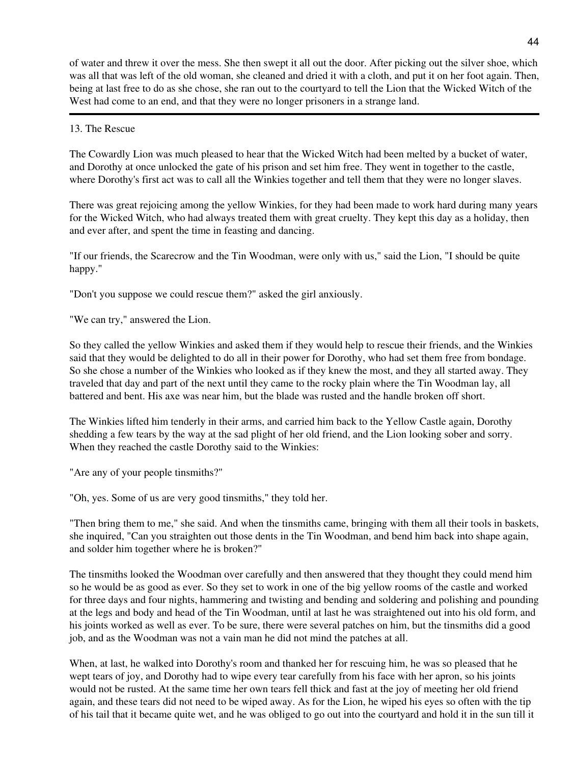of water and threw it over the mess. She then swept it all out the door. After picking out the silver shoe, which was all that was left of the old woman, she cleaned and dried it with a cloth, and put it on her foot again. Then, being at last free to do as she chose, she ran out to the courtyard to tell the Lion that the Wicked Witch of the West had come to an end, and that they were no longer prisoners in a strange land.

---

## 13. The Rescue

The Cowardly Lion was much pleased to hear that the Wicked Witch had been melted by a bucket of water, and Dorothy at once unlocked the gate of his prison and set him free. They went in together to the castle, where Dorothy's first act was to call all the Winkies together and tell them that they were no longer slaves.

There was great rejoicing among the yellow Winkies, for they had been made to work hard during many years for the Wicked Witch, who had always treated them with great cruelty. They kept this day as a holiday, then and ever after, and spent the time in feasting and dancing.

"If our friends, the Scarecrow and the Tin Woodman, were only with us," said the Lion, "I should be quite happy."

"Don't you suppose we could rescue them?" asked the girl anxiously.

"We can try," answered the Lion.

So they called the yellow Winkies and asked them if they would help to rescue their friends, and the Winkies said that they would be delighted to do all in their power for Dorothy, who had set them free from bondage. So she chose a number of the Winkies who looked as if they knew the most, and they all started away. They traveled that day and part of the next until they came to the rocky plain where the Tin Woodman lay, all battered and bent. His axe was near him, but the blade was rusted and the handle broken off short.

The Winkies lifted him tenderly in their arms, and carried him back to the Yellow Castle again, Dorothy shedding a few tears by the way at the sad plight of her old friend, and the Lion looking sober and sorry. When they reached the castle Dorothy said to the Winkies:

"Are any of your people tinsmiths?"

"Oh, yes. Some of us are very good tinsmiths," they told her.

"Then bring them to me," she said. And when the tinsmiths came, bringing with them all their tools in baskets, she inquired, "Can you straighten out those dents in the Tin Woodman, and bend him back into shape again, and solder him together where he is broken?"

The tinsmiths looked the Woodman over carefully and then answered that they thought they could mend him so he would be as good as ever. So they set to work in one of the big yellow rooms of the castle and worked for three days and four nights, hammering and twisting and bending and soldering and polishing and pounding at the legs and body and head of the Tin Woodman, until at last he was straightened out into his old form, and his joints worked as well as ever. To be sure, there were several patches on him, but the tinsmiths did a good job, and as the Woodman was not a vain man he did not mind the patches at all.

When, at last, he walked into Dorothy's room and thanked her for rescuing him, he was so pleased that he wept tears of joy, and Dorothy had to wipe every tear carefully from his face with her apron, so his joints would not be rusted. At the same time her own tears fell thick and fast at the joy of meeting her old friend again, and these tears did not need to be wiped away. As for the Lion, he wiped his eyes so often with the tip of his tail that it became quite wet, and he was obliged to go out into the courtyard and hold it in the sun till it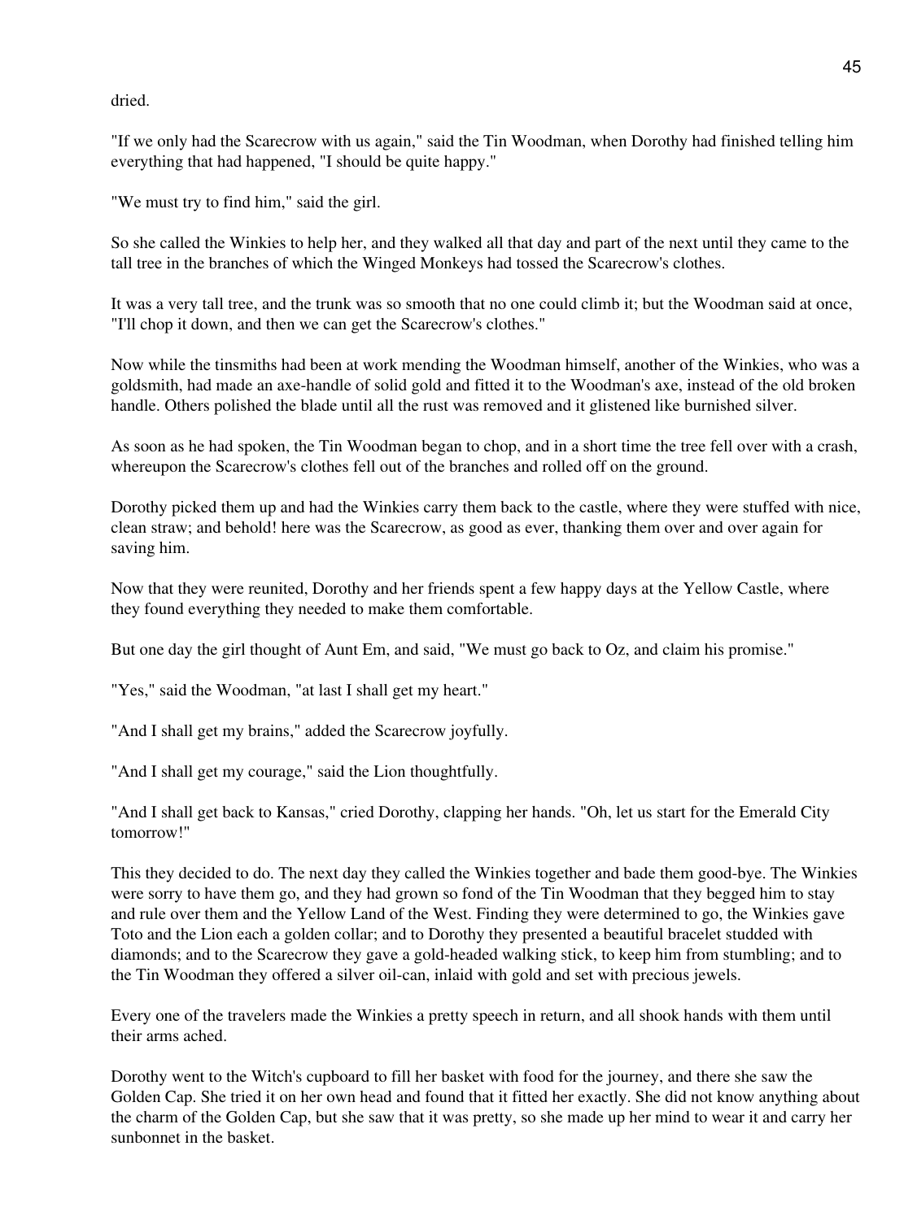dried.

"If we only had the Scarecrow with us again," said the Tin Woodman, when Dorothy had finished telling him everything that had happened, "I should be quite happy."

"We must try to find him," said the girl.

So she called the Winkies to help her, and they walked all that day and part of the next until they came to the tall tree in the branches of which the Winged Monkeys had tossed the Scarecrow's clothes.

It was a very tall tree, and the trunk was so smooth that no one could climb it; but the Woodman said at once, "I'll chop it down, and then we can get the Scarecrow's clothes."

Now while the tinsmiths had been at work mending the Woodman himself, another of the Winkies, who was a goldsmith, had made an axe-handle of solid gold and fitted it to the Woodman's axe, instead of the old broken handle. Others polished the blade until all the rust was removed and it glistened like burnished silver.

As soon as he had spoken, the Tin Woodman began to chop, and in a short time the tree fell over with a crash, whereupon the Scarecrow's clothes fell out of the branches and rolled off on the ground.

Dorothy picked them up and had the Winkies carry them back to the castle, where they were stuffed with nice, clean straw; and behold! here was the Scarecrow, as good as ever, thanking them over and over again for saving him.

Now that they were reunited, Dorothy and her friends spent a few happy days at the Yellow Castle, where they found everything they needed to make them comfortable.

But one day the girl thought of Aunt Em, and said, "We must go back to Oz, and claim his promise."

"Yes," said the Woodman, "at last I shall get my heart."

"And I shall get my brains," added the Scarecrow joyfully.

"And I shall get my courage," said the Lion thoughtfully.

"And I shall get back to Kansas," cried Dorothy, clapping her hands. "Oh, let us start for the Emerald City tomorrow!"

This they decided to do. The next day they called the Winkies together and bade them good-bye. The Winkies were sorry to have them go, and they had grown so fond of the Tin Woodman that they begged him to stay and rule over them and the Yellow Land of the West. Finding they were determined to go, the Winkies gave Toto and the Lion each a golden collar; and to Dorothy they presented a beautiful bracelet studded with diamonds; and to the Scarecrow they gave a gold-headed walking stick, to keep him from stumbling; and to the Tin Woodman they offered a silver oil-can, inlaid with gold and set with precious jewels.

Every one of the travelers made the Winkies a pretty speech in return, and all shook hands with them until their arms ached.

Dorothy went to the Witch's cupboard to fill her basket with food for the journey, and there she saw the Golden Cap. She tried it on her own head and found that it fitted her exactly. She did not know anything about the charm of the Golden Cap, but she saw that it was pretty, so she made up her mind to wear it and carry her sunbonnet in the basket.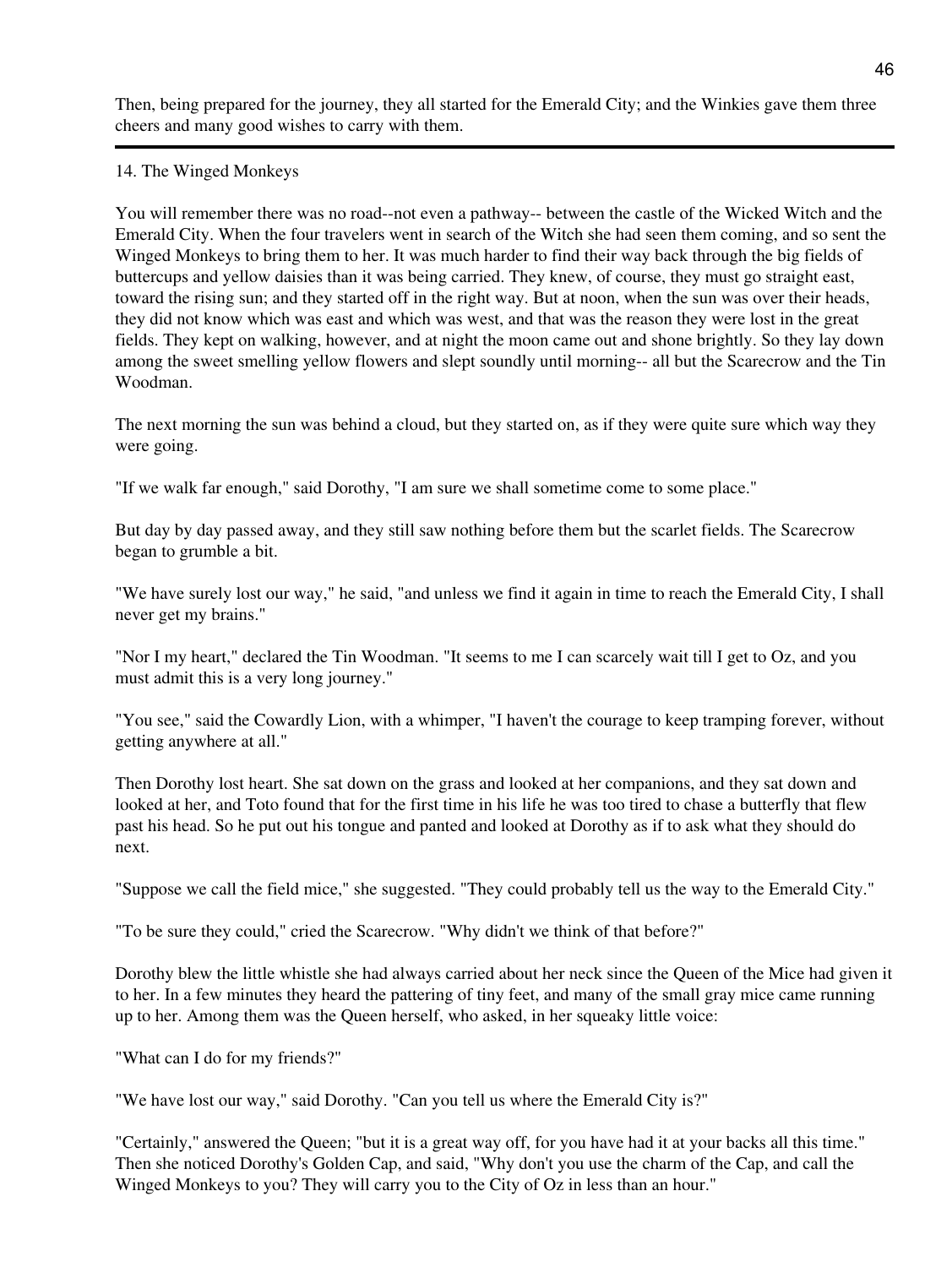Then, being prepared for the journey, they all started for the Emerald City; and the Winkies gave them three cheers and many good wishes to carry with them.

---

## 14. The Winged Monkeys

You will remember there was no road--not even a pathway-- between the castle of the Wicked Witch and the Emerald City. When the four travelers went in search of the Witch she had seen them coming, and so sent the Winged Monkeys to bring them to her. It was much harder to find their way back through the big fields of buttercups and yellow daisies than it was being carried. They knew, of course, they must go straight east, toward the rising sun; and they started off in the right way. But at noon, when the sun was over their heads, they did not know which was east and which was west, and that was the reason they were lost in the great fields. They kept on walking, however, and at night the moon came out and shone brightly. So they lay down among the sweet smelling yellow flowers and slept soundly until morning-- all but the Scarecrow and the Tin Woodman.

The next morning the sun was behind a cloud, but they started on, as if they were quite sure which way they were going.

"If we walk far enough," said Dorothy, "I am sure we shall sometime come to some place."

But day by day passed away, and they still saw nothing before them but the scarlet fields. The Scarecrow began to grumble a bit.

"We have surely lost our way," he said, "and unless we find it again in time to reach the Emerald City, I shall never get my brains."

"Nor I my heart," declared the Tin Woodman. "It seems to me I can scarcely wait till I get to Oz, and you must admit this is a very long journey."

"You see," said the Cowardly Lion, with a whimper, "I haven't the courage to keep tramping forever, without getting anywhere at all."

Then Dorothy lost heart. She sat down on the grass and looked at her companions, and they sat down and looked at her, and Toto found that for the first time in his life he was too tired to chase a butterfly that flew past his head. So he put out his tongue and panted and looked at Dorothy as if to ask what they should do next.

"Suppose we call the field mice," she suggested. "They could probably tell us the way to the Emerald City."

"To be sure they could," cried the Scarecrow. "Why didn't we think of that before?"

Dorothy blew the little whistle she had always carried about her neck since the Queen of the Mice had given it to her. In a few minutes they heard the pattering of tiny feet, and many of the small gray mice came running up to her. Among them was the Queen herself, who asked, in her squeaky little voice:

"What can I do for my friends?"

"We have lost our way," said Dorothy. "Can you tell us where the Emerald City is?"

"Certainly," answered the Queen; "but it is a great way off, for you have had it at your backs all this time." Then she noticed Dorothy's Golden Cap, and said, "Why don't you use the charm of the Cap, and call the Winged Monkeys to you? They will carry you to the City of Oz in less than an hour."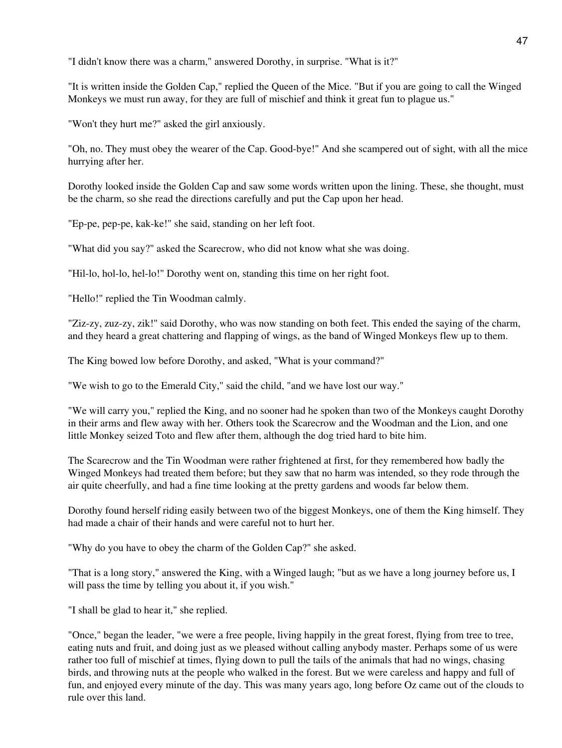"I didn't know there was a charm," answered Dorothy, in surprise. "What is it?"

"It is written inside the Golden Cap," replied the Queen of the Mice. "But if you are going to call the Winged Monkeys we must run away, for they are full of mischief and think it great fun to plague us."

"Won't they hurt me?" asked the girl anxiously.

"Oh, no. They must obey the wearer of the Cap. Good-bye!" And she scampered out of sight, with all the mice hurrying after her.

Dorothy looked inside the Golden Cap and saw some words written upon the lining. These, she thought, must be the charm, so she read the directions carefully and put the Cap upon her head.

"Ep-pe, pep-pe, kak-ke!" she said, standing on her left foot.

"What did you say?" asked the Scarecrow, who did not know what she was doing.

"Hil-lo, hol-lo, hel-lo!" Dorothy went on, standing this time on her right foot.

"Hello!" replied the Tin Woodman calmly.

"Ziz-zy, zuz-zy, zik!" said Dorothy, who was now standing on both feet. This ended the saying of the charm, and they heard a great chattering and flapping of wings, as the band of Winged Monkeys flew up to them.

The King bowed low before Dorothy, and asked, "What is your command?"

"We wish to go to the Emerald City," said the child, "and we have lost our way."

"We will carry you," replied the King, and no sooner had he spoken than two of the Monkeys caught Dorothy in their arms and flew away with her. Others took the Scarecrow and the Woodman and the Lion, and one little Monkey seized Toto and flew after them, although the dog tried hard to bite him.

The Scarecrow and the Tin Woodman were rather frightened at first, for they remembered how badly the Winged Monkeys had treated them before; but they saw that no harm was intended, so they rode through the air quite cheerfully, and had a fine time looking at the pretty gardens and woods far below them.

Dorothy found herself riding easily between two of the biggest Monkeys, one of them the King himself. They had made a chair of their hands and were careful not to hurt her.

"Why do you have to obey the charm of the Golden Cap?" she asked.

"That is a long story," answered the King, with a Winged laugh; "but as we have a long journey before us, I will pass the time by telling you about it, if you wish."

"I shall be glad to hear it," she replied.

"Once," began the leader, "we were a free people, living happily in the great forest, flying from tree to tree, eating nuts and fruit, and doing just as we pleased without calling anybody master. Perhaps some of us were rather too full of mischief at times, flying down to pull the tails of the animals that had no wings, chasing birds, and throwing nuts at the people who walked in the forest. But we were careless and happy and full of fun, and enjoyed every minute of the day. This was many years ago, long before Oz came out of the clouds to rule over this land.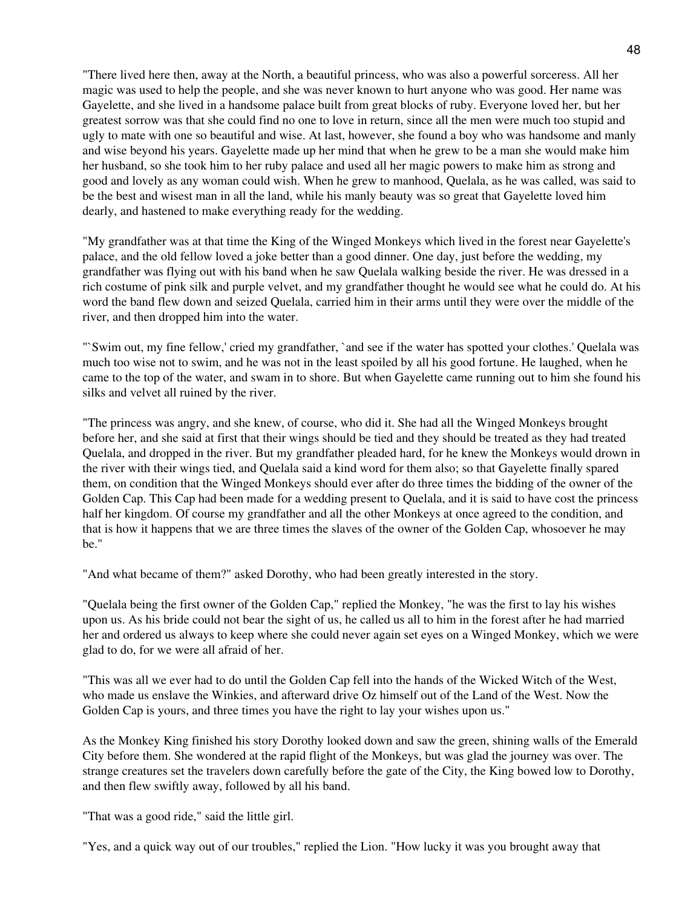"There lived here then, away at the North, a beautiful princess, who was also a powerful sorceress. All her magic was used to help the people, and she was never known to hurt anyone who was good. Her name was Gayelette, and she lived in a handsome palace built from great blocks of ruby. Everyone loved her, but her greatest sorrow was that she could find no one to love in return, since all the men were much too stupid and ugly to mate with one so beautiful and wise. At last, however, she found a boy who was handsome and manly and wise beyond his years. Gayelette made up her mind that when he grew to be a man she would make him her husband, so she took him to her ruby palace and used all her magic powers to make him as strong and good and lovely as any woman could wish. When he grew to manhood, Quelala, as he was called, was said to be the best and wisest man in all the land, while his manly beauty was so great that Gayelette loved him dearly, and hastened to make everything ready for the wedding.

"My grandfather was at that time the King of the Winged Monkeys which lived in the forest near Gayelette's palace, and the old fellow loved a joke better than a good dinner. One day, just before the wedding, my grandfather was flying out with his band when he saw Quelala walking beside the river. He was dressed in a rich costume of pink silk and purple velvet, and my grandfather thought he would see what he could do. At his word the band flew down and seized Quelala, carried him in their arms until they were over the middle of the river, and then dropped him into the water.

"`Swim out, my fine fellow,' cried my grandfather, `and see if the water has spotted your clothes.' Quelala was much too wise not to swim, and he was not in the least spoiled by all his good fortune. He laughed, when he came to the top of the water, and swam in to shore. But when Gayelette came running out to him she found his silks and velvet all ruined by the river.

"The princess was angry, and she knew, of course, who did it. She had all the Winged Monkeys brought before her, and she said at first that their wings should be tied and they should be treated as they had treated Quelala, and dropped in the river. But my grandfather pleaded hard, for he knew the Monkeys would drown in the river with their wings tied, and Quelala said a kind word for them also; so that Gayelette finally spared them, on condition that the Winged Monkeys should ever after do three times the bidding of the owner of the Golden Cap. This Cap had been made for a wedding present to Quelala, and it is said to have cost the princess half her kingdom. Of course my grandfather and all the other Monkeys at once agreed to the condition, and that is how it happens that we are three times the slaves of the owner of the Golden Cap, whosoever he may be."

"And what became of them?" asked Dorothy, who had been greatly interested in the story.

"Quelala being the first owner of the Golden Cap," replied the Monkey, "he was the first to lay his wishes upon us. As his bride could not bear the sight of us, he called us all to him in the forest after he had married her and ordered us always to keep where she could never again set eyes on a Winged Monkey, which we were glad to do, for we were all afraid of her.

"This was all we ever had to do until the Golden Cap fell into the hands of the Wicked Witch of the West, who made us enslave the Winkies, and afterward drive Oz himself out of the Land of the West. Now the Golden Cap is yours, and three times you have the right to lay your wishes upon us."

As the Monkey King finished his story Dorothy looked down and saw the green, shining walls of the Emerald City before them. She wondered at the rapid flight of the Monkeys, but was glad the journey was over. The strange creatures set the travelers down carefully before the gate of the City, the King bowed low to Dorothy, and then flew swiftly away, followed by all his band.

"That was a good ride," said the little girl.

"Yes, and a quick way out of our troubles," replied the Lion. "How lucky it was you brought away that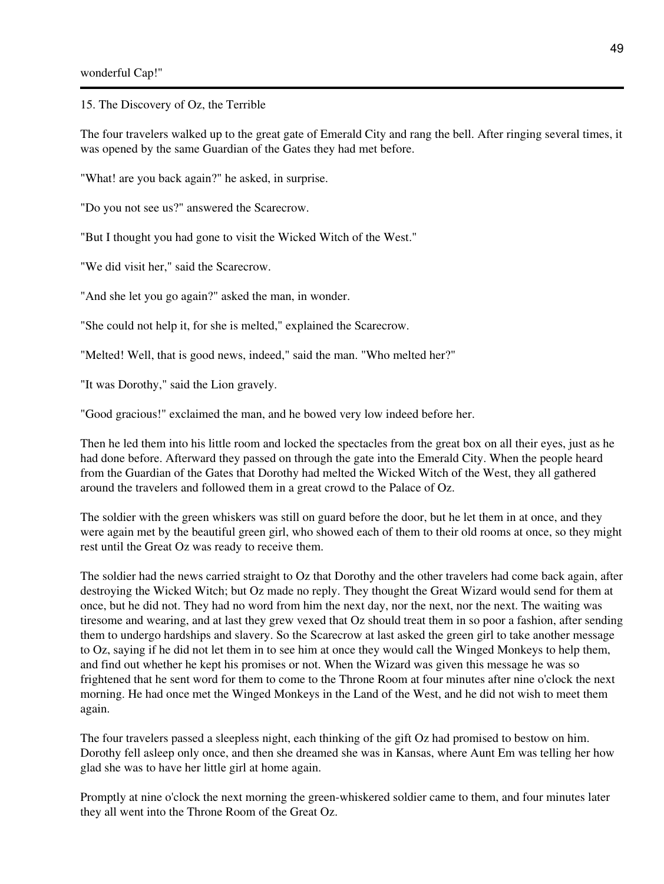wonderful Cap!"

---

## 15. The Discovery of Oz, the Terrible

The four travelers walked up to the great gate of Emerald City and rang the bell. After ringing several times, it was opened by the same Guardian of the Gates they had met before.

"What! are you back again?" he asked, in surprise.

"Do you not see us?" answered the Scarecrow.

"But I thought you had gone to visit the Wicked Witch of the West."

"We did visit her," said the Scarecrow.

"And she let you go again?" asked the man, in wonder.

"She could not help it, for she is melted," explained the Scarecrow.

"Melted! Well, that is good news, indeed," said the man. "Who melted her?"

"It was Dorothy," said the Lion gravely.

"Good gracious!" exclaimed the man, and he bowed very low indeed before her.

Then he led them into his little room and locked the spectacles from the great box on all their eyes, just as he had done before. Afterward they passed on through the gate into the Emerald City. When the people heard from the Guardian of the Gates that Dorothy had melted the Wicked Witch of the West, they all gathered around the travelers and followed them in a great crowd to the Palace of Oz.

The soldier with the green whiskers was still on guard before the door, but he let them in at once, and they were again met by the beautiful green girl, who showed each of them to their old rooms at once, so they might rest until the Great Oz was ready to receive them.

The soldier had the news carried straight to Oz that Dorothy and the other travelers had come back again, after destroying the Wicked Witch; but Oz made no reply. They thought the Great Wizard would send for them at once, but he did not. They had no word from him the next day, nor the next, nor the next. The waiting was tiresome and wearing, and at last they grew vexed that Oz should treat them in so poor a fashion, after sending them to undergo hardships and slavery. So the Scarecrow at last asked the green girl to take another message to Oz, saying if he did not let them in to see him at once they would call the Winged Monkeys to help them, and find out whether he kept his promises or not. When the Wizard was given this message he was so frightened that he sent word for them to come to the Throne Room at four minutes after nine o'clock the next morning. He had once met the Winged Monkeys in the Land of the West, and he did not wish to meet them again.

The four travelers passed a sleepless night, each thinking of the gift Oz had promised to bestow on him. Dorothy fell asleep only once, and then she dreamed she was in Kansas, where Aunt Em was telling her how glad she was to have her little girl at home again.

Promptly at nine o'clock the next morning the green-whiskered soldier came to them, and four minutes later they all went into the Throne Room of the Great Oz.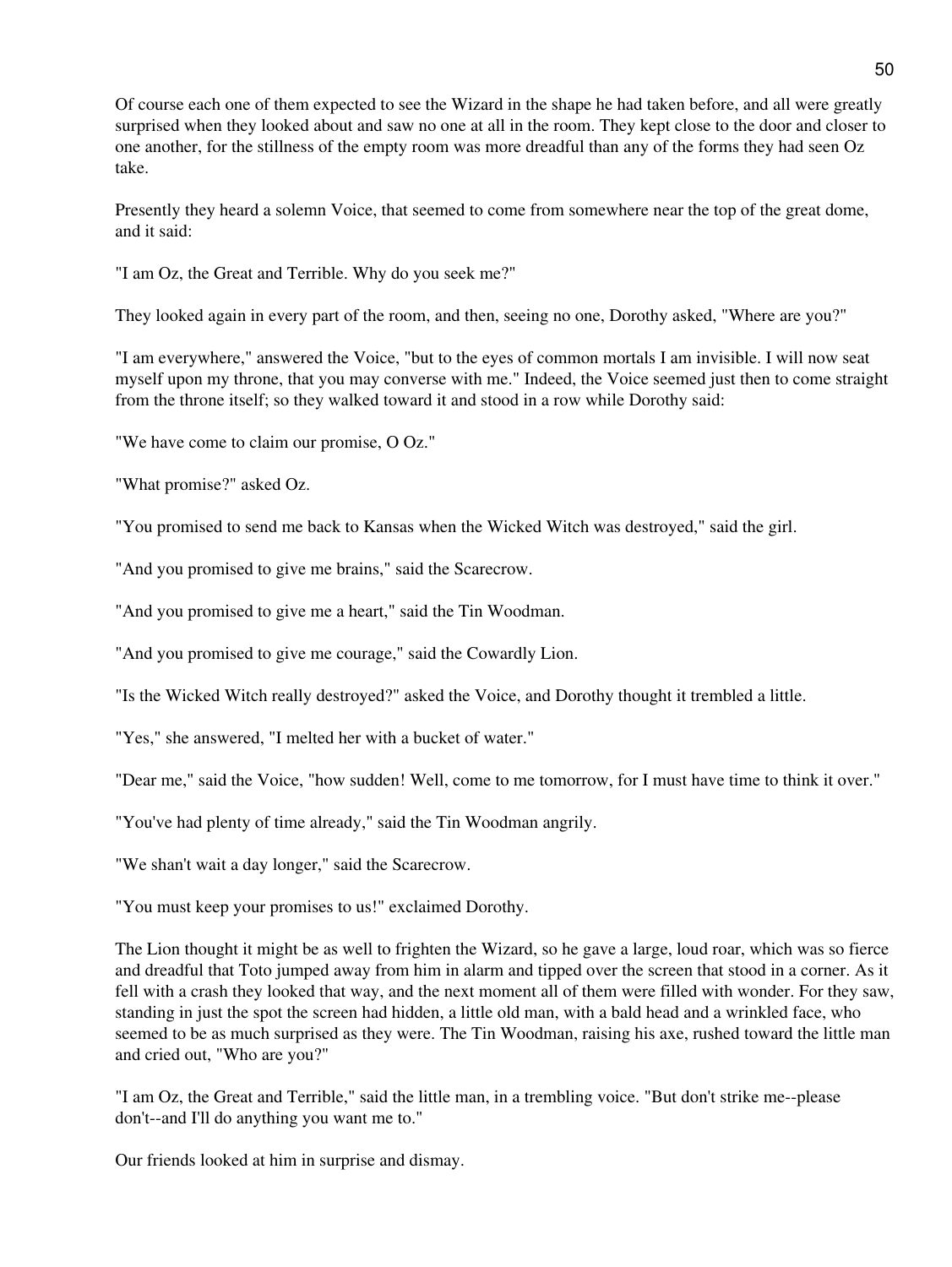Of course each one of them expected to see the Wizard in the shape he had taken before, and all were greatly surprised when they looked about and saw no one at all in the room. They kept close to the door and closer to one another, for the stillness of the empty room was more dreadful than any of the forms they had seen Oz take.

Presently they heard a solemn Voice, that seemed to come from somewhere near the top of the great dome, and it said:

"I am Oz, the Great and Terrible. Why do you seek me?"

They looked again in every part of the room, and then, seeing no one, Dorothy asked, "Where are you?"

"I am everywhere," answered the Voice, "but to the eyes of common mortals I am invisible. I will now seat myself upon my throne, that you may converse with me." Indeed, the Voice seemed just then to come straight from the throne itself; so they walked toward it and stood in a row while Dorothy said:

"We have come to claim our promise, O Oz."

"What promise?" asked Oz.

"You promised to send me back to Kansas when the Wicked Witch was destroyed," said the girl.

"And you promised to give me brains," said the Scarecrow.

"And you promised to give me a heart," said the Tin Woodman.

"And you promised to give me courage," said the Cowardly Lion.

"Is the Wicked Witch really destroyed?" asked the Voice, and Dorothy thought it trembled a little.

"Yes," she answered, "I melted her with a bucket of water."

"Dear me," said the Voice, "how sudden! Well, come to me tomorrow, for I must have time to think it over."

"You've had plenty of time already," said the Tin Woodman angrily.

"We shan't wait a day longer," said the Scarecrow.

"You must keep your promises to us!" exclaimed Dorothy.

The Lion thought it might be as well to frighten the Wizard, so he gave a large, loud roar, which was so fierce and dreadful that Toto jumped away from him in alarm and tipped over the screen that stood in a corner. As it fell with a crash they looked that way, and the next moment all of them were filled with wonder. For they saw, standing in just the spot the screen had hidden, a little old man, with a bald head and a wrinkled face, who seemed to be as much surprised as they were. The Tin Woodman, raising his axe, rushed toward the little man and cried out, "Who are you?"

"I am Oz, the Great and Terrible," said the little man, in a trembling voice. "But don't strike me--please don't--and I'll do anything you want me to."

Our friends looked at him in surprise and dismay.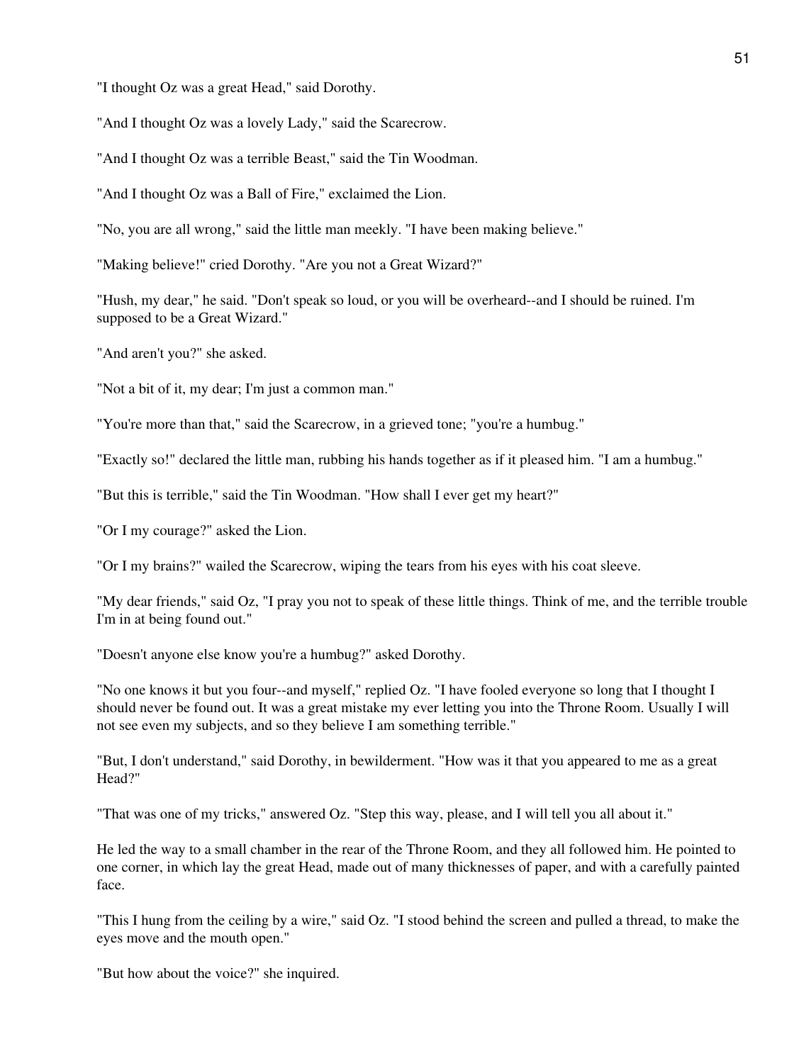"I thought Oz was a great Head," said Dorothy.

"And I thought Oz was a lovely Lady," said the Scarecrow.

"And I thought Oz was a terrible Beast," said the Tin Woodman.

"And I thought Oz was a Ball of Fire," exclaimed the Lion.

"No, you are all wrong," said the little man meekly. "I have been making believe."

"Making believe!" cried Dorothy. "Are you not a Great Wizard?"

"Hush, my dear," he said. "Don't speak so loud, or you will be overheard--and I should be ruined. I'm supposed to be a Great Wizard."

"And aren't you?" she asked.

"Not a bit of it, my dear; I'm just a common man."

"You're more than that," said the Scarecrow, in a grieved tone; "you're a humbug."

"Exactly so!" declared the little man, rubbing his hands together as if it pleased him. "I am a humbug."

"But this is terrible," said the Tin Woodman. "How shall I ever get my heart?"

"Or I my courage?" asked the Lion.

"Or I my brains?" wailed the Scarecrow, wiping the tears from his eyes with his coat sleeve.

"My dear friends," said Oz, "I pray you not to speak of these little things. Think of me, and the terrible trouble I'm in at being found out."

"Doesn't anyone else know you're a humbug?" asked Dorothy.

"No one knows it but you four--and myself," replied Oz. "I have fooled everyone so long that I thought I should never be found out. It was a great mistake my ever letting you into the Throne Room. Usually I will not see even my subjects, and so they believe I am something terrible."

"But, I don't understand," said Dorothy, in bewilderment. "How was it that you appeared to me as a great Head?"

"That was one of my tricks," answered Oz. "Step this way, please, and I will tell you all about it."

He led the way to a small chamber in the rear of the Throne Room, and they all followed him. He pointed to one corner, in which lay the great Head, made out of many thicknesses of paper, and with a carefully painted face.

"This I hung from the ceiling by a wire," said Oz. "I stood behind the screen and pulled a thread, to make the eyes move and the mouth open."

"But how about the voice?" she inquired.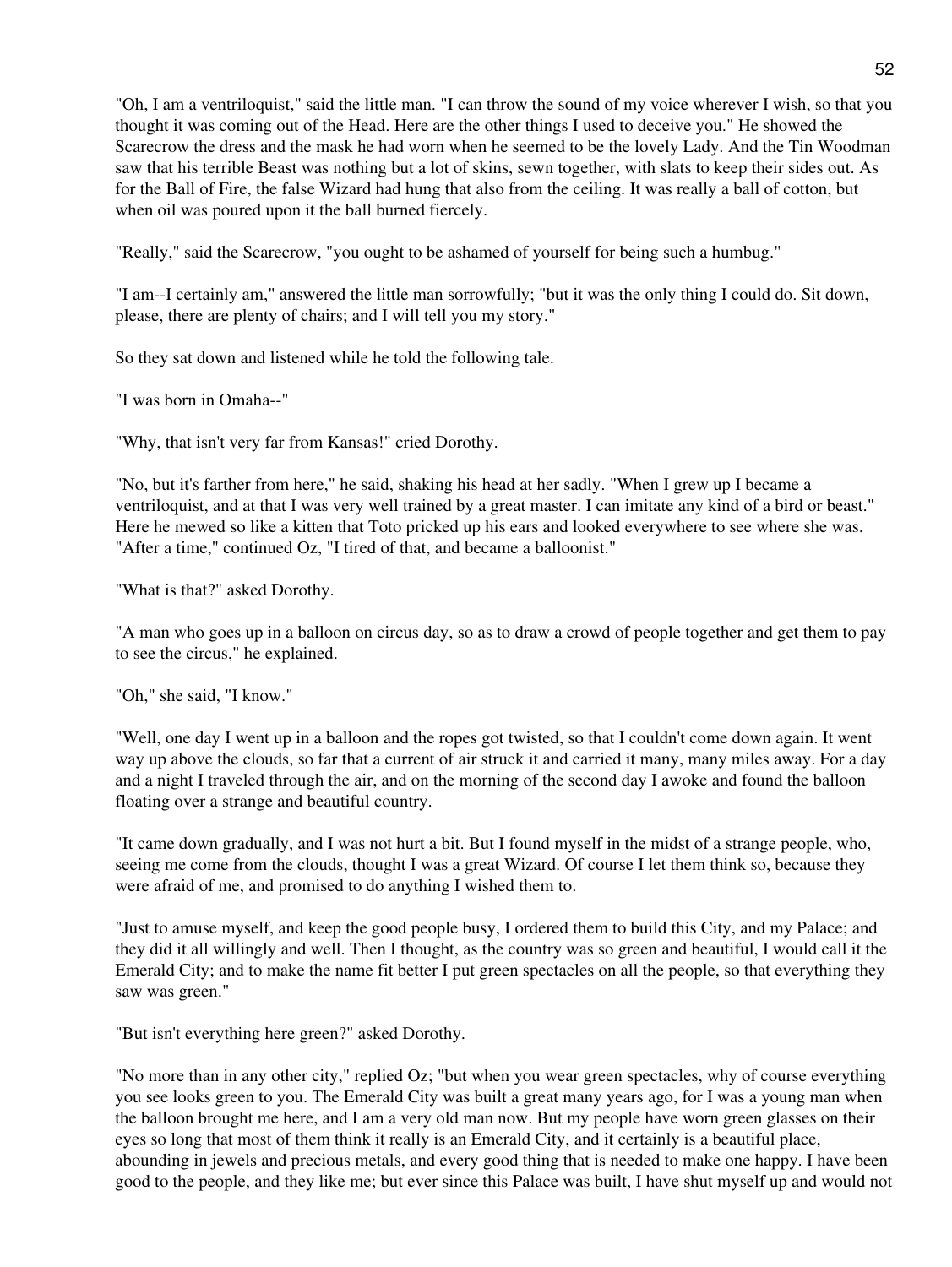"Oh, I am a ventriloquist," said the little man. "I can throw the sound of my voice wherever I wish, so that you thought it was coming out of the Head. Here are the other things I used to deceive you." He showed the Scarecrow the dress and the mask he had worn when he seemed to be the lovely Lady. And the Tin Woodman saw that his terrible Beast was nothing but a lot of skins, sewn together, with slats to keep their sides out. As for the Ball of Fire, the false Wizard had hung that also from the ceiling. It was really a ball of cotton, but when oil was poured upon it the ball burned fiercely.

"Really," said the Scarecrow, "you ought to be ashamed of yourself for being such a humbug."

"I am--I certainly am," answered the little man sorrowfully; "but it was the only thing I could do. Sit down, please, there are plenty of chairs; and I will tell you my story."

So they sat down and listened while he told the following tale.

"I was born in Omaha--"

"Why, that isn't very far from Kansas!" cried Dorothy.

"No, but it's farther from here," he said, shaking his head at her sadly. "When I grew up I became a ventriloquist, and at that I was very well trained by a great master. I can imitate any kind of a bird or beast." Here he mewed so like a kitten that Toto pricked up his ears and looked everywhere to see where she was. "After a time," continued Oz, "I tired of that, and became a balloonist."

"What is that?" asked Dorothy.

"A man who goes up in a balloon on circus day, so as to draw a crowd of people together and get them to pay to see the circus," he explained.

"Oh," she said, "I know."

"Well, one day I went up in a balloon and the ropes got twisted, so that I couldn't come down again. It went way up above the clouds, so far that a current of air struck it and carried it many, many miles away. For a day and a night I traveled through the air, and on the morning of the second day I awoke and found the balloon floating over a strange and beautiful country.

"It came down gradually, and I was not hurt a bit. But I found myself in the midst of a strange people, who, seeing me come from the clouds, thought I was a great Wizard. Of course I let them think so, because they were afraid of me, and promised to do anything I wished them to.

"Just to amuse myself, and keep the good people busy, I ordered them to build this City, and my Palace; and they did it all willingly and well. Then I thought, as the country was so green and beautiful, I would call it the Emerald City; and to make the name fit better I put green spectacles on all the people, so that everything they saw was green."

"But isn't everything here green?" asked Dorothy.

"No more than in any other city," replied Oz; "but when you wear green spectacles, why of course everything you see looks green to you. The Emerald City was built a great many years ago, for I was a young man when the balloon brought me here, and I am a very old man now. But my people have worn green glasses on their eyes so long that most of them think it really is an Emerald City, and it certainly is a beautiful place, abounding in jewels and precious metals, and every good thing that is needed to make one happy. I have been good to the people, and they like me; but ever since this Palace was built, I have shut myself up and would not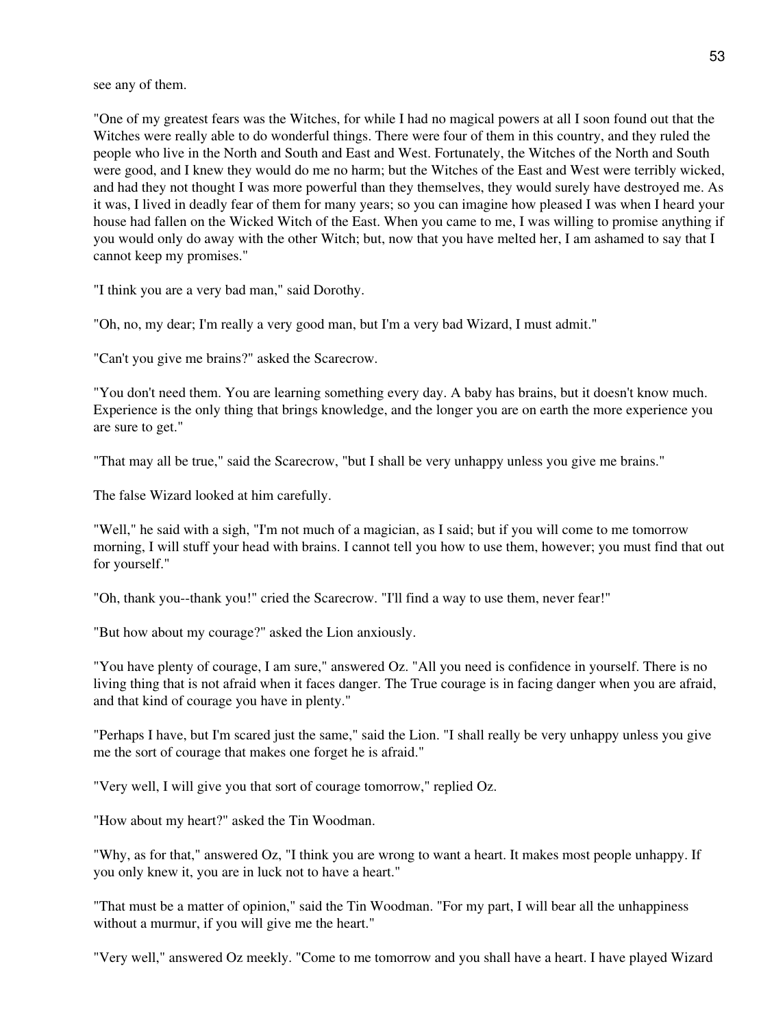see any of them.

"One of my greatest fears was the Witches, for while I had no magical powers at all I soon found out that the Witches were really able to do wonderful things. There were four of them in this country, and they ruled the people who live in the North and South and East and West. Fortunately, the Witches of the North and South were good, and I knew they would do me no harm; but the Witches of the East and West were terribly wicked, and had they not thought I was more powerful than they themselves, they would surely have destroyed me. As it was, I lived in deadly fear of them for many years; so you can imagine how pleased I was when I heard your house had fallen on the Wicked Witch of the East. When you came to me, I was willing to promise anything if you would only do away with the other Witch; but, now that you have melted her, I am ashamed to say that I cannot keep my promises."

"I think you are a very bad man," said Dorothy.

"Oh, no, my dear; I'm really a very good man, but I'm a very bad Wizard, I must admit."

"Can't you give me brains?" asked the Scarecrow.

"You don't need them. You are learning something every day. A baby has brains, but it doesn't know much. Experience is the only thing that brings knowledge, and the longer you are on earth the more experience you are sure to get."

"That may all be true," said the Scarecrow, "but I shall be very unhappy unless you give me brains."

The false Wizard looked at him carefully.

"Well," he said with a sigh, "I'm not much of a magician, as I said; but if you will come to me tomorrow morning, I will stuff your head with brains. I cannot tell you how to use them, however; you must find that out for yourself."

"Oh, thank you--thank you!" cried the Scarecrow. "I'll find a way to use them, never fear!"

"But how about my courage?" asked the Lion anxiously.

"You have plenty of courage, I am sure," answered Oz. "All you need is confidence in yourself. There is no living thing that is not afraid when it faces danger. The True courage is in facing danger when you are afraid, and that kind of courage you have in plenty."

"Perhaps I have, but I'm scared just the same," said the Lion. "I shall really be very unhappy unless you give me the sort of courage that makes one forget he is afraid."

"Very well, I will give you that sort of courage tomorrow," replied Oz.

"How about my heart?" asked the Tin Woodman.

"Why, as for that," answered Oz, "I think you are wrong to want a heart. It makes most people unhappy. If you only knew it, you are in luck not to have a heart."

"That must be a matter of opinion," said the Tin Woodman. "For my part, I will bear all the unhappiness without a murmur, if you will give me the heart."

"Very well," answered Oz meekly. "Come to me tomorrow and you shall have a heart. I have played Wizard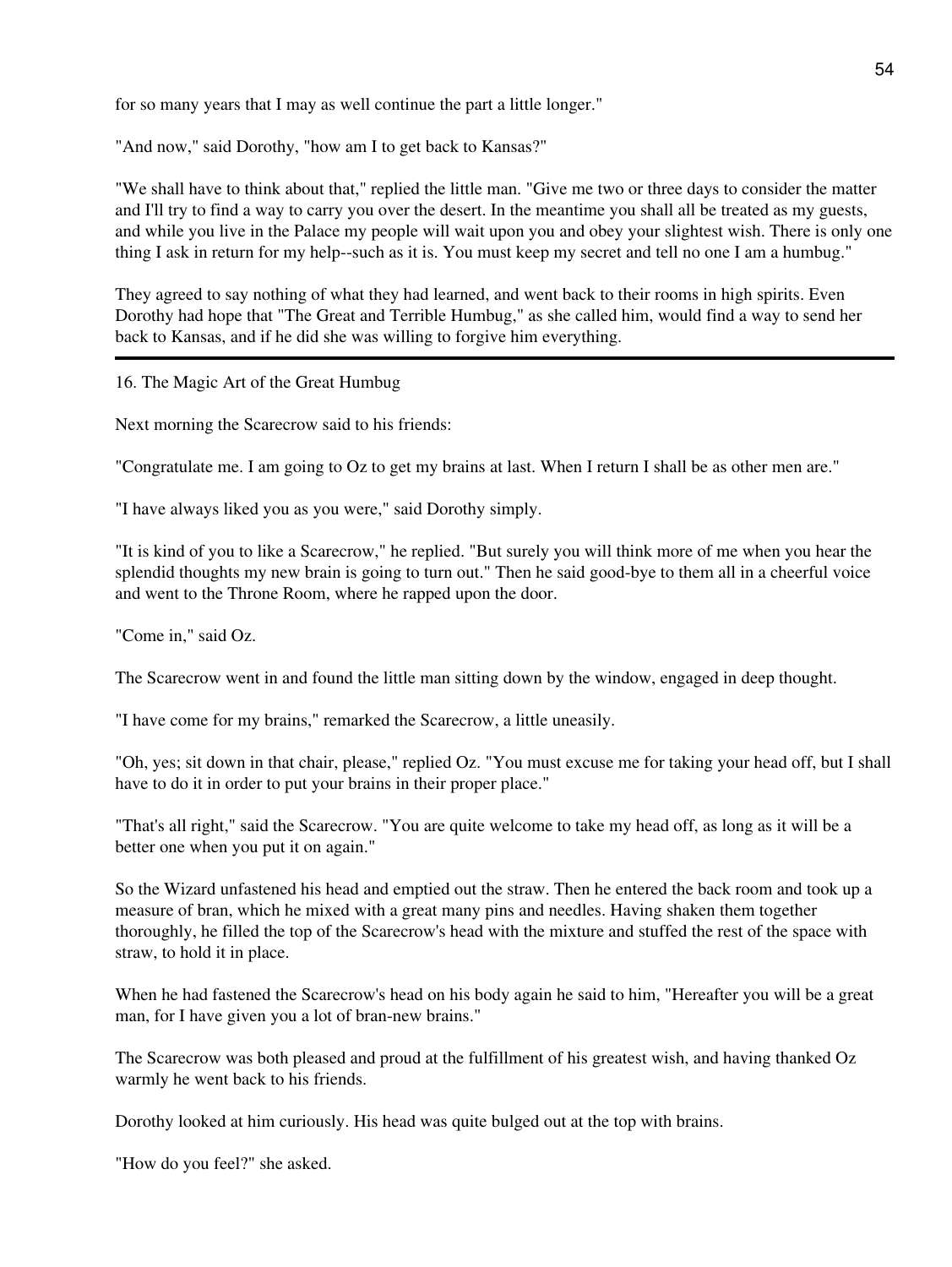for so many years that I may as well continue the part a little longer."

"And now," said Dorothy, "how am I to get back to Kansas?"

"We shall have to think about that," replied the little man. "Give me two or three days to consider the matter and I'll try to find a way to carry you over the desert. In the meantime you shall all be treated as my guests, and while you live in the Palace my people will wait upon you and obey your slightest wish. There is only one thing I ask in return for my help--such as it is. You must keep my secret and tell no one I am a humbug."

They agreed to say nothing of what they had learned, and went back to their rooms in high spirits. Even Dorothy had hope that "The Great and Terrible Humbug," as she called him, would find a way to send her back to Kansas, and if he did she was willing to forgive him everything.

---

## 16. The Magic Art of the Great Humbug

Next morning the Scarecrow said to his friends:

"Congratulate me. I am going to Oz to get my brains at last. When I return I shall be as other men are."

"I have always liked you as you were," said Dorothy simply.

"It is kind of you to like a Scarecrow," he replied. "But surely you will think more of me when you hear the splendid thoughts my new brain is going to turn out." Then he said good-bye to them all in a cheerful voice and went to the Throne Room, where he rapped upon the door.

"Come in," said Oz.

The Scarecrow went in and found the little man sitting down by the window, engaged in deep thought.

"I have come for my brains," remarked the Scarecrow, a little uneasily.

"Oh, yes; sit down in that chair, please," replied Oz. "You must excuse me for taking your head off, but I shall have to do it in order to put your brains in their proper place."

"That's all right," said the Scarecrow. "You are quite welcome to take my head off, as long as it will be a better one when you put it on again."

So the Wizard unfastened his head and emptied out the straw. Then he entered the back room and took up a measure of bran, which he mixed with a great many pins and needles. Having shaken them together thoroughly, he filled the top of the Scarecrow's head with the mixture and stuffed the rest of the space with straw, to hold it in place.

When he had fastened the Scarecrow's head on his body again he said to him, "Hereafter you will be a great man, for I have given you a lot of bran-new brains."

The Scarecrow was both pleased and proud at the fulfillment of his greatest wish, and having thanked Oz warmly he went back to his friends.

Dorothy looked at him curiously. His head was quite bulged out at the top with brains.

"How do you feel?" she asked.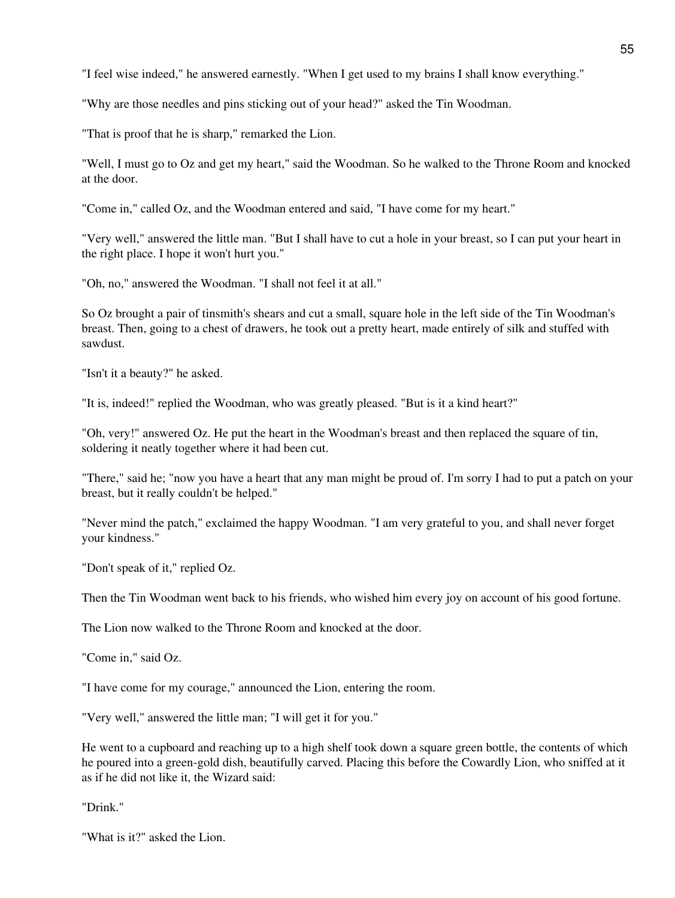"I feel wise indeed," he answered earnestly. "When I get used to my brains I shall know everything."

"Why are those needles and pins sticking out of your head?" asked the Tin Woodman.

"That is proof that he is sharp," remarked the Lion.

"Well, I must go to Oz and get my heart," said the Woodman. So he walked to the Throne Room and knocked at the door.

"Come in," called Oz, and the Woodman entered and said, "I have come for my heart."

"Very well," answered the little man. "But I shall have to cut a hole in your breast, so I can put your heart in the right place. I hope it won't hurt you."

"Oh, no," answered the Woodman. "I shall not feel it at all."

So Oz brought a pair of tinsmith's shears and cut a small, square hole in the left side of the Tin Woodman's breast. Then, going to a chest of drawers, he took out a pretty heart, made entirely of silk and stuffed with sawdust.

"Isn't it a beauty?" he asked.

"It is, indeed!" replied the Woodman, who was greatly pleased. "But is it a kind heart?"

"Oh, very!" answered Oz. He put the heart in the Woodman's breast and then replaced the square of tin, soldering it neatly together where it had been cut.

"There," said he; "now you have a heart that any man might be proud of. I'm sorry I had to put a patch on your breast, but it really couldn't be helped."

"Never mind the patch," exclaimed the happy Woodman. "I am very grateful to you, and shall never forget your kindness."

"Don't speak of it," replied Oz.

Then the Tin Woodman went back to his friends, who wished him every joy on account of his good fortune.

The Lion now walked to the Throne Room and knocked at the door.

"Come in," said Oz.

"I have come for my courage," announced the Lion, entering the room.

"Very well," answered the little man; "I will get it for you."

He went to a cupboard and reaching up to a high shelf took down a square green bottle, the contents of which he poured into a green-gold dish, beautifully carved. Placing this before the Cowardly Lion, who sniffed at it as if he did not like it, the Wizard said:

"Drink."

"What is it?" asked the Lion.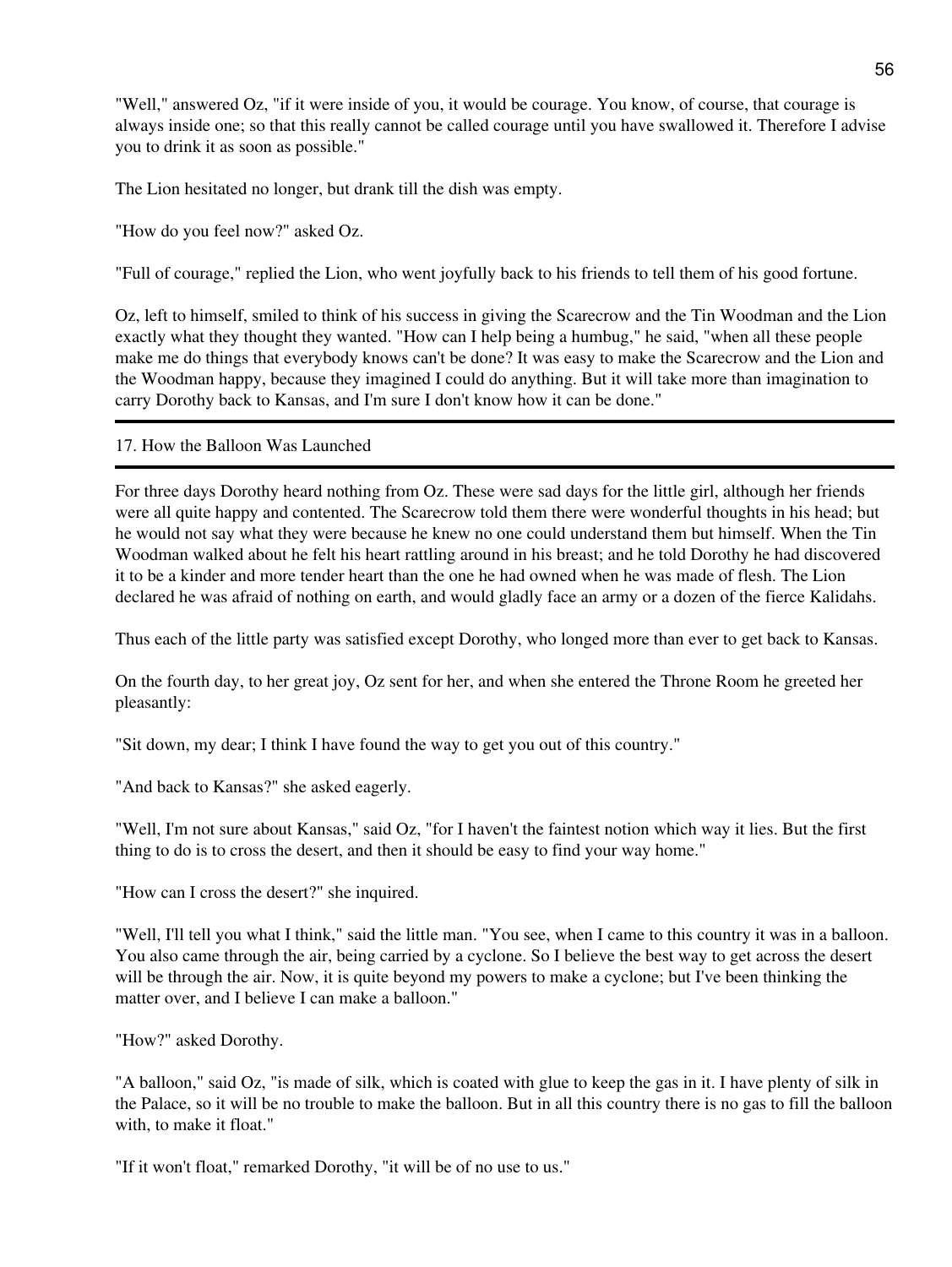"Well," answered Oz, "if it were inside of you, it would be courage. You know, of course, that courage is always inside one; so that this really cannot be called courage until you have swallowed it. Therefore I advise you to drink it as soon as possible."

The Lion hesitated no longer, but drank till the dish was empty.

"How do you feel now?" asked Oz.

"Full of courage," replied the Lion, who went joyfully back to his friends to tell them of his good fortune.

Oz, left to himself, smiled to think of his success in giving the Scarecrow and the Tin Woodman and the Lion exactly what they thought they wanted. "How can I help being a humbug," he said, "when all these people make me do things that everybody knows can't be done? It was easy to make the Scarecrow and the Lion and the Woodman happy, because they imagined I could do anything. But it will take more than imagination to carry Dorothy back to Kansas, and I'm sure I don't know how it can be done."

---

## 17. How the Balloon Was Launched

---

For three days Dorothy heard nothing from Oz. These were sad days for the little girl, although her friends were all quite happy and contented. The Scarecrow told them there were wonderful thoughts in his head; but he would not say what they were because he knew no one could understand them but himself. When the Tin Woodman walked about he felt his heart rattling around in his breast; and he told Dorothy he had discovered it to be a kinder and more tender heart than the one he had owned when he was made of flesh. The Lion declared he was afraid of nothing on earth, and would gladly face an army or a dozen of the fierce Kalidahs.

Thus each of the little party was satisfied except Dorothy, who longed more than ever to get back to Kansas.

On the fourth day, to her great joy, Oz sent for her, and when she entered the Throne Room he greeted her pleasantly:

"Sit down, my dear; I think I have found the way to get you out of this country."

"And back to Kansas?" she asked eagerly.

"Well, I'm not sure about Kansas," said Oz, "for I haven't the faintest notion which way it lies. But the first thing to do is to cross the desert, and then it should be easy to find your way home."

"How can I cross the desert?" she inquired.

"Well, I'll tell you what I think," said the little man. "You see, when I came to this country it was in a balloon. You also came through the air, being carried by a cyclone. So I believe the best way to get across the desert will be through the air. Now, it is quite beyond my powers to make a cyclone; but I've been thinking the matter over, and I believe I can make a balloon."

"How?" asked Dorothy.

"A balloon," said Oz, "is made of silk, which is coated with glue to keep the gas in it. I have plenty of silk in the Palace, so it will be no trouble to make the balloon. But in all this country there is no gas to fill the balloon with, to make it float."

"If it won't float," remarked Dorothy, "it will be of no use to us."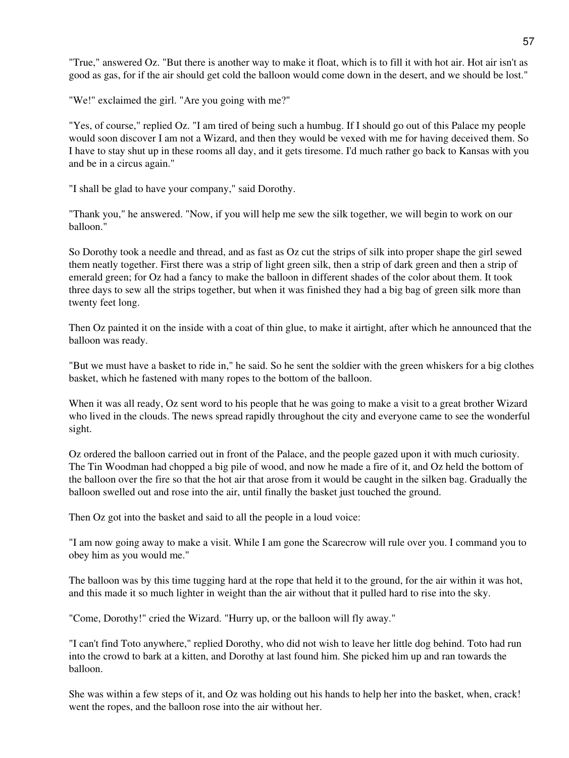"True," answered Oz. "But there is another way to make it float, which is to fill it with hot air. Hot air isn't as good as gas, for if the air should get cold the balloon would come down in the desert, and we should be lost."

"We!" exclaimed the girl. "Are you going with me?"

"Yes, of course," replied Oz. "I am tired of being such a humbug. If I should go out of this Palace my people would soon discover I am not a Wizard, and then they would be vexed with me for having deceived them. So I have to stay shut up in these rooms all day, and it gets tiresome. I'd much rather go back to Kansas with you and be in a circus again."

"I shall be glad to have your company," said Dorothy.

"Thank you," he answered. "Now, if you will help me sew the silk together, we will begin to work on our balloon."

So Dorothy took a needle and thread, and as fast as Oz cut the strips of silk into proper shape the girl sewed them neatly together. First there was a strip of light green silk, then a strip of dark green and then a strip of emerald green; for Oz had a fancy to make the balloon in different shades of the color about them. It took three days to sew all the strips together, but when it was finished they had a big bag of green silk more than twenty feet long.

Then Oz painted it on the inside with a coat of thin glue, to make it airtight, after which he announced that the balloon was ready.

"But we must have a basket to ride in," he said. So he sent the soldier with the green whiskers for a big clothes basket, which he fastened with many ropes to the bottom of the balloon.

When it was all ready, Oz sent word to his people that he was going to make a visit to a great brother Wizard who lived in the clouds. The news spread rapidly throughout the city and everyone came to see the wonderful sight.

Oz ordered the balloon carried out in front of the Palace, and the people gazed upon it with much curiosity. The Tin Woodman had chopped a big pile of wood, and now he made a fire of it, and Oz held the bottom of the balloon over the fire so that the hot air that arose from it would be caught in the silken bag. Gradually the balloon swelled out and rose into the air, until finally the basket just touched the ground.

Then Oz got into the basket and said to all the people in a loud voice:

"I am now going away to make a visit. While I am gone the Scarecrow will rule over you. I command you to obey him as you would me."

The balloon was by this time tugging hard at the rope that held it to the ground, for the air within it was hot, and this made it so much lighter in weight than the air without that it pulled hard to rise into the sky.

"Come, Dorothy!" cried the Wizard. "Hurry up, or the balloon will fly away."

"I can't find Toto anywhere," replied Dorothy, who did not wish to leave her little dog behind. Toto had run into the crowd to bark at a kitten, and Dorothy at last found him. She picked him up and ran towards the balloon.

She was within a few steps of it, and Oz was holding out his hands to help her into the basket, when, crack! went the ropes, and the balloon rose into the air without her.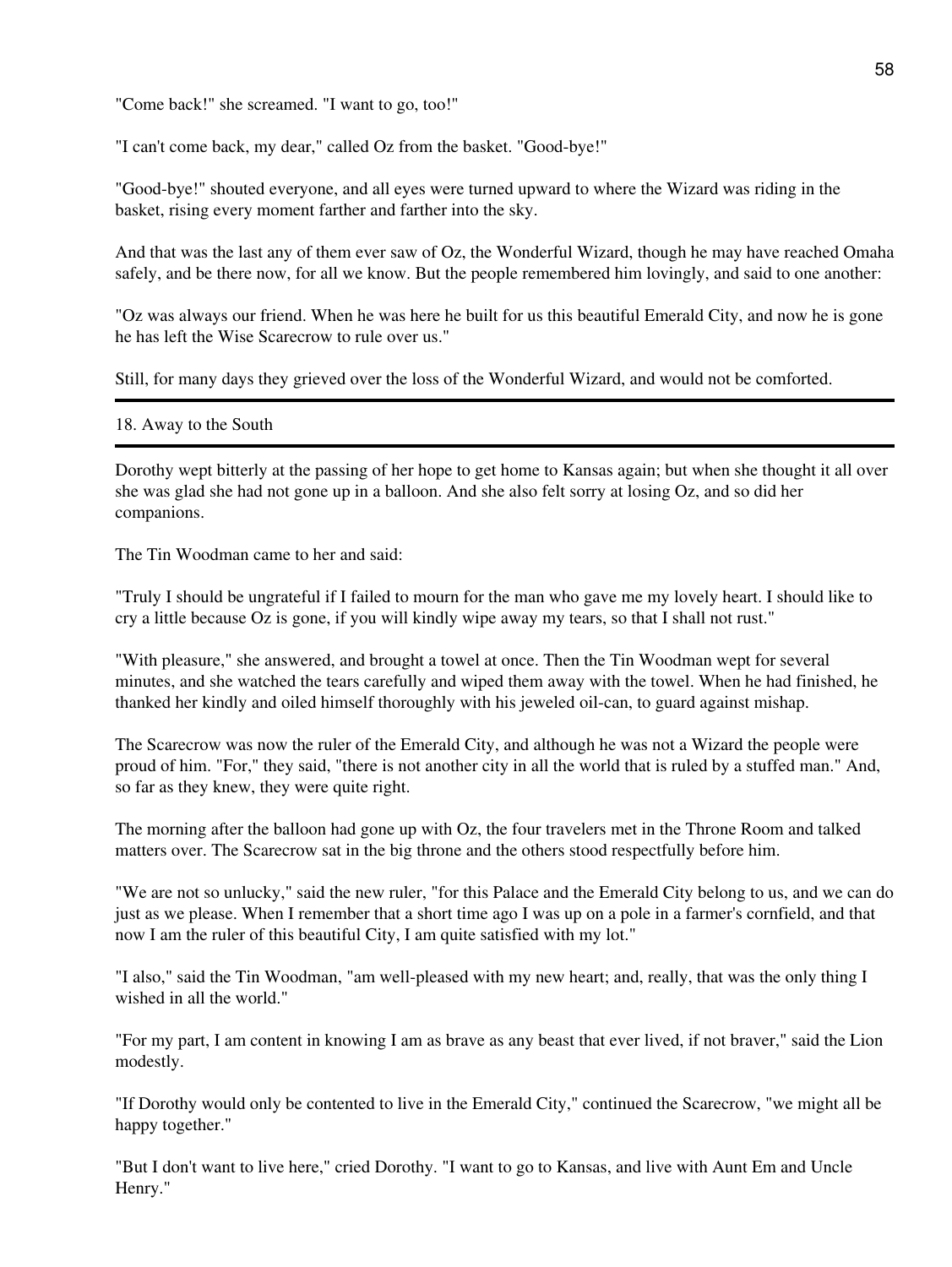"Come back!" she screamed. "I want to go, too!"

"I can't come back, my dear," called Oz from the basket. "Good-bye!"

"Good-bye!" shouted everyone, and all eyes were turned upward to where the Wizard was riding in the basket, rising every moment farther and farther into the sky.

And that was the last any of them ever saw of Oz, the Wonderful Wizard, though he may have reached Omaha safely, and be there now, for all we know. But the people remembered him lovingly, and said to one another:

"Oz was always our friend. When he was here he built for us this beautiful Emerald City, and now he is gone he has left the Wise Scarecrow to rule over us."

Still, for many days they grieved over the loss of the Wonderful Wizard, and would not be comforted.

---

## 18. Away to the South

---

Dorothy wept bitterly at the passing of her hope to get home to Kansas again; but when she thought it all over she was glad she had not gone up in a balloon. And she also felt sorry at losing Oz, and so did her companions.

The Tin Woodman came to her and said:

"Truly I should be ungrateful if I failed to mourn for the man who gave me my lovely heart. I should like to cry a little because Oz is gone, if you will kindly wipe away my tears, so that I shall not rust."

"With pleasure," she answered, and brought a towel at once. Then the Tin Woodman wept for several minutes, and she watched the tears carefully and wiped them away with the towel. When he had finished, he thanked her kindly and oiled himself thoroughly with his jeweled oil-can, to guard against mishap.

The Scarecrow was now the ruler of the Emerald City, and although he was not a Wizard the people were proud of him. "For," they said, "there is not another city in all the world that is ruled by a stuffed man." And, so far as they knew, they were quite right.

The morning after the balloon had gone up with Oz, the four travelers met in the Throne Room and talked matters over. The Scarecrow sat in the big throne and the others stood respectfully before him.

"We are not so unlucky," said the new ruler, "for this Palace and the Emerald City belong to us, and we can do just as we please. When I remember that a short time ago I was up on a pole in a farmer's cornfield, and that now I am the ruler of this beautiful City, I am quite satisfied with my lot."

"I also," said the Tin Woodman, "am well-pleased with my new heart; and, really, that was the only thing I wished in all the world."

"For my part, I am content in knowing I am as brave as any beast that ever lived, if not braver," said the Lion modestly.

"If Dorothy would only be contented to live in the Emerald City," continued the Scarecrow, "we might all be happy together."

"But I don't want to live here," cried Dorothy. "I want to go to Kansas, and live with Aunt Em and Uncle Henry."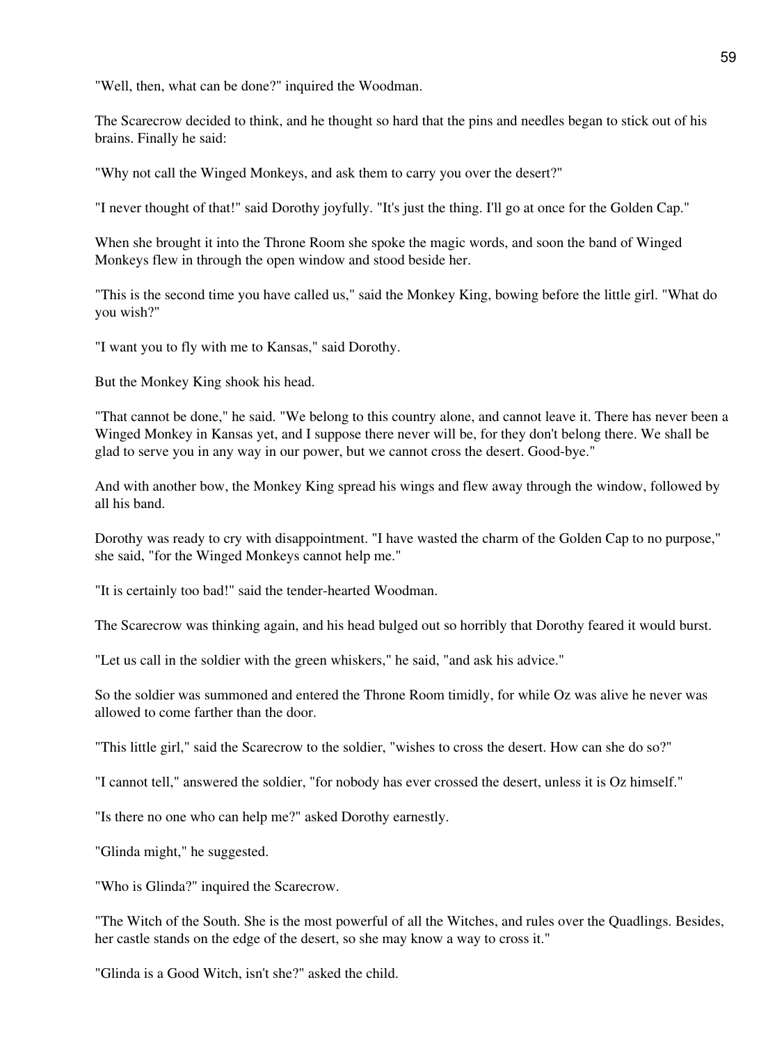"Well, then, what can be done?" inquired the Woodman.

The Scarecrow decided to think, and he thought so hard that the pins and needles began to stick out of his brains. Finally he said:

"Why not call the Winged Monkeys, and ask them to carry you over the desert?"

"I never thought of that!" said Dorothy joyfully. "It's just the thing. I'll go at once for the Golden Cap."

When she brought it into the Throne Room she spoke the magic words, and soon the band of Winged Monkeys flew in through the open window and stood beside her.

"This is the second time you have called us," said the Monkey King, bowing before the little girl. "What do you wish?"

"I want you to fly with me to Kansas," said Dorothy.

But the Monkey King shook his head.

"That cannot be done," he said. "We belong to this country alone, and cannot leave it. There has never been a Winged Monkey in Kansas yet, and I suppose there never will be, for they don't belong there. We shall be glad to serve you in any way in our power, but we cannot cross the desert. Good-bye."

And with another bow, the Monkey King spread his wings and flew away through the window, followed by all his band.

Dorothy was ready to cry with disappointment. "I have wasted the charm of the Golden Cap to no purpose," she said, "for the Winged Monkeys cannot help me."

"It is certainly too bad!" said the tender-hearted Woodman.

The Scarecrow was thinking again, and his head bulged out so horribly that Dorothy feared it would burst.

"Let us call in the soldier with the green whiskers," he said, "and ask his advice."

So the soldier was summoned and entered the Throne Room timidly, for while Oz was alive he never was allowed to come farther than the door.

"This little girl," said the Scarecrow to the soldier, "wishes to cross the desert. How can she do so?"

"I cannot tell," answered the soldier, "for nobody has ever crossed the desert, unless it is Oz himself."

"Is there no one who can help me?" asked Dorothy earnestly.

"Glinda might," he suggested.

"Who is Glinda?" inquired the Scarecrow.

"The Witch of the South. She is the most powerful of all the Witches, and rules over the Quadlings. Besides, her castle stands on the edge of the desert, so she may know a way to cross it."

"Glinda is a Good Witch, isn't she?" asked the child.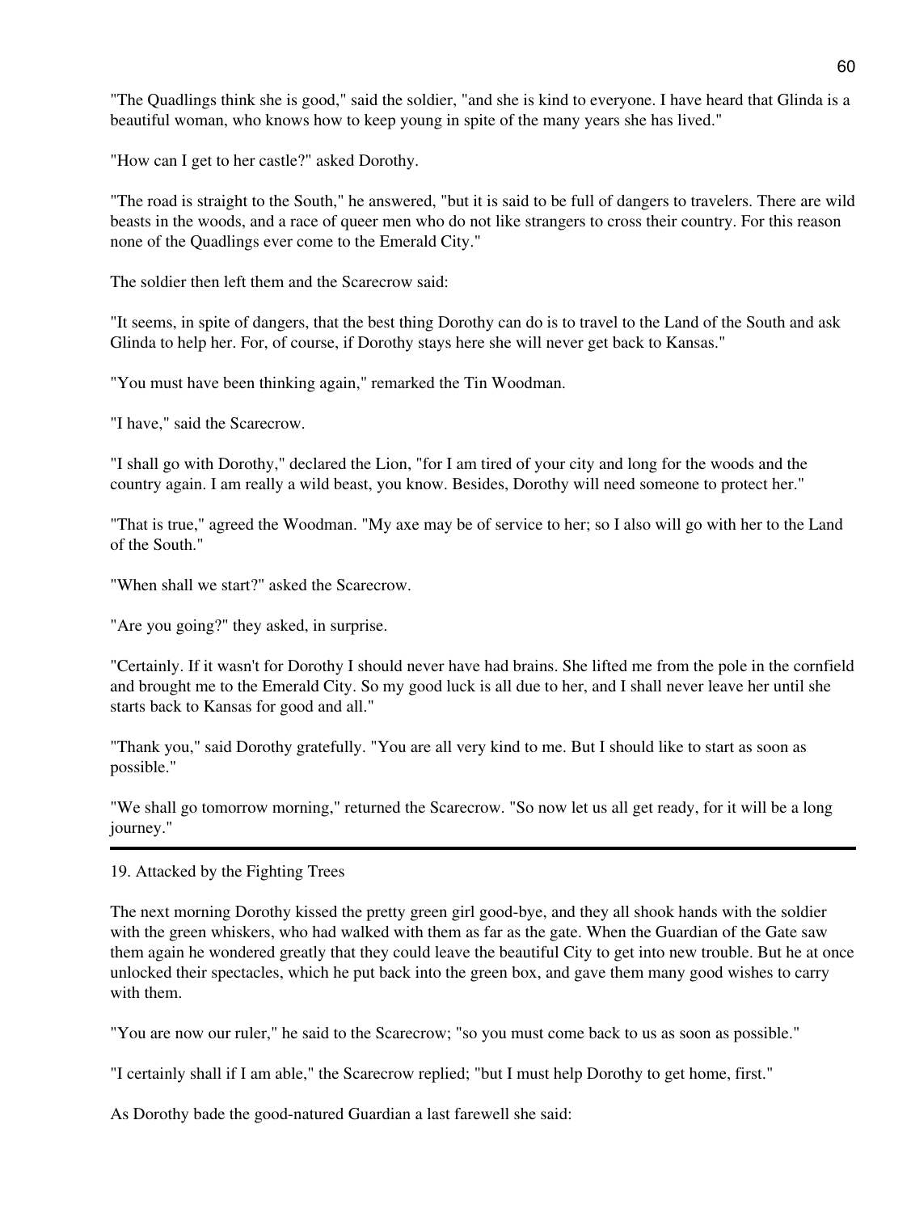"The Quadlings think she is good," said the soldier, "and she is kind to everyone. I have heard that Glinda is a beautiful woman, who knows how to keep young in spite of the many years she has lived."

"How can I get to her castle?" asked Dorothy.

"The road is straight to the South," he answered, "but it is said to be full of dangers to travelers. There are wild beasts in the woods, and a race of queer men who do not like strangers to cross their country. For this reason none of the Quadlings ever come to the Emerald City."

The soldier then left them and the Scarecrow said:

"It seems, in spite of dangers, that the best thing Dorothy can do is to travel to the Land of the South and ask Glinda to help her. For, of course, if Dorothy stays here she will never get back to Kansas."

"You must have been thinking again," remarked the Tin Woodman.

"I have," said the Scarecrow.

"I shall go with Dorothy," declared the Lion, "for I am tired of your city and long for the woods and the country again. I am really a wild beast, you know. Besides, Dorothy will need someone to protect her."

"That is true," agreed the Woodman. "My axe may be of service to her; so I also will go with her to the Land of the South."

"When shall we start?" asked the Scarecrow.

"Are you going?" they asked, in surprise.

"Certainly. If it wasn't for Dorothy I should never have had brains. She lifted me from the pole in the cornfield and brought me to the Emerald City. So my good luck is all due to her, and I shall never leave her until she starts back to Kansas for good and all."

"Thank you," said Dorothy gratefully. "You are all very kind to me. But I should like to start as soon as possible."

"We shall go tomorrow morning," returned the Scarecrow. "So now let us all get ready, for it will be a long journey."

---

## 19. Attacked by the Fighting Trees

The next morning Dorothy kissed the pretty green girl good-bye, and they all shook hands with the soldier with the green whiskers, who had walked with them as far as the gate. When the Guardian of the Gate saw them again he wondered greatly that they could leave the beautiful City to get into new trouble. But he at once unlocked their spectacles, which he put back into the green box, and gave them many good wishes to carry with them.

"You are now our ruler," he said to the Scarecrow; "so you must come back to us as soon as possible."

"I certainly shall if I am able," the Scarecrow replied; "but I must help Dorothy to get home, first."

As Dorothy bade the good-natured Guardian a last farewell she said: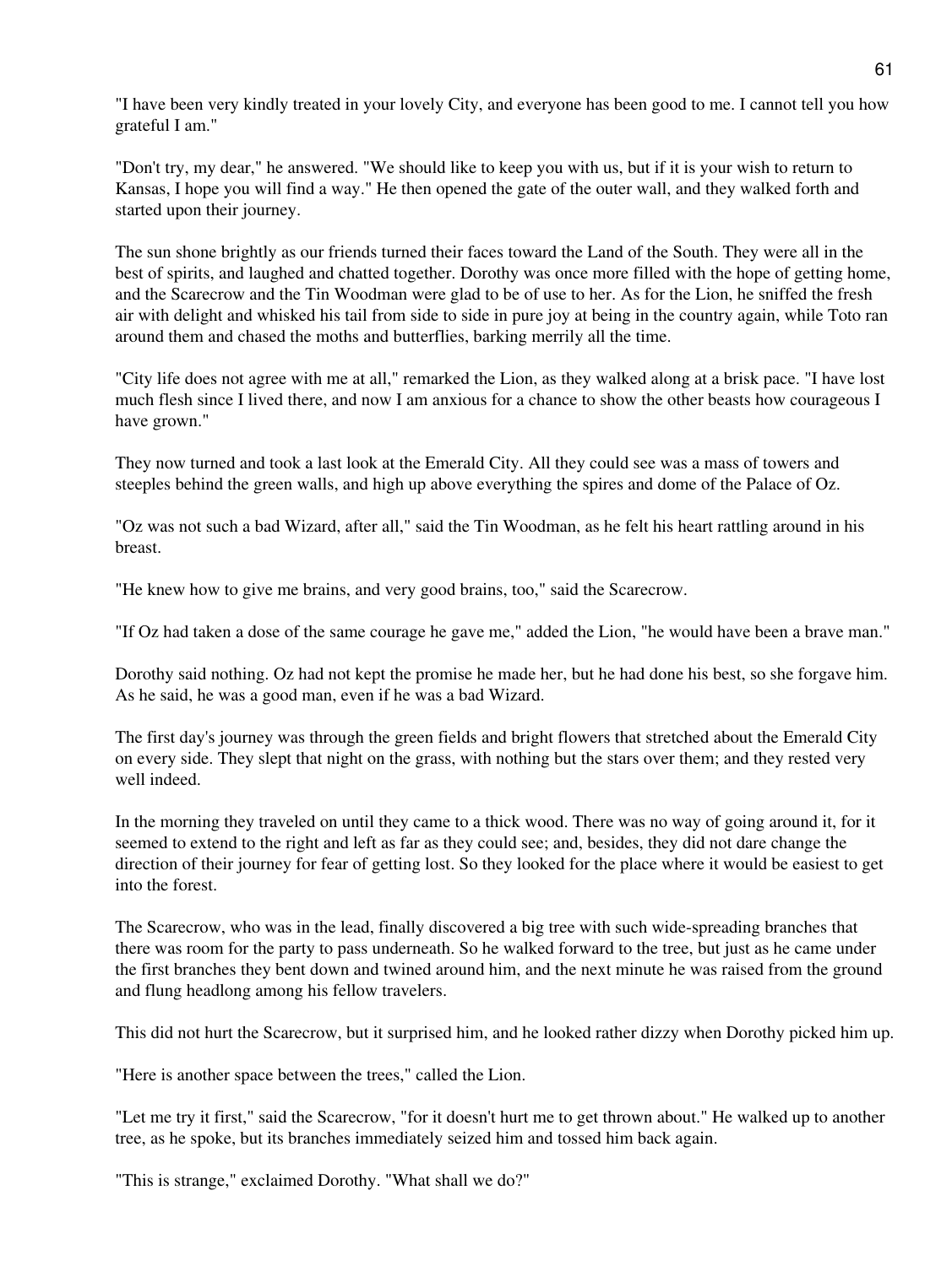"I have been very kindly treated in your lovely City, and everyone has been good to me. I cannot tell you how grateful I am."

"Don't try, my dear," he answered. "We should like to keep you with us, but if it is your wish to return to Kansas, I hope you will find a way." He then opened the gate of the outer wall, and they walked forth and started upon their journey.

The sun shone brightly as our friends turned their faces toward the Land of the South. They were all in the best of spirits, and laughed and chatted together. Dorothy was once more filled with the hope of getting home, and the Scarecrow and the Tin Woodman were glad to be of use to her. As for the Lion, he sniffed the fresh air with delight and whisked his tail from side to side in pure joy at being in the country again, while Toto ran around them and chased the moths and butterflies, barking merrily all the time.

"City life does not agree with me at all," remarked the Lion, as they walked along at a brisk pace. "I have lost much flesh since I lived there, and now I am anxious for a chance to show the other beasts how courageous I have grown."

They now turned and took a last look at the Emerald City. All they could see was a mass of towers and steeples behind the green walls, and high up above everything the spires and dome of the Palace of Oz.

"Oz was not such a bad Wizard, after all," said the Tin Woodman, as he felt his heart rattling around in his breast.

"He knew how to give me brains, and very good brains, too," said the Scarecrow.

"If Oz had taken a dose of the same courage he gave me," added the Lion, "he would have been a brave man."

Dorothy said nothing. Oz had not kept the promise he made her, but he had done his best, so she forgave him. As he said, he was a good man, even if he was a bad Wizard.

The first day's journey was through the green fields and bright flowers that stretched about the Emerald City on every side. They slept that night on the grass, with nothing but the stars over them; and they rested very well indeed.

In the morning they traveled on until they came to a thick wood. There was no way of going around it, for it seemed to extend to the right and left as far as they could see; and, besides, they did not dare change the direction of their journey for fear of getting lost. So they looked for the place where it would be easiest to get into the forest.

The Scarecrow, who was in the lead, finally discovered a big tree with such wide-spreading branches that there was room for the party to pass underneath. So he walked forward to the tree, but just as he came under the first branches they bent down and twined around him, and the next minute he was raised from the ground and flung headlong among his fellow travelers.

This did not hurt the Scarecrow, but it surprised him, and he looked rather dizzy when Dorothy picked him up.

"Here is another space between the trees," called the Lion.

"Let me try it first," said the Scarecrow, "for it doesn't hurt me to get thrown about." He walked up to another tree, as he spoke, but its branches immediately seized him and tossed him back again.

"This is strange," exclaimed Dorothy. "What shall we do?"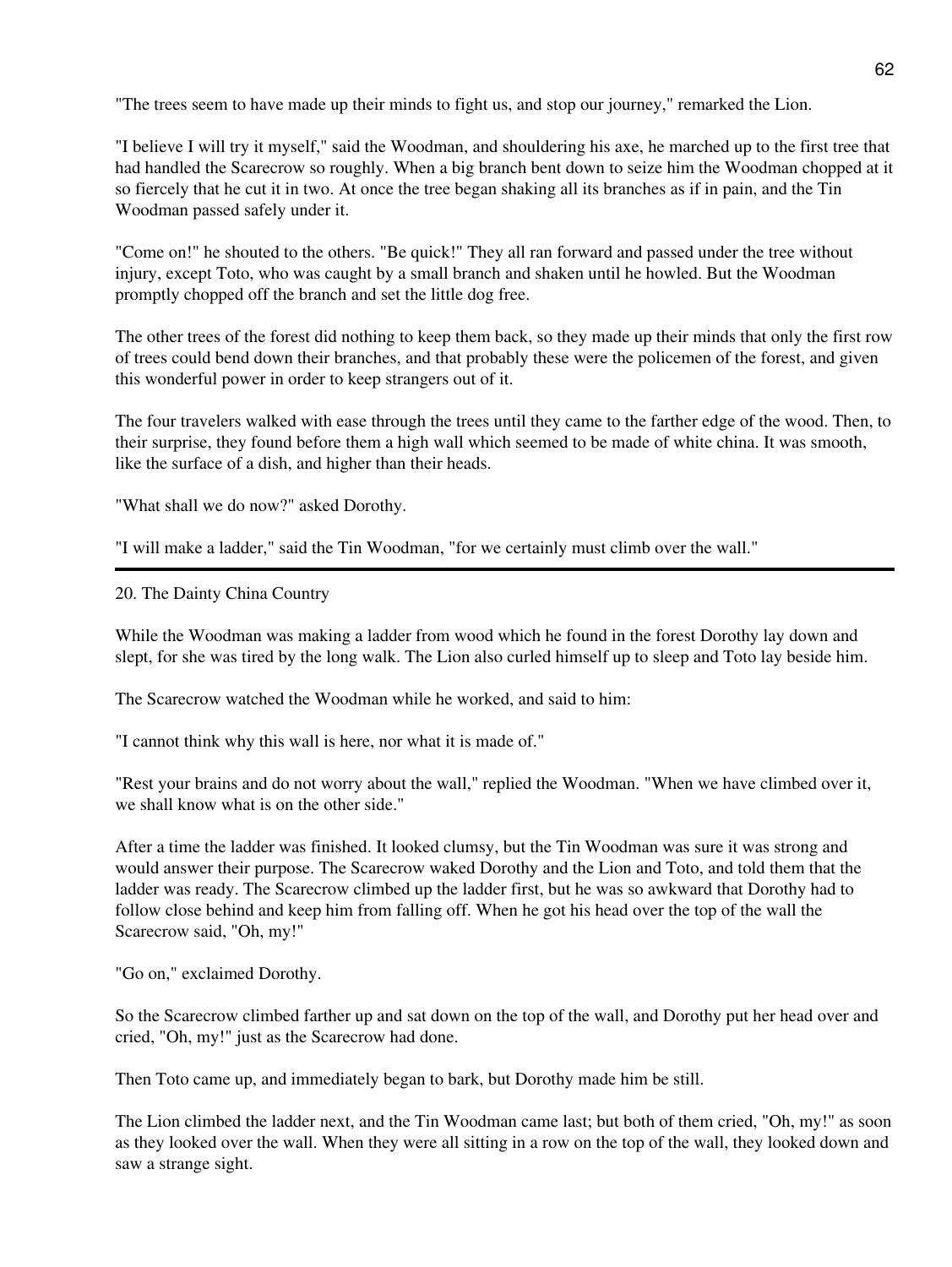"The trees seem to have made up their minds to fight us, and stop our journey," remarked the Lion.

"I believe I will try it myself," said the Woodman, and shouldering his axe, he marched up to the first tree that had handled the Scarecrow so roughly. When a big branch bent down to seize him the Woodman chopped at it so fiercely that he cut it in two. At once the tree began shaking all its branches as if in pain, and the Tin Woodman passed safely under it.

"Come on!" he shouted to the others. "Be quick!" They all ran forward and passed under the tree without injury, except Toto, who was caught by a small branch and shaken until he howled. But the Woodman promptly chopped off the branch and set the little dog free.

The other trees of the forest did nothing to keep them back, so they made up their minds that only the first row of trees could bend down their branches, and that probably these were the policemen of the forest, and given this wonderful power in order to keep strangers out of it.

The four travelers walked with ease through the trees until they came to the farther edge of the wood. Then, to their surprise, they found before them a high wall which seemed to be made of white china. It was smooth, like the surface of a dish, and higher than their heads.

"What shall we do now?" asked Dorothy.

"I will make a ladder," said the Tin Woodman, "for we certainly must climb over the wall."

---

## 20. The Dainty China Country

While the Woodman was making a ladder from wood which he found in the forest Dorothy lay down and slept, for she was tired by the long walk. The Lion also curled himself up to sleep and Toto lay beside him.

The Scarecrow watched the Woodman while he worked, and said to him:

"I cannot think why this wall is here, nor what it is made of."

"Rest your brains and do not worry about the wall," replied the Woodman. "When we have climbed over it, we shall know what is on the other side."

After a time the ladder was finished. It looked clumsy, but the Tin Woodman was sure it was strong and would answer their purpose. The Scarecrow waked Dorothy and the Lion and Toto, and told them that the ladder was ready. The Scarecrow climbed up the ladder first, but he was so awkward that Dorothy had to follow close behind and keep him from falling off. When he got his head over the top of the wall the Scarecrow said, "Oh, my!"

"Go on," exclaimed Dorothy.

So the Scarecrow climbed farther up and sat down on the top of the wall, and Dorothy put her head over and cried, "Oh, my!" just as the Scarecrow had done.

Then Toto came up, and immediately began to bark, but Dorothy made him be still.

The Lion climbed the ladder next, and the Tin Woodman came last; but both of them cried, "Oh, my!" as soon as they looked over the wall. When they were all sitting in a row on the top of the wall, they looked down and saw a strange sight.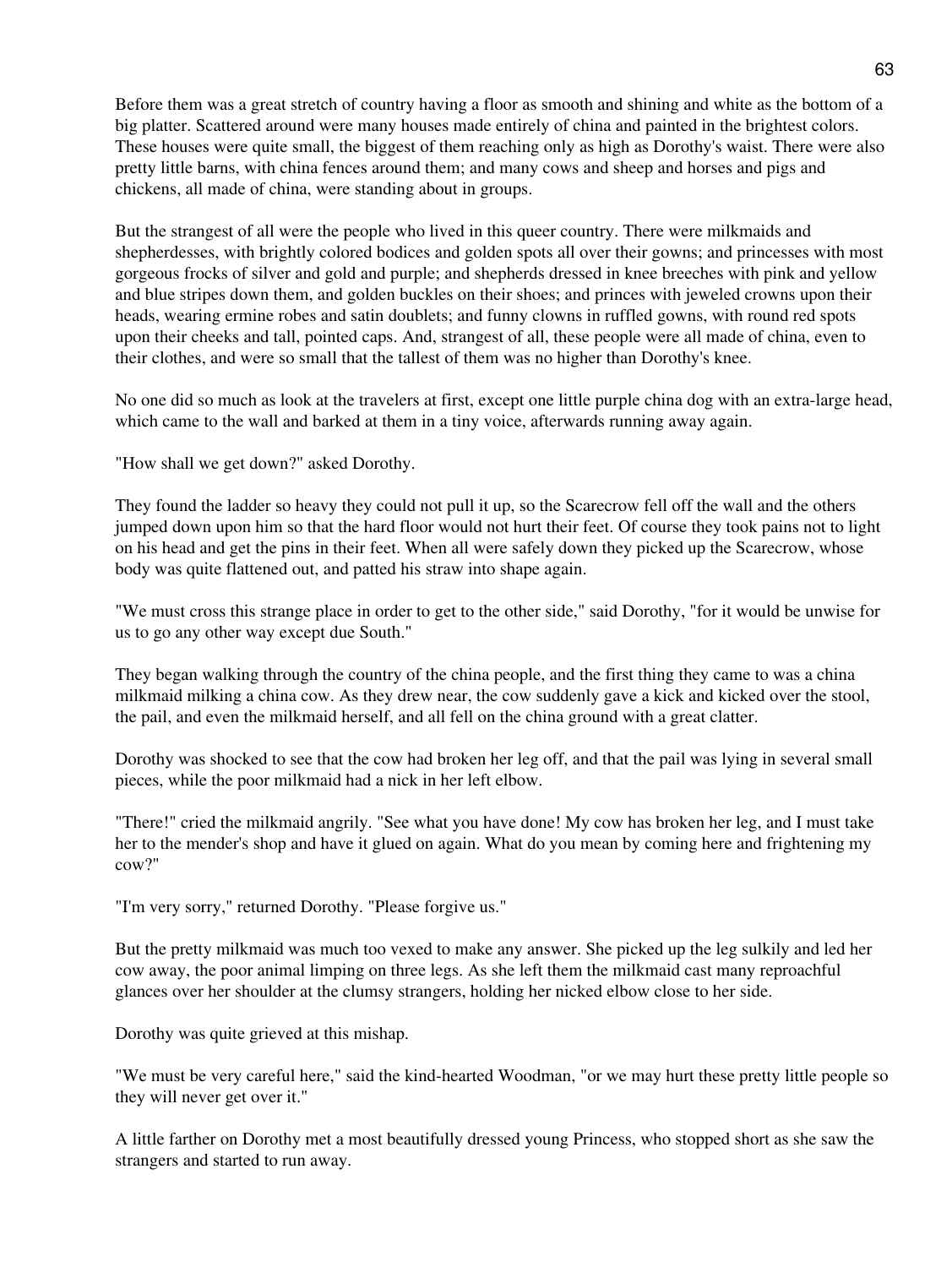Before them was a great stretch of country having a floor as smooth and shining and white as the bottom of a big platter. Scattered around were many houses made entirely of china and painted in the brightest colors. These houses were quite small, the biggest of them reaching only as high as Dorothy's waist. There were also pretty little barns, with china fences around them; and many cows and sheep and horses and pigs and chickens, all made of china, were standing about in groups.

But the strangest of all were the people who lived in this queer country. There were milkmaids and shepherdesses, with brightly colored bodices and golden spots all over their gowns; and princesses with most gorgeous frocks of silver and gold and purple; and shepherds dressed in knee breeches with pink and yellow and blue stripes down them, and golden buckles on their shoes; and princes with jeweled crowns upon their heads, wearing ermine robes and satin doublets; and funny clowns in ruffled gowns, with round red spots upon their cheeks and tall, pointed caps. And, strangest of all, these people were all made of china, even to their clothes, and were so small that the tallest of them was no higher than Dorothy's knee.

No one did so much as look at the travelers at first, except one little purple china dog with an extra-large head, which came to the wall and barked at them in a tiny voice, afterwards running away again.

"How shall we get down?" asked Dorothy.

They found the ladder so heavy they could not pull it up, so the Scarecrow fell off the wall and the others jumped down upon him so that the hard floor would not hurt their feet. Of course they took pains not to light on his head and get the pins in their feet. When all were safely down they picked up the Scarecrow, whose body was quite flattened out, and patted his straw into shape again.

"We must cross this strange place in order to get to the other side," said Dorothy, "for it would be unwise for us to go any other way except due South."

They began walking through the country of the china people, and the first thing they came to was a china milkmaid milking a china cow. As they drew near, the cow suddenly gave a kick and kicked over the stool, the pail, and even the milkmaid herself, and all fell on the china ground with a great clatter.

Dorothy was shocked to see that the cow had broken her leg off, and that the pail was lying in several small pieces, while the poor milkmaid had a nick in her left elbow.

"There!" cried the milkmaid angrily. "See what you have done! My cow has broken her leg, and I must take her to the mender's shop and have it glued on again. What do you mean by coming here and frightening my cow?"

"I'm very sorry," returned Dorothy. "Please forgive us."

But the pretty milkmaid was much too vexed to make any answer. She picked up the leg sulkily and led her cow away, the poor animal limping on three legs. As she left them the milkmaid cast many reproachful glances over her shoulder at the clumsy strangers, holding her nicked elbow close to her side.

Dorothy was quite grieved at this mishap.

"We must be very careful here," said the kind-hearted Woodman, "or we may hurt these pretty little people so they will never get over it."

A little farther on Dorothy met a most beautifully dressed young Princess, who stopped short as she saw the strangers and started to run away.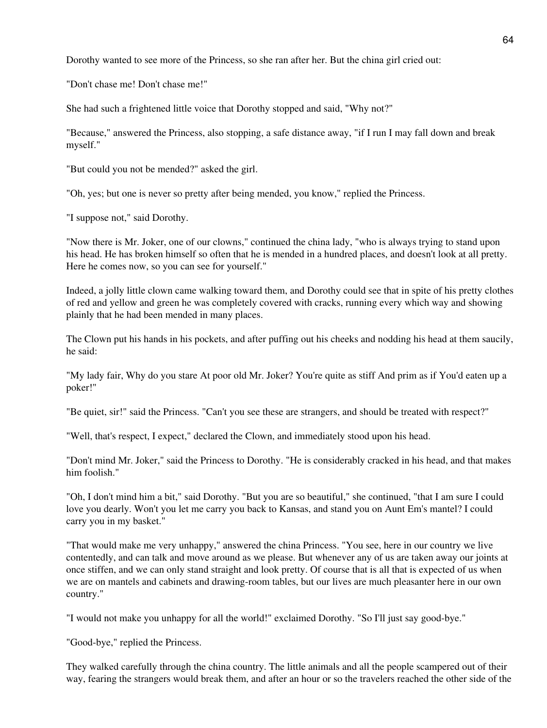Dorothy wanted to see more of the Princess, so she ran after her. But the china girl cried out:

"Don't chase me! Don't chase me!"

She had such a frightened little voice that Dorothy stopped and said, "Why not?"

"Because," answered the Princess, also stopping, a safe distance away, "if I run I may fall down and break myself."

"But could you not be mended?" asked the girl.

"Oh, yes; but one is never so pretty after being mended, you know," replied the Princess.

"I suppose not," said Dorothy.

"Now there is Mr. Joker, one of our clowns," continued the china lady, "who is always trying to stand upon his head. He has broken himself so often that he is mended in a hundred places, and doesn't look at all pretty. Here he comes now, so you can see for yourself."

Indeed, a jolly little clown came walking toward them, and Dorothy could see that in spite of his pretty clothes of red and yellow and green he was completely covered with cracks, running every which way and showing plainly that he had been mended in many places.

The Clown put his hands in his pockets, and after puffing out his cheeks and nodding his head at them saucily, he said:

"My lady fair, Why do you stare At poor old Mr. Joker? You're quite as stiff And prim as if You'd eaten up a poker!"

"Be quiet, sir!" said the Princess. "Can't you see these are strangers, and should be treated with respect?"

"Well, that's respect, I expect," declared the Clown, and immediately stood upon his head.

"Don't mind Mr. Joker," said the Princess to Dorothy. "He is considerably cracked in his head, and that makes him foolish."

"Oh, I don't mind him a bit," said Dorothy. "But you are so beautiful," she continued, "that I am sure I could love you dearly. Won't you let me carry you back to Kansas, and stand you on Aunt Em's mantel? I could carry you in my basket."

"That would make me very unhappy," answered the china Princess. "You see, here in our country we live contentedly, and can talk and move around as we please. But whenever any of us are taken away our joints at once stiffen, and we can only stand straight and look pretty. Of course that is all that is expected of us when we are on mantels and cabinets and drawing-room tables, but our lives are much pleasanter here in our own country."

"I would not make you unhappy for all the world!" exclaimed Dorothy. "So I'll just say good-bye."

"Good-bye," replied the Princess.

They walked carefully through the china country. The little animals and all the people scampered out of their way, fearing the strangers would break them, and after an hour or so the travelers reached the other side of the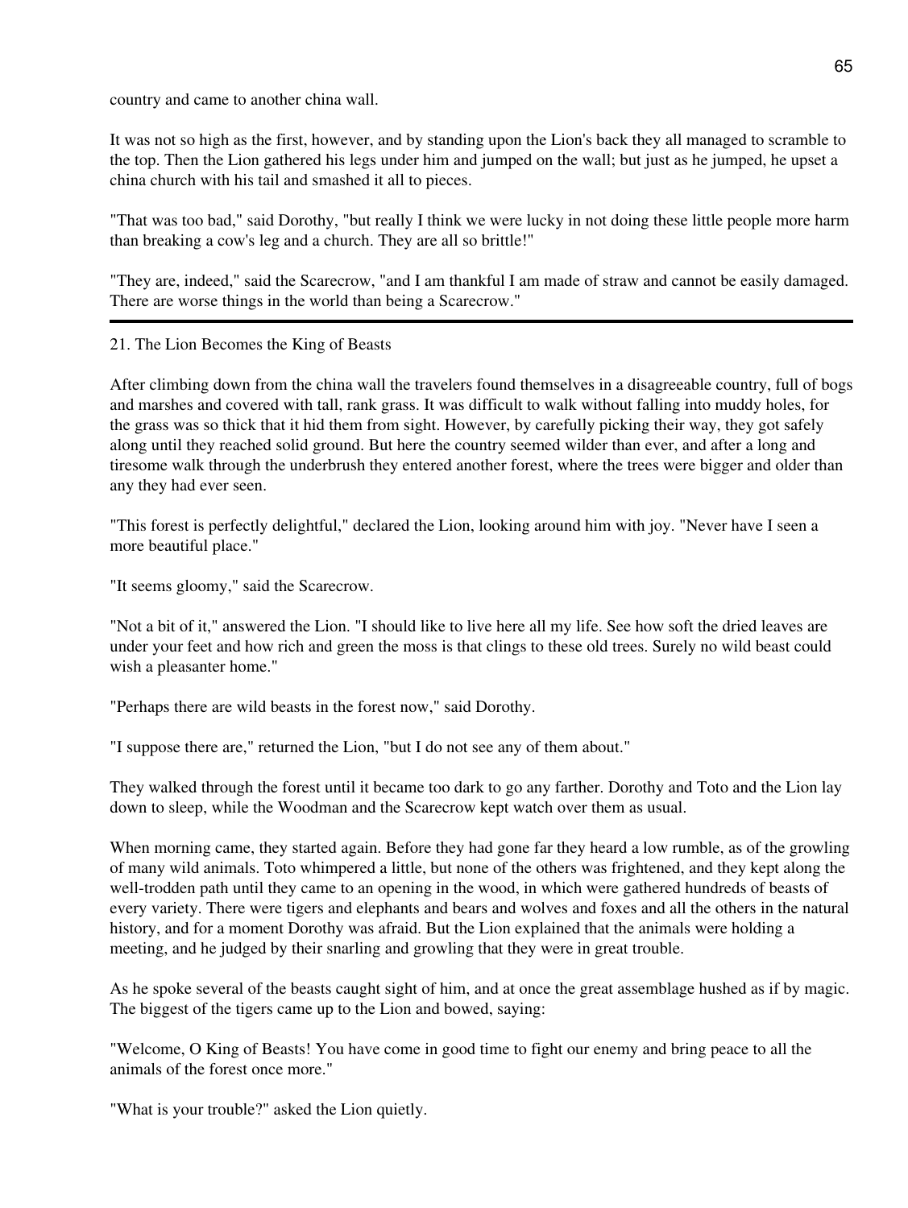country and came to another china wall.

It was not so high as the first, however, and by standing upon the Lion's back they all managed to scramble to the top. Then the Lion gathered his legs under him and jumped on the wall; but just as he jumped, he upset a china church with his tail and smashed it all to pieces.

"That was too bad," said Dorothy, "but really I think we were lucky in not doing these little people more harm than breaking a cow's leg and a church. They are all so brittle!"

"They are, indeed," said the Scarecrow, "and I am thankful I am made of straw and cannot be easily damaged. There are worse things in the world than being a Scarecrow."

---

## 21. The Lion Becomes the King of Beasts

After climbing down from the china wall the travelers found themselves in a disagreeable country, full of bogs and marshes and covered with tall, rank grass. It was difficult to walk without falling into muddy holes, for the grass was so thick that it hid them from sight. However, by carefully picking their way, they got safely along until they reached solid ground. But here the country seemed wilder than ever, and after a long and tiresome walk through the underbrush they entered another forest, where the trees were bigger and older than any they had ever seen.

"This forest is perfectly delightful," declared the Lion, looking around him with joy. "Never have I seen a more beautiful place."

"It seems gloomy," said the Scarecrow.

"Not a bit of it," answered the Lion. "I should like to live here all my life. See how soft the dried leaves are under your feet and how rich and green the moss is that clings to these old trees. Surely no wild beast could wish a pleasanter home."

"Perhaps there are wild beasts in the forest now," said Dorothy.

"I suppose there are," returned the Lion, "but I do not see any of them about."

They walked through the forest until it became too dark to go any farther. Dorothy and Toto and the Lion lay down to sleep, while the Woodman and the Scarecrow kept watch over them as usual.

When morning came, they started again. Before they had gone far they heard a low rumble, as of the growling of many wild animals. Toto whimpered a little, but none of the others was frightened, and they kept along the well-trodden path until they came to an opening in the wood, in which were gathered hundreds of beasts of every variety. There were tigers and elephants and bears and wolves and foxes and all the others in the natural history, and for a moment Dorothy was afraid. But the Lion explained that the animals were holding a meeting, and he judged by their snarling and growling that they were in great trouble.

As he spoke several of the beasts caught sight of him, and at once the great assemblage hushed as if by magic. The biggest of the tigers came up to the Lion and bowed, saying:

"Welcome, O King of Beasts! You have come in good time to fight our enemy and bring peace to all the animals of the forest once more."

"What is your trouble?" asked the Lion quietly.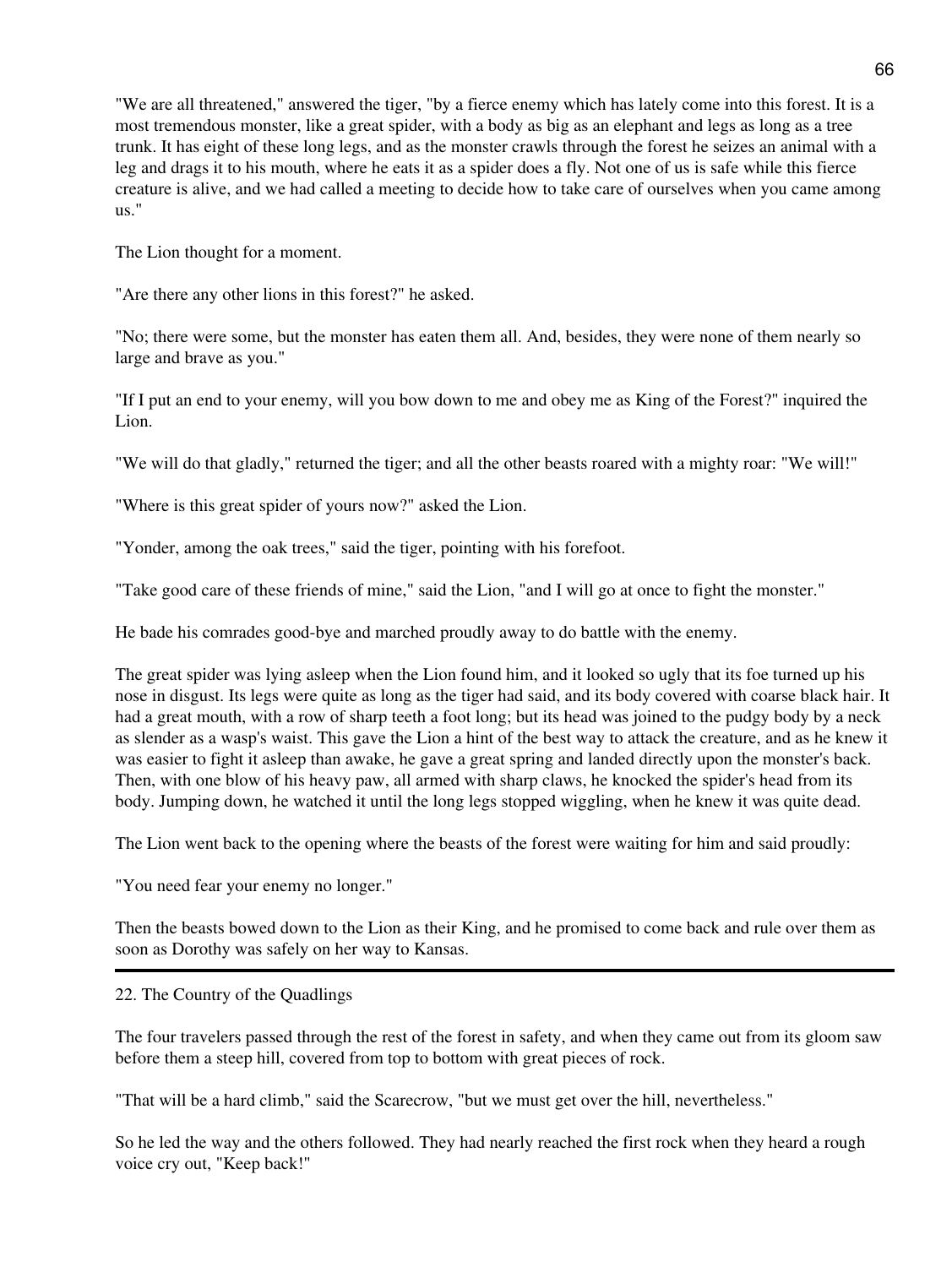"We are all threatened," answered the tiger, "by a fierce enemy which has lately come into this forest. It is a most tremendous monster, like a great spider, with a body as big as an elephant and legs as long as a tree trunk. It has eight of these long legs, and as the monster crawls through the forest he seizes an animal with a leg and drags it to his mouth, where he eats it as a spider does a fly. Not one of us is safe while this fierce creature is alive, and we had called a meeting to decide how to take care of ourselves when you came among us."

The Lion thought for a moment.

"Are there any other lions in this forest?" he asked.

"No; there were some, but the monster has eaten them all. And, besides, they were none of them nearly so large and brave as you."

"If I put an end to your enemy, will you bow down to me and obey me as King of the Forest?" inquired the Lion.

"We will do that gladly," returned the tiger; and all the other beasts roared with a mighty roar: "We will!"

"Where is this great spider of yours now?" asked the Lion.

"Yonder, among the oak trees," said the tiger, pointing with his forefoot.

"Take good care of these friends of mine," said the Lion, "and I will go at once to fight the monster."

He bade his comrades good-bye and marched proudly away to do battle with the enemy.

The great spider was lying asleep when the Lion found him, and it looked so ugly that its foe turned up his nose in disgust. Its legs were quite as long as the tiger had said, and its body covered with coarse black hair. It had a great mouth, with a row of sharp teeth a foot long; but its head was joined to the pudgy body by a neck as slender as a wasp's waist. This gave the Lion a hint of the best way to attack the creature, and as he knew it was easier to fight it asleep than awake, he gave a great spring and landed directly upon the monster's back. Then, with one blow of his heavy paw, all armed with sharp claws, he knocked the spider's head from its body. Jumping down, he watched it until the long legs stopped wiggling, when he knew it was quite dead.

The Lion went back to the opening where the beasts of the forest were waiting for him and said proudly:

"You need fear your enemy no longer."

Then the beasts bowed down to the Lion as their King, and he promised to come back and rule over them as soon as Dorothy was safely on her way to Kansas.

---

## 22. The Country of the Quadlings

The four travelers passed through the rest of the forest in safety, and when they came out from its gloom saw before them a steep hill, covered from top to bottom with great pieces of rock.

"That will be a hard climb," said the Scarecrow, "but we must get over the hill, nevertheless."

So he led the way and the others followed. They had nearly reached the first rock when they heard a rough voice cry out, "Keep back!"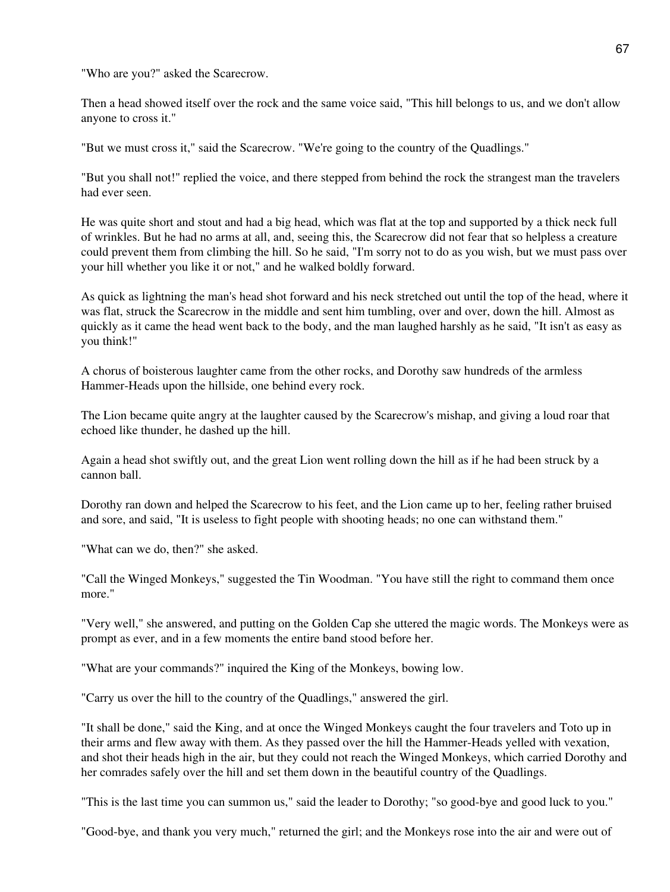"Who are you?" asked the Scarecrow.

Then a head showed itself over the rock and the same voice said, "This hill belongs to us, and we don't allow anyone to cross it."

"But we must cross it," said the Scarecrow. "We're going to the country of the Quadlings."

"But you shall not!" replied the voice, and there stepped from behind the rock the strangest man the travelers had ever seen.

He was quite short and stout and had a big head, which was flat at the top and supported by a thick neck full of wrinkles. But he had no arms at all, and, seeing this, the Scarecrow did not fear that so helpless a creature could prevent them from climbing the hill. So he said, "I'm sorry not to do as you wish, but we must pass over your hill whether you like it or not," and he walked boldly forward.

As quick as lightning the man's head shot forward and his neck stretched out until the top of the head, where it was flat, struck the Scarecrow in the middle and sent him tumbling, over and over, down the hill. Almost as quickly as it came the head went back to the body, and the man laughed harshly as he said, "It isn't as easy as you think!"

A chorus of boisterous laughter came from the other rocks, and Dorothy saw hundreds of the armless Hammer-Heads upon the hillside, one behind every rock.

The Lion became quite angry at the laughter caused by the Scarecrow's mishap, and giving a loud roar that echoed like thunder, he dashed up the hill.

Again a head shot swiftly out, and the great Lion went rolling down the hill as if he had been struck by a cannon ball.

Dorothy ran down and helped the Scarecrow to his feet, and the Lion came up to her, feeling rather bruised and sore, and said, "It is useless to fight people with shooting heads; no one can withstand them."

"What can we do, then?" she asked.

"Call the Winged Monkeys," suggested the Tin Woodman. "You have still the right to command them once more."

"Very well," she answered, and putting on the Golden Cap she uttered the magic words. The Monkeys were as prompt as ever, and in a few moments the entire band stood before her.

"What are your commands?" inquired the King of the Monkeys, bowing low.

"Carry us over the hill to the country of the Quadlings," answered the girl.

"It shall be done," said the King, and at once the Winged Monkeys caught the four travelers and Toto up in their arms and flew away with them. As they passed over the hill the Hammer-Heads yelled with vexation, and shot their heads high in the air, but they could not reach the Winged Monkeys, which carried Dorothy and her comrades safely over the hill and set them down in the beautiful country of the Quadlings.

"This is the last time you can summon us," said the leader to Dorothy; "so good-bye and good luck to you."

"Good-bye, and thank you very much," returned the girl; and the Monkeys rose into the air and were out of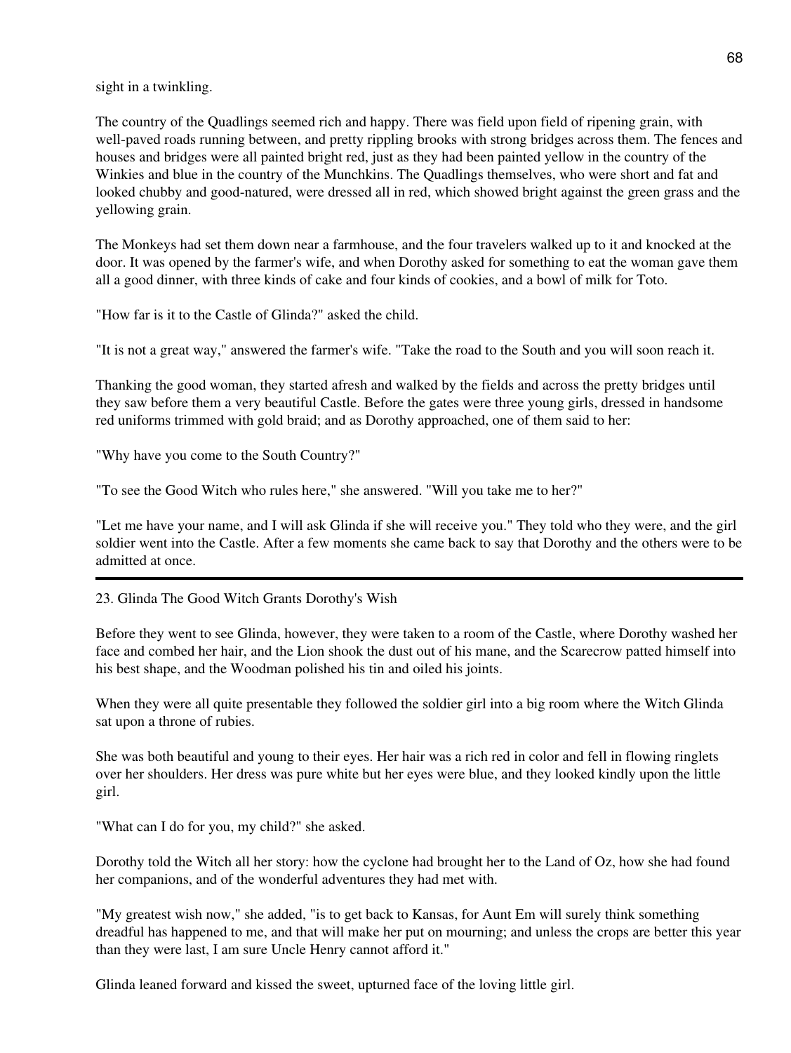sight in a twinkling.

The country of the Quadlings seemed rich and happy. There was field upon field of ripening grain, with well-paved roads running between, and pretty rippling brooks with strong bridges across them. The fences and houses and bridges were all painted bright red, just as they had been painted yellow in the country of the Winkies and blue in the country of the Munchkins. The Quadlings themselves, who were short and fat and looked chubby and good-natured, were dressed all in red, which showed bright against the green grass and the yellowing grain.

The Monkeys had set them down near a farmhouse, and the four travelers walked up to it and knocked at the door. It was opened by the farmer's wife, and when Dorothy asked for something to eat the woman gave them all a good dinner, with three kinds of cake and four kinds of cookies, and a bowl of milk for Toto.

"How far is it to the Castle of Glinda?" asked the child.

"It is not a great way," answered the farmer's wife. "Take the road to the South and you will soon reach it.

Thanking the good woman, they started afresh and walked by the fields and across the pretty bridges until they saw before them a very beautiful Castle. Before the gates were three young girls, dressed in handsome red uniforms trimmed with gold braid; and as Dorothy approached, one of them said to her:

"Why have you come to the South Country?"

"To see the Good Witch who rules here," she answered. "Will you take me to her?"

"Let me have your name, and I will ask Glinda if she will receive you." They told who they were, and the girl soldier went into the Castle. After a few moments she came back to say that Dorothy and the others were to be admitted at once.

---

## 23. Glinda The Good Witch Grants Dorothy's Wish

Before they went to see Glinda, however, they were taken to a room of the Castle, where Dorothy washed her face and combed her hair, and the Lion shook the dust out of his mane, and the Scarecrow patted himself into his best shape, and the Woodman polished his tin and oiled his joints.

When they were all quite presentable they followed the soldier girl into a big room where the Witch Glinda sat upon a throne of rubies.

She was both beautiful and young to their eyes. Her hair was a rich red in color and fell in flowing ringlets over her shoulders. Her dress was pure white but her eyes were blue, and they looked kindly upon the little girl.

"What can I do for you, my child?" she asked.

Dorothy told the Witch all her story: how the cyclone had brought her to the Land of Oz, how she had found her companions, and of the wonderful adventures they had met with.

"My greatest wish now," she added, "is to get back to Kansas, for Aunt Em will surely think something dreadful has happened to me, and that will make her put on mourning; and unless the crops are better this year than they were last, I am sure Uncle Henry cannot afford it."

Glinda leaned forward and kissed the sweet, upturned face of the loving little girl.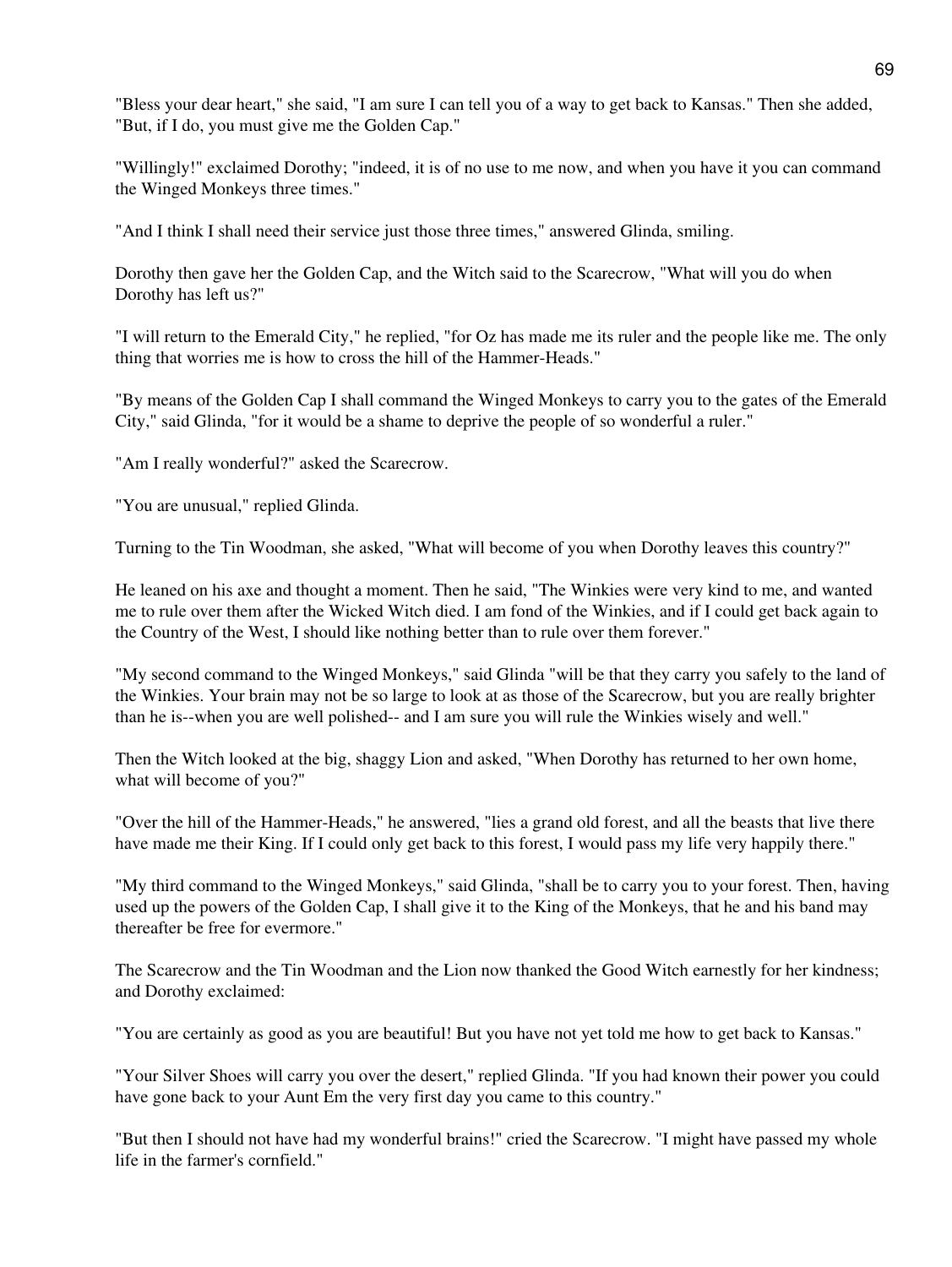"Bless your dear heart," she said, "I am sure I can tell you of a way to get back to Kansas." Then she added, "But, if I do, you must give me the Golden Cap."

"Willingly!" exclaimed Dorothy; "indeed, it is of no use to me now, and when you have it you can command the Winged Monkeys three times."

"And I think I shall need their service just those three times," answered Glinda, smiling.

Dorothy then gave her the Golden Cap, and the Witch said to the Scarecrow, "What will you do when Dorothy has left us?"

"I will return to the Emerald City," he replied, "for Oz has made me its ruler and the people like me. The only thing that worries me is how to cross the hill of the Hammer-Heads."

"By means of the Golden Cap I shall command the Winged Monkeys to carry you to the gates of the Emerald City," said Glinda, "for it would be a shame to deprive the people of so wonderful a ruler."

"Am I really wonderful?" asked the Scarecrow.

"You are unusual," replied Glinda.

Turning to the Tin Woodman, she asked, "What will become of you when Dorothy leaves this country?"

He leaned on his axe and thought a moment. Then he said, "The Winkies were very kind to me, and wanted me to rule over them after the Wicked Witch died. I am fond of the Winkies, and if I could get back again to the Country of the West, I should like nothing better than to rule over them forever."

"My second command to the Winged Monkeys," said Glinda "will be that they carry you safely to the land of the Winkies. Your brain may not be so large to look at as those of the Scarecrow, but you are really brighter than he is--when you are well polished-- and I am sure you will rule the Winkies wisely and well."

Then the Witch looked at the big, shaggy Lion and asked, "When Dorothy has returned to her own home, what will become of you?"

"Over the hill of the Hammer-Heads," he answered, "lies a grand old forest, and all the beasts that live there have made me their King. If I could only get back to this forest, I would pass my life very happily there."

"My third command to the Winged Monkeys," said Glinda, "shall be to carry you to your forest. Then, having used up the powers of the Golden Cap, I shall give it to the King of the Monkeys, that he and his band may thereafter be free for evermore."

The Scarecrow and the Tin Woodman and the Lion now thanked the Good Witch earnestly for her kindness; and Dorothy exclaimed:

"You are certainly as good as you are beautiful! But you have not yet told me how to get back to Kansas."

"Your Silver Shoes will carry you over the desert," replied Glinda. "If you had known their power you could have gone back to your Aunt Em the very first day you came to this country."

"But then I should not have had my wonderful brains!" cried the Scarecrow. "I might have passed my whole life in the farmer's cornfield."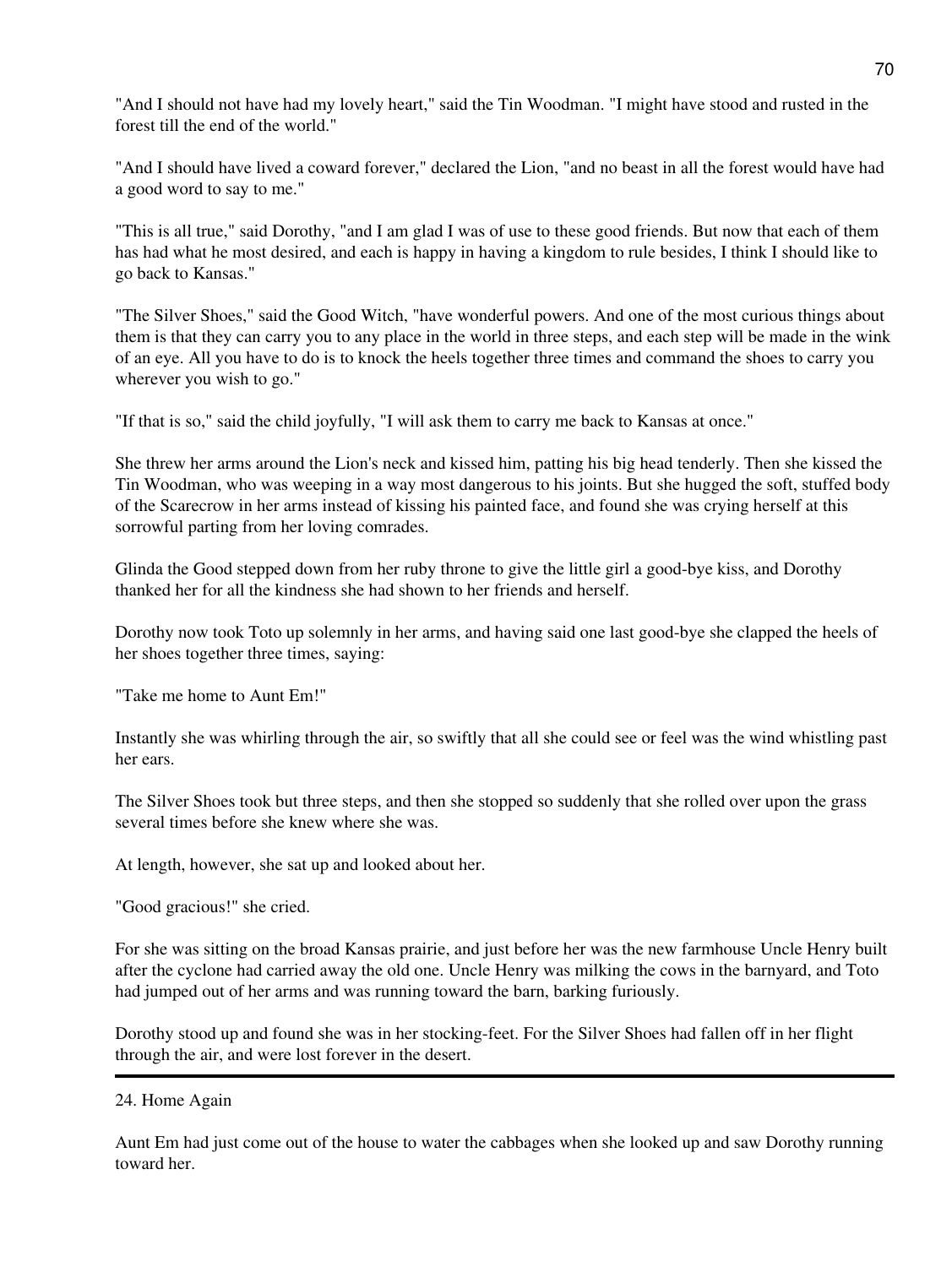"And I should not have had my lovely heart," said the Tin Woodman. "I might have stood and rusted in the forest till the end of the world."

"And I should have lived a coward forever," declared the Lion, "and no beast in all the forest would have had a good word to say to me."

"This is all true," said Dorothy, "and I am glad I was of use to these good friends. But now that each of them has had what he most desired, and each is happy in having a kingdom to rule besides, I think I should like to go back to Kansas."

"The Silver Shoes," said the Good Witch, "have wonderful powers. And one of the most curious things about them is that they can carry you to any place in the world in three steps, and each step will be made in the wink of an eye. All you have to do is to knock the heels together three times and command the shoes to carry you wherever you wish to go."

"If that is so," said the child joyfully, "I will ask them to carry me back to Kansas at once."

She threw her arms around the Lion's neck and kissed him, patting his big head tenderly. Then she kissed the Tin Woodman, who was weeping in a way most dangerous to his joints. But she hugged the soft, stuffed body of the Scarecrow in her arms instead of kissing his painted face, and found she was crying herself at this sorrowful parting from her loving comrades.

Glinda the Good stepped down from her ruby throne to give the little girl a good-bye kiss, and Dorothy thanked her for all the kindness she had shown to her friends and herself.

Dorothy now took Toto up solemnly in her arms, and having said one last good-bye she clapped the heels of her shoes together three times, saying:

"Take me home to Aunt Em!"

Instantly she was whirling through the air, so swiftly that all she could see or feel was the wind whistling past her ears.

The Silver Shoes took but three steps, and then she stopped so suddenly that she rolled over upon the grass several times before she knew where she was.

At length, however, she sat up and looked about her.

"Good gracious!" she cried.

For she was sitting on the broad Kansas prairie, and just before her was the new farmhouse Uncle Henry built after the cyclone had carried away the old one. Uncle Henry was milking the cows in the barnyard, and Toto had jumped out of her arms and was running toward the barn, barking furiously.

Dorothy stood up and found she was in her stocking-feet. For the Silver Shoes had fallen off in her flight through the air, and were lost forever in the desert.

---

## 24. Home Again

Aunt Em had just come out of the house to water the cabbages when she looked up and saw Dorothy running toward her.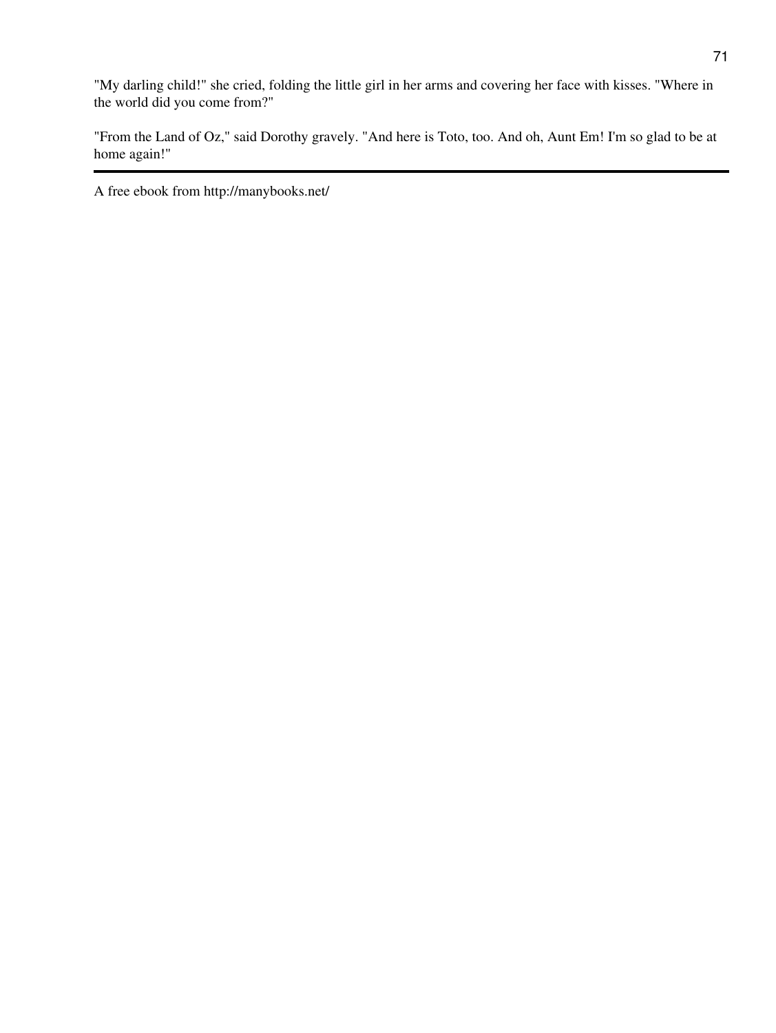"My darling child!" she cried, folding the little girl in her arms and covering her face with kisses. "Where in the world did you come from?"

"From the Land of Oz," said Dorothy gravely. "And here is Toto, too. And oh, Aunt Em! I'm so glad to be at home again!"

---

A free ebook from http://manybooks.net/